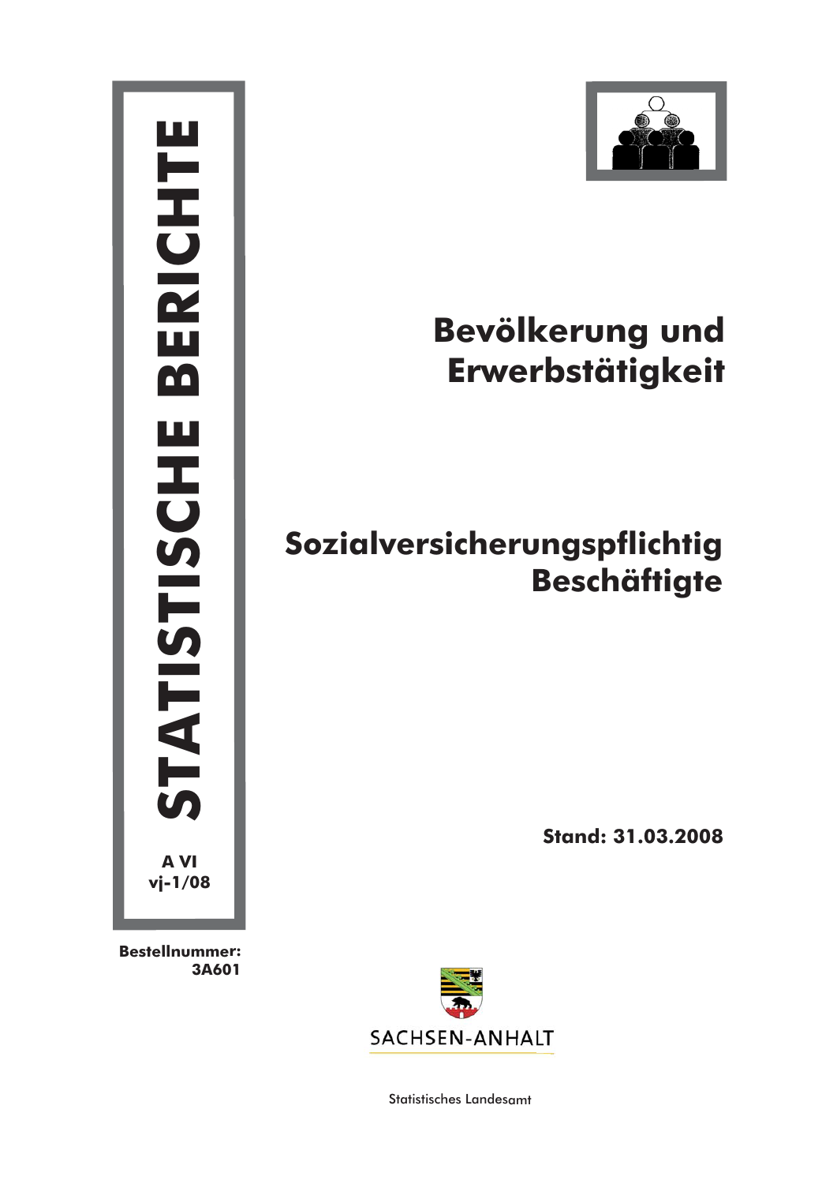# STATISTISCHE BERICHTE

A VI
vj-1/08

Bestellnummer:
3A601

# Bevölkerung und Erwerbstätigkeit

## Sozialversicherungspflichtig Beschäftigte

**Stand: 31.03.2008**

SACHSEN-ANHALT

Statistisches Landesamt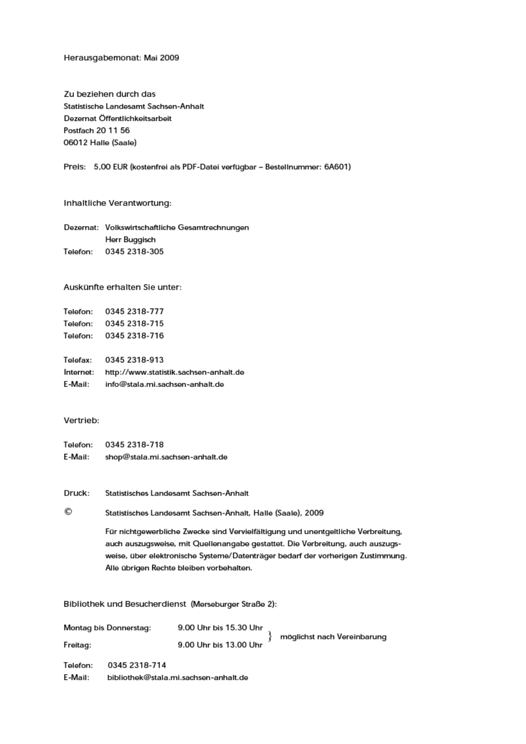Herausgabemonat: Mai 2009

Zu beziehen durch das
Statistische Landesamt Sachsen-Anhalt
Dezernat Öffentlichkeitsarbeit
Postfach 20 11 56
06012 Halle (Saale)

Preis: 5,00 EUR (kostenfrei als PDF-Datei verfügbar – Bestellnummer: 6A601)

Inhaltliche Verantwortung:

Dezernat: Volkswirtschaftliche Gesamtrechnungen
Herr Buggisch
Telefon: 0345 2318-305

Auskünfte erhalten Sie unter:

Telefon: 0345 2318-777
Telefon: 0345 2318-715
Telefon: 0345 2318-716

Telefax: 0345 2318-913
Internet: http://www.statistik.sachsen-anhalt.de
E-Mail: info@stala.mi.sachsen-anhalt.de

Vertrieb:

Telefon: 0345 2318-718
E-Mail: shop@stala.mi.sachsen-anhalt.de

Druck: Statistisches Landesamt Sachsen-Anhalt

© Statistisches Landesamt Sachsen-Anhalt, Halle (Saale), 2009

Für nichtgewerbliche Zwecke sind Vervielfältigung und unentgeltliche Verbreitung, auch auszugsweise, mit Quellenangabe gestattet. Die Verbreitung, auch auszugsweise, über elektronische Systeme/Datenträger bedarf der vorherigen Zustimmung. Alle übrigen Rechte bleiben vorbehalten.

Bibliothek und Besucherdienst (Merseburger Straße 2):

Montag bis Donnerstag: 9.00 Uhr bis 15.30 Uhr
Freitag: 9.00 Uhr bis 13.00 Uhr
} möglichst nach Vereinbarung

Telefon: 0345 2318-714
E-Mail: bibliothek@stala.mi.sachsen-anhalt.de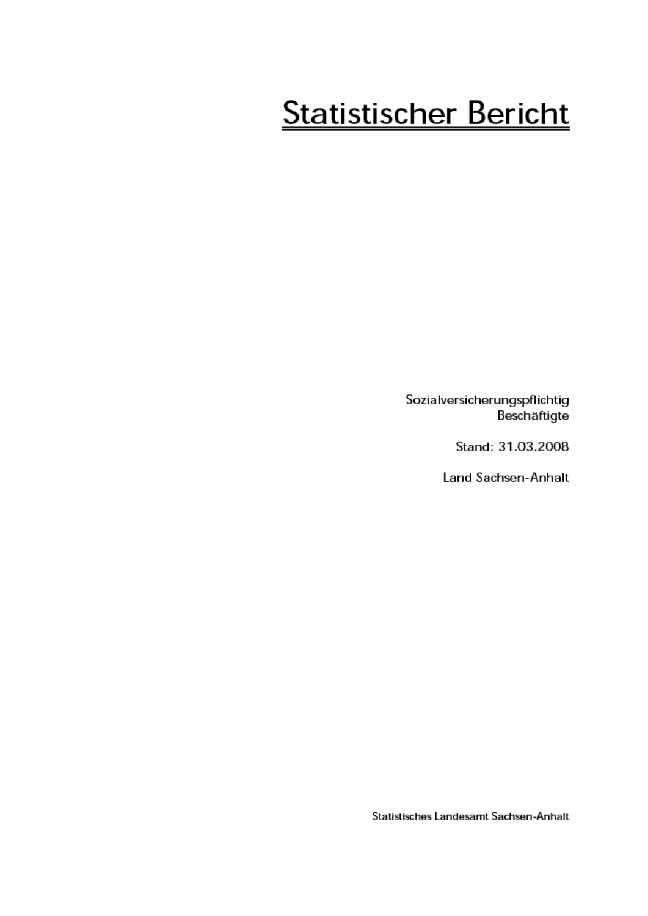# Statistischer Bericht

Sozialversicherungspflichtig
Beschäftigte

Stand: 31.03.2008

Land Sachsen-Anhalt

Statistisches Landesamt Sachsen-Anhalt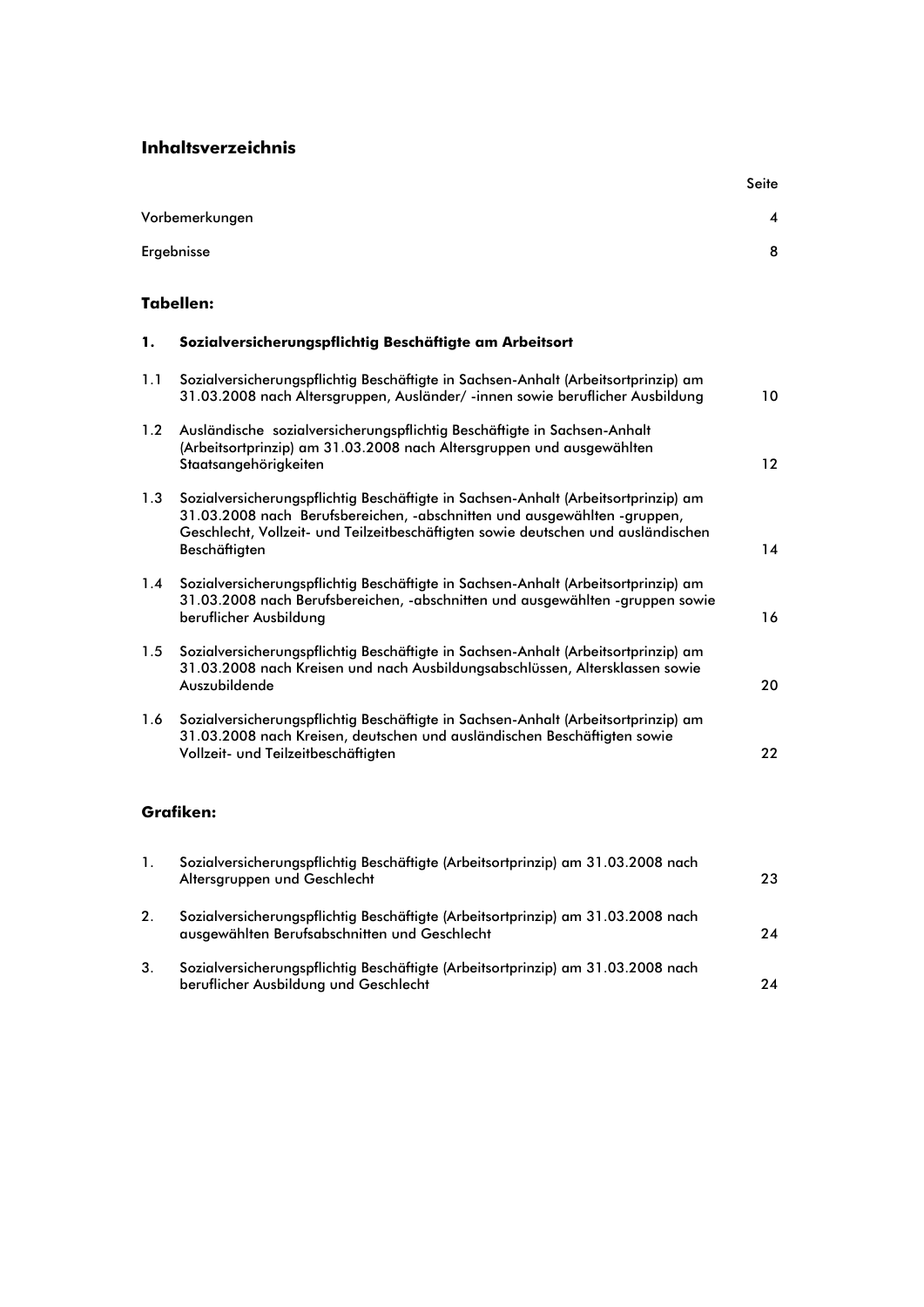# Inhaltsverzeichnis

| | | Seite |
|---|---|---|
| Vorbemerkungen | | 4 |
| Ergebnisse | | 8 |

## Tabellen:

| | | |
|---|---|---|
| **1.** | **Sozialversicherungspflichtig Beschäftigte am Arbeitsort** | |
| 1.1 | Sozialversicherungspflichtig Beschäftigte in Sachsen-Anhalt (Arbeitsortprinzip) am 31.03.2008 nach Altersgruppen, Ausländer/ -innen sowie beruflicher Ausbildung | 10 |
| 1.2 | Ausländische sozialversicherungspflichtig Beschäftigte in Sachsen-Anhalt (Arbeitsortprinzip) am 31.03.2008 nach Altersgruppen und ausgewählten Staatsangehörigkeiten | 12 |
| 1.3 | Sozialversicherungspflichtig Beschäftigte in Sachsen-Anhalt (Arbeitsortprinzip) am 31.03.2008 nach Berufsbereichen, -abschnitten und ausgewählten -gruppen, Geschlecht, Vollzeit- und Teilzeitbeschäftigten sowie deutschen und ausländischen Beschäftigten | 14 |
| 1.4 | Sozialversicherungspflichtig Beschäftigte in Sachsen-Anhalt (Arbeitsortprinzip) am 31.03.2008 nach Berufsbereichen, -abschnitten und ausgewählten -gruppen sowie beruflicher Ausbildung | 16 |
| 1.5 | Sozialversicherungspflichtig Beschäftigte in Sachsen-Anhalt (Arbeitsortprinzip) am 31.03.2008 nach Kreisen und nach Ausbildungsabschlüssen, Altersklassen sowie Auszubildende | 20 |
| 1.6 | Sozialversicherungspflichtig Beschäftigte in Sachsen-Anhalt (Arbeitsortprinzip) am 31.03.2008 nach Kreisen, deutschen und ausländischen Beschäftigten sowie Vollzeit- und Teilzeitbeschäftigten | 22 |

## Grafiken:

| | | |
|---|---|---|
| 1. | Sozialversicherungspflichtig Beschäftigte (Arbeitsortprinzip) am 31.03.2008 nach Altersgruppen und Geschlecht | 23 |
| 2. | Sozialversicherungspflichtig Beschäftigte (Arbeitsortprinzip) am 31.03.2008 nach ausgewählten Berufsabschnitten und Geschlecht | 24 |
| 3. | Sozialversicherungspflichtig Beschäftigte (Arbeitsortprinzip) am 31.03.2008 nach beruflicher Ausbildung und Geschlecht | 24 |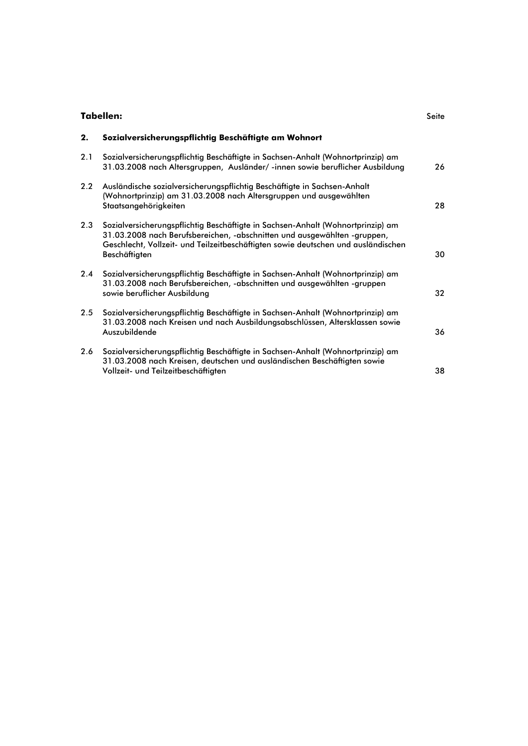**Tabellen:** Seite

| | | |
|---|---|---|
| **2.** | **Sozialversicherungspflichtig Beschäftigte am Wohnort** | |
| 2.1 | Sozialversicherungspflichtig Beschäftigte in Sachsen-Anhalt (Wohnortprinzip) am 31.03.2008 nach Altersgruppen, Ausländer/ -innen sowie beruflicher Ausbildung | 26 |
| 2.2 | Ausländische sozialversicherungspflichtig Beschäftigte in Sachsen-Anhalt (Wohnortprinzip) am 31.03.2008 nach Altersgruppen und ausgewählten Staatsangehörigkeiten | 28 |
| 2.3 | Sozialversicherungspflichtig Beschäftigte in Sachsen-Anhalt (Wohnortprinzip) am 31.03.2008 nach Berufsbereichen, -abschnitten und ausgewählten -gruppen, Geschlecht, Vollzeit- und Teilzeitbeschäftigten sowie deutschen und ausländischen Beschäftigten | 30 |
| 2.4 | Sozialversicherungspflichtig Beschäftigte in Sachsen-Anhalt (Wohnortprinzip) am 31.03.2008 nach Berufsbereichen, -abschnitten und ausgewählten -gruppen sowie beruflicher Ausbildung | 32 |
| 2.5 | Sozialversicherungspflichtig Beschäftigte in Sachsen-Anhalt (Wohnortprinzip) am 31.03.2008 nach Kreisen und nach Ausbildungsabschlüssen, Altersklassen sowie Auszubildende | 36 |
| 2.6 | Sozialversicherungspflichtig Beschäftigte in Sachsen-Anhalt (Wohnortprinzip) am 31.03.2008 nach Kreisen, deutschen und ausländischen Beschäftigten sowie Vollzeit- und Teilzeitbeschäftigten | 38 |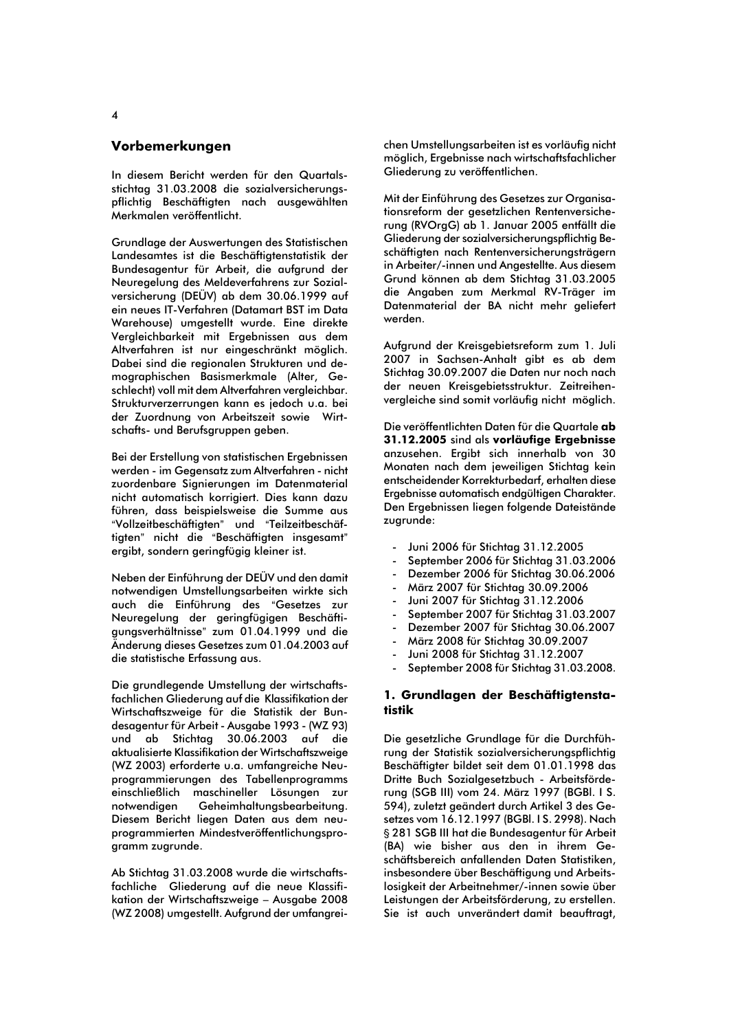## Vorbemerkungen

In diesem Bericht werden für den Quartalsstichtag 31.03.2008 die sozialversicherungspflichtig Beschäftigten nach ausgewählten Merkmalen veröffentlicht.

Grundlage der Auswertungen des Statistischen Landesamtes ist die Beschäftigtenstatistik der Bundesagentur für Arbeit, die aufgrund der Neuregelung des Meldeverfahrens zur Sozialversicherung (DEÜV) ab dem 30.06.1999 auf ein neues IT-Verfahren (Datamart BST im Data Warehouse) umgestellt wurde. Eine direkte Vergleichbarkeit mit Ergebnissen aus dem Altverfahren ist nur eingeschränkt möglich. Dabei sind die regionalen Strukturen und demographischen Basismerkmale (Alter, Geschlecht) voll mit dem Altverfahren vergleichbar. Strukturverzerrungen kann es jedoch u.a. bei der Zuordnung von Arbeitszeit sowie Wirtschafts- und Berufsgruppen geben.

Bei der Erstellung von statistischen Ergebnissen werden - im Gegensatz zum Altverfahren - nicht zuordenbare Signierungen im Datenmaterial nicht automatisch korrigiert. Dies kann dazu führen, dass beispielsweise die Summe aus "Vollzeitbeschäftigten" und "Teilzeitbeschäftigten" nicht die "Beschäftigten insgesamt" ergibt, sondern geringfügig kleiner ist.

Neben der Einführung der DEÜV und den damit notwendigen Umstellungsarbeiten wirkte sich auch die Einführung des "Gesetzes zur Neuregelung der geringfügigen Beschäftigungsverhältnisse" zum 01.04.1999 und die Änderung dieses Gesetzes zum 01.04.2003 auf die statistische Erfassung aus.

Die grundlegende Umstellung der wirtschaftsfachlichen Gliederung auf die Klassifikation der Wirtschaftszweige für die Statistik der Bundesagentur für Arbeit - Ausgabe 1993 - (WZ 93) und ab Stichtag 30.06.2003 auf die aktualisierte Klassifikation der Wirtschaftszweige (WZ 2003) erforderte u.a. umfangreiche Neuprogrammierungen des Tabellenprogramms einschließlich maschineller Lösungen zur notwendigen Geheimhaltungsbearbeitung. Diesem Bericht liegen Daten aus dem neuprogrammierten Mindestveröffentlichungsprogramm zugrunde.

Ab Stichtag 31.03.2008 wurde die wirtschaftsfachliche Gliederung auf die neue Klassifikation der Wirtschaftszweige – Ausgabe 2008 (WZ 2008) umgestellt. Aufgrund der umfangreichen Umstellungsarbeiten ist es vorläufig nicht möglich, Ergebnisse nach wirtschaftsfachlicher Gliederung zu veröffentlichen.

Mit der Einführung des Gesetzes zur Organisationsreform der gesetzlichen Rentenversicherung (RVOrgG) ab 1. Januar 2005 entfällt die Gliederung der sozialversicherungspflichtig Beschäftigten nach Rentenversicherungsträgern in Arbeiter/-innen und Angestellte. Aus diesem Grund können ab dem Stichtag 31.03.2005 die Angaben zum Merkmal RV-Träger im Datenmaterial der BA nicht mehr geliefert werden.

Aufgrund der Kreisgebietsreform zum 1. Juli 2007 in Sachsen-Anhalt gibt es ab dem Stichtag 30.09.2007 die Daten nur noch nach der neuen Kreisgebietsstruktur. Zeitreihenvergleiche sind somit vorläufig nicht möglich.

Die veröffentlichten Daten für die Quartale **ab 31.12.2005** sind als **vorläufige Ergebnisse** anzusehen. Ergibt sich innerhalb von 30 Monaten nach dem jeweiligen Stichtag kein entscheidender Korrekturbedarf, erhalten diese Ergebnisse automatisch endgültigen Charakter. Den Ergebnissen liegen folgende Dateistände zugrunde:

- Juni 2006 für Stichtag 31.12.2005
- September 2006 für Stichtag 31.03.2006
- Dezember 2006 für Stichtag 30.06.2006
- März 2007 für Stichtag 30.09.2006
- Juni 2007 für Stichtag 31.12.2006
- September 2007 für Stichtag 31.03.2007
- Dezember 2007 für Stichtag 30.06.2007
- März 2008 für Stichtag 30.09.2007
- Juni 2008 für Stichtag 31.12.2007
- September 2008 für Stichtag 31.03.2008.

### 1. Grundlagen der Beschäftigtenstatistik

Die gesetzliche Grundlage für die Durchführung der Statistik sozialversicherungspflichtig Beschäftigter bildet seit dem 01.01.1998 das Dritte Buch Sozialgesetzbuch - Arbeitsförderung (SGB III) vom 24. März 1997 (BGBl. I S. 594), zuletzt geändert durch Artikel 3 des Gesetzes vom 16.12.1997 (BGBl. I S. 2998). Nach § 281 SGB III hat die Bundesagentur für Arbeit (BA) wie bisher aus den in ihrem Geschäftsbereich anfallenden Daten Statistiken, insbesondere über Beschäftigung und Arbeitslosigkeit der Arbeitnehmer/-innen sowie über Leistungen der Arbeitsförderung, zu erstellen. Sie ist auch unverändert damit beauftragt,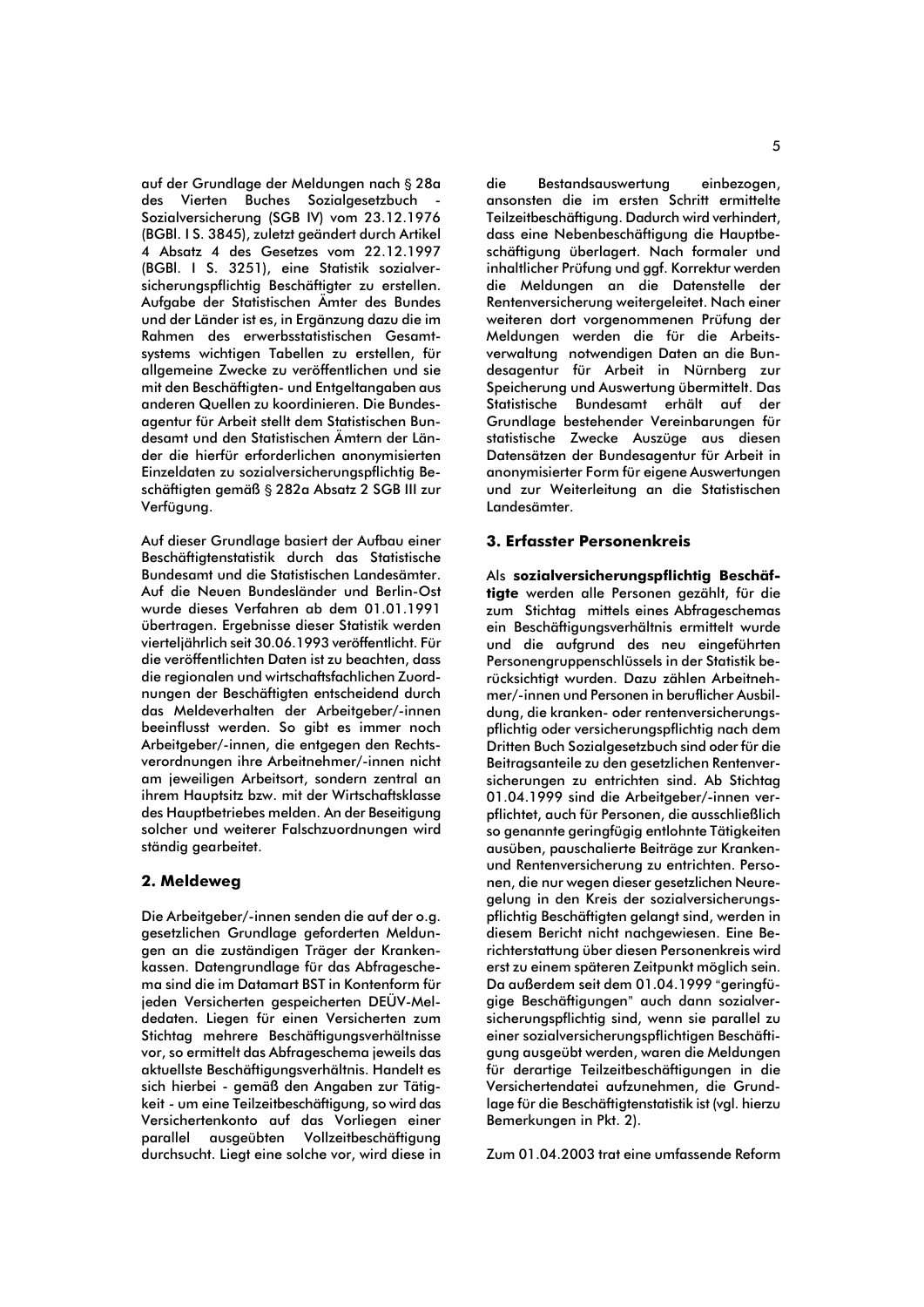auf der Grundlage der Meldungen nach § 28a des Vierten Buches Sozialgesetzbuch - Sozialversicherung (SGB IV) vom 23.12.1976 (BGBl. I S. 3845), zuletzt geändert durch Artikel 4 Absatz 4 des Gesetzes vom 22.12.1997 (BGBl. I S. 3251), eine Statistik sozialversicherungspflichtig Beschäftigter zu erstellen. Aufgabe der Statistischen Ämter des Bundes und der Länder ist es, in Ergänzung dazu die im Rahmen des erwerbsstatistischen Gesamtsystems wichtigen Tabellen zu erstellen, für allgemeine Zwecke zu veröffentlichen und sie mit den Beschäftigten- und Entgeltangaben aus anderen Quellen zu koordinieren. Die Bundesagentur für Arbeit stellt dem Statistischen Bundesamt und den Statistischen Ämtern der Länder die hierfür erforderlichen anonymisierten Einzeldaten zu sozialversicherungspflichtig Beschäftigten gemäß § 282a Absatz 2 SGB III zur Verfügung.

Auf dieser Grundlage basiert der Aufbau einer Beschäftigtenstatistik durch das Statistische Bundesamt und die Statistischen Landesämter. Auf die Neuen Bundesländer und Berlin-Ost wurde dieses Verfahren ab dem 01.01.1991 übertragen. Ergebnisse dieser Statistik werden vierteljährlich seit 30.06.1993 veröffentlicht. Für die veröffentlichten Daten ist zu beachten, dass die regionalen und wirtschaftsfachlichen Zuordnungen der Beschäftigten entscheidend durch das Meldeverhalten der Arbeitgeber/-innen beeinflusst werden. So gibt es immer noch Arbeitgeber/-innen, die entgegen den Rechtsverordnungen ihre Arbeitnehmer/-innen nicht am jeweiligen Arbeitsort, sondern zentral an ihrem Hauptsitz bzw. mit der Wirtschaftsklasse des Hauptbetriebes melden. An der Beseitigung solcher und weiterer Falschzuordnungen wird ständig gearbeitet.

## 2. Meldeweg

Die Arbeitgeber/-innen senden die auf der o.g. gesetzlichen Grundlage geforderten Meldungen an die zuständigen Träger der Krankenkassen. Datengrundlage für das Abfrageschema sind die im Datamart BST in Kontenform für jeden Versicherten gespeicherten DEÜV-Meldedaten. Liegen für einen Versicherten zum Stichtag mehrere Beschäftigungsverhältnisse vor, so ermittelt das Abfrageschema jeweils das aktuellste Beschäftigungsverhältnis. Handelt es sich hierbei - gemäß den Angaben zur Tätigkeit - um eine Teilzeitbeschäftigung, so wird das Versichertenkonto auf das Vorliegen einer parallel ausgeübten Vollzeitbeschäftigung durchsucht. Liegt eine solche vor, wird diese in die Bestandsauswertung einbezogen, ansonsten die im ersten Schritt ermittelte Teilzeitbeschäftigung. Dadurch wird verhindert, dass eine Nebenbeschäftigung die Hauptbeschäftigung überlagert. Nach formaler und inhaltlicher Prüfung und ggf. Korrektur werden die Meldungen an die Datenstelle der Rentenversicherung weitergeleitet. Nach einer weiteren dort vorgenommenen Prüfung der Meldungen werden die für die Arbeitsverwaltung notwendigen Daten an die Bundesagentur für Arbeit in Nürnberg zur Speicherung und Auswertung übermittelt. Das Statistische Bundesamt erhält auf der Grundlage bestehender Vereinbarungen für statistische Zwecke Auszüge aus diesen Datensätzen der Bundesagentur für Arbeit in anonymisierter Form für eigene Auswertungen und zur Weiterleitung an die Statistischen Landesämter.

## 3. Erfasster Personenkreis

Als **sozialversicherungspflichtig Beschäftigte** werden alle Personen gezählt, für die zum Stichtag mittels eines Abfrageschemas ein Beschäftigungsverhältnis ermittelt wurde und die aufgrund des neu eingeführten Personengruppenschlüssels in der Statistik berücksichtigt wurden. Dazu zählen Arbeitnehmer/-innen und Personen in beruflicher Ausbildung, die kranken- oder rentenversicherungspflichtig oder versicherungspflichtig nach dem Dritten Buch Sozialgesetzbuch sind oder für die Beitragsanteile zu den gesetzlichen Rentenversicherungen zu entrichten sind. Ab Stichtag 01.04.1999 sind die Arbeitgeber/-innen verpflichtet, auch für Personen, die ausschließlich so genannte geringfügig entlohnte Tätigkeiten ausüben, pauschalierte Beiträge zur Kranken- und Rentenversicherung zu entrichten. Personen, die nur wegen dieser gesetzlichen Neuregelung in den Kreis der sozialversicherungspflichtig Beschäftigten gelangt sind, werden in diesem Bericht nicht nachgewiesen. Eine Berichterstattung über diesen Personenkreis wird erst zu einem späteren Zeitpunkt möglich sein. Da außerdem seit dem 01.04.1999 "geringfügige Beschäftigungen" auch dann sozialversicherungspflichtig sind, wenn sie parallel zu einer sozialversicherungspflichtigen Beschäftigung ausgeübt werden, waren die Meldungen für derartige Teilzeitbeschäftigungen in die Versichertendatei aufzunehmen, die Grundlage für die Beschäftigtenstatistik ist (vgl. hierzu Bemerkungen in Pkt. 2).

Zum 01.04.2003 trat eine umfassende Reform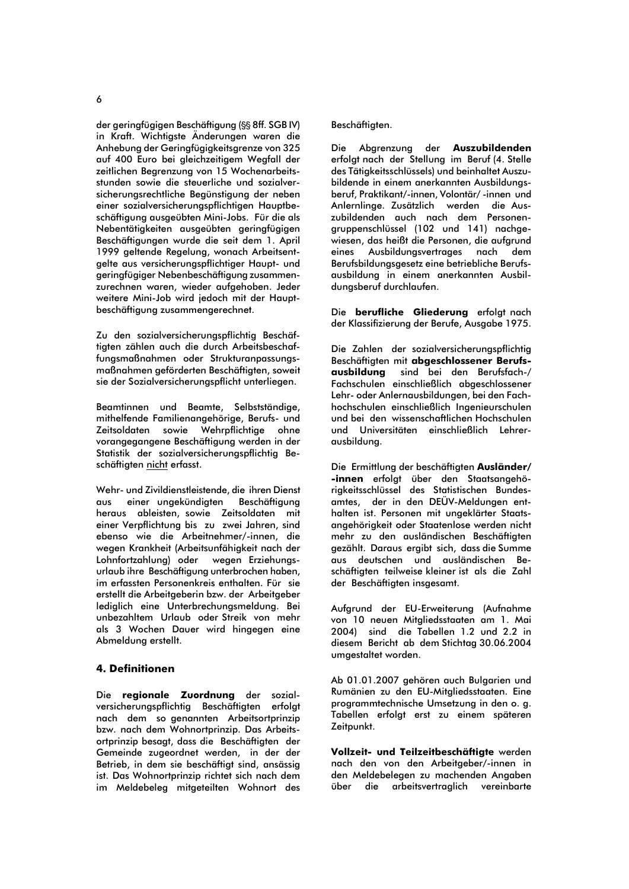der geringfügigen Beschäftigung (§§ 8ff. SGB IV) in Kraft. Wichtigste Änderungen waren die Anhebung der Geringfügigkeitsgrenze von 325 auf 400 Euro bei gleichzeitigem Wegfall der zeitlichen Begrenzung von 15 Wochenarbeitsstunden sowie die steuerliche und sozialversicherungsrechtliche Begünstigung der neben einer sozialversicherungspflichtigen Hauptbeschäftigung ausgeübten Mini-Jobs. Für die als Nebentätigkeiten ausgeübten geringfügigen Beschäftigungen wurde die seit dem 1. April 1999 geltende Regelung, wonach Arbeitsentgelte aus versicherungspflichtiger Haupt- und geringfügiger Nebenbeschäftigung zusammenzurechnen waren, wieder aufgehoben. Jeder weitere Mini-Job wird jedoch mit der Hauptbeschäftigung zusammengerechnet.

Zu den sozialversicherungspflichtig Beschäftigten zählen auch die durch Arbeitsbeschaffungsmaßnahmen oder Strukturanpassungsmaßnahmen geförderten Beschäftigten, soweit sie der Sozialversicherungspflicht unterliegen.

Beamtinnen und Beamte, Selbstständige, mithelfende Familienangehörige, Berufs- und Zeitsoldaten sowie Wehrpflichtige ohne vorangegangene Beschäftigung werden in der Statistik der sozialversicherungspflichtig Beschäftigten nicht erfasst.

Wehr- und Zivildienstleistende, die ihren Dienst aus einer ungekündigten Beschäftigung heraus ableisten, sowie Zeitsoldaten mit einer Verpflichtung bis zu zwei Jahren, sind ebenso wie die Arbeitnehmer/-innen, die wegen Krankheit (Arbeitsunfähigkeit nach der Lohnfortzahlung) oder wegen Erziehungsurlaub ihre Beschäftigung unterbrochen haben, im erfassten Personenkreis enthalten. Für sie erstellt die Arbeitgeberin bzw. der Arbeitgeber lediglich eine Unterbrechungsmeldung. Bei unbezahltem Urlaub oder Streik von mehr als 3 Wochen Dauer wird hingegen eine Abmeldung erstellt.

## 4. Definitionen

Die **regionale Zuordnung** der sozialversicherungspflichtig Beschäftigten erfolgt nach dem so genannten Arbeitsortprinzip bzw. nach dem Wohnortprinzip. Das Arbeitsortprinzip besagt, dass die Beschäftigten der Gemeinde zugeordnet werden, in der der Betrieb, in dem sie beschäftigt sind, ansässig ist. Das Wohnortprinzip richtet sich nach dem im Meldebeleg mitgeteilten Wohnort des Beschäftigten.

Die Abgrenzung der **Auszubildenden** erfolgt nach der Stellung im Beruf (4. Stelle des Tätigkeitsschlüssels) und beinhaltet Auszubildende in einem anerkannten Ausbildungsberuf, Praktikant/-innen, Volontär/ -innen und Anlernlinge. Zusätzlich werden die Auszubildenden auch nach dem Personengruppenschlüssel (102 und 141) nachgewiesen, das heißt die Personen, die aufgrund eines Ausbildungsvertrages nach dem Berufsbildungsgesetz eine betriebliche Berufsausbildung in einem anerkannten Ausbildungsberuf durchlaufen.

Die **berufliche Gliederung** erfolgt nach der Klassifizierung der Berufe, Ausgabe 1975.

Die Zahlen der sozialversicherungspflichtig Beschäftigten mit **abgeschlossener Berufsausbildung** sind bei den Berufsfach-/ Fachschulen einschließlich abgeschlossener Lehr- oder Anlernausbildungen, bei den Fachhochschulen einschließlich Ingenieurschulen und bei den wissenschaftlichen Hochschulen und Universitäten einschließlich Lehrerausbildung.

Die Ermittlung der beschäftigten **Ausländer/ -innen** erfolgt über den Staatsangehörigkeitsschlüssel des Statistischen Bundesamtes, der in den DEÜV-Meldungen enthalten ist. Personen mit ungeklärter Staatsangehörigkeit oder Staatenlose werden nicht mehr zu den ausländischen Beschäftigten gezählt. Daraus ergibt sich, dass die Summe aus deutschen und ausländischen Beschäftigten teilweise kleiner ist als die Zahl der Beschäftigten insgesamt.

Aufgrund der EU-Erweiterung (Aufnahme von 10 neuen Mitgliedsstaaten am 1. Mai 2004) sind die Tabellen 1.2 und 2.2 in diesem Bericht ab dem Stichtag 30.06.2004 umgestaltet worden.

Ab 01.01.2007 gehören auch Bulgarien und Rumänien zu den EU-Mitgliedsstaaten. Eine programmtechnische Umsetzung in den o. g. Tabellen erfolgt erst zu einem späteren Zeitpunkt.

**Vollzeit- und Teilzeitbeschäftigte** werden nach den von den Arbeitgeber/-innen in den Meldebelegen zu machenden Angaben über die arbeitsvertraglich vereinbarte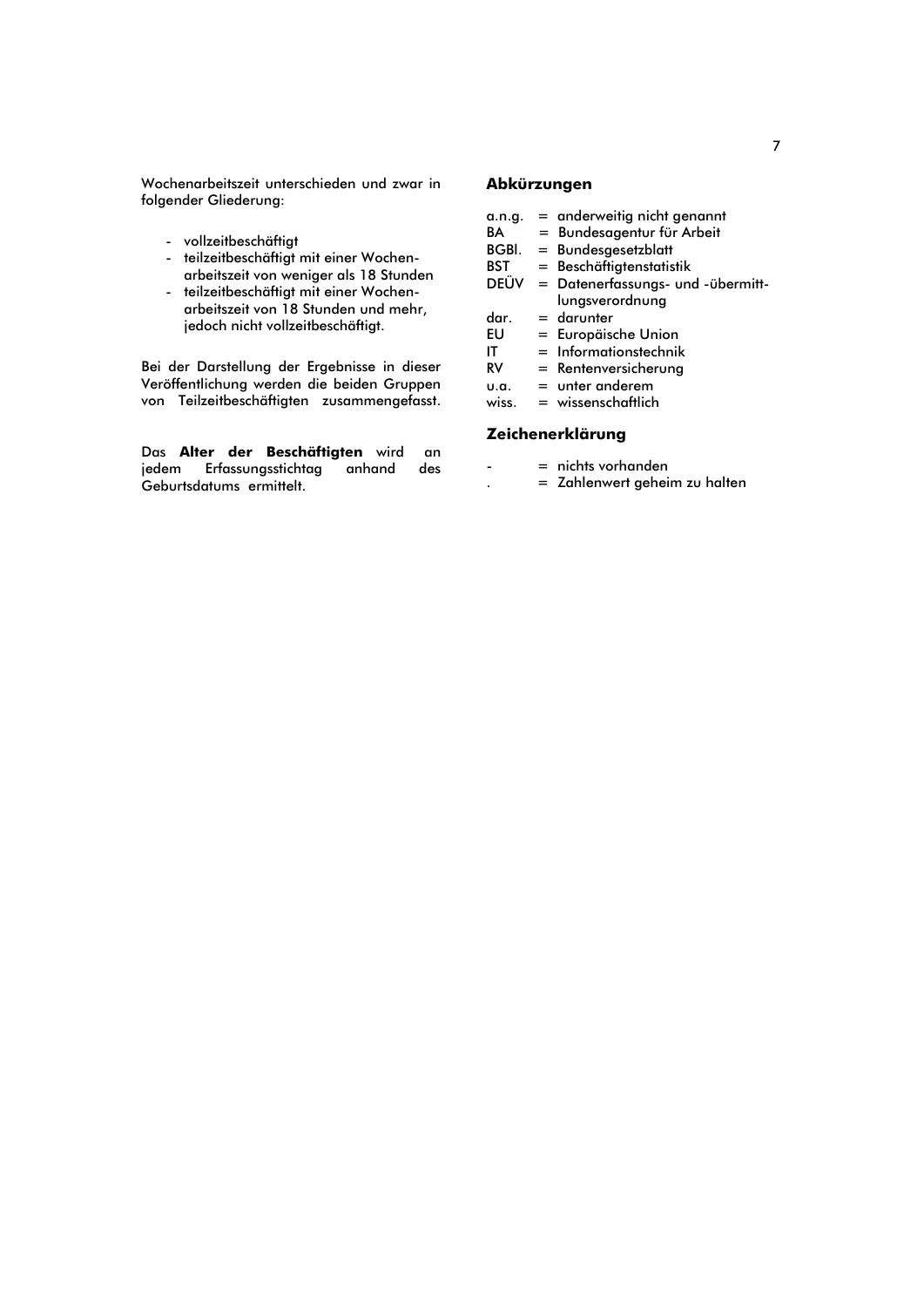Wochenarbeitszeit unterschieden und zwar in folgender Gliederung:

- vollzeitbeschäftigt
- teilzeitbeschäftigt mit einer Wochenarbeitszeit von weniger als 18 Stunden
- teilzeitbeschäftigt mit einer Wochenarbeitszeit von 18 Stunden und mehr, jedoch nicht vollzeitbeschäftigt.

Bei der Darstellung der Ergebnisse in dieser Veröffentlichung werden die beiden Gruppen von Teilzeitbeschäftigten zusammengefasst.

Das **Alter der Beschäftigten** wird an jedem Erfassungsstichtag anhand des Geburtsdatums ermittelt.

## Abkürzungen

| | | |
|---|---|---|
| a.n.g. | = | anderweitig nicht genannt |
| BA | = | Bundesagentur für Arbeit |
| BGBl. | = | Bundesgesetzblatt |
| BST | = | Beschäftigtenstatistik |
| DEÜV | = | Datenerfassungs- und -übermittlungsverordnung |
| dar. | = | darunter |
| EU | = | Europäische Union |
| IT | = | Informationstechnik |
| RV | = | Rentenversicherung |
| u.a. | = | unter anderem |
| wiss. | = | wissenschaftlich |

## Zeichenerklärung

| | | |
|---|---|---|
| - | = | nichts vorhanden |
| . | = | Zahlenwert geheim zu halten |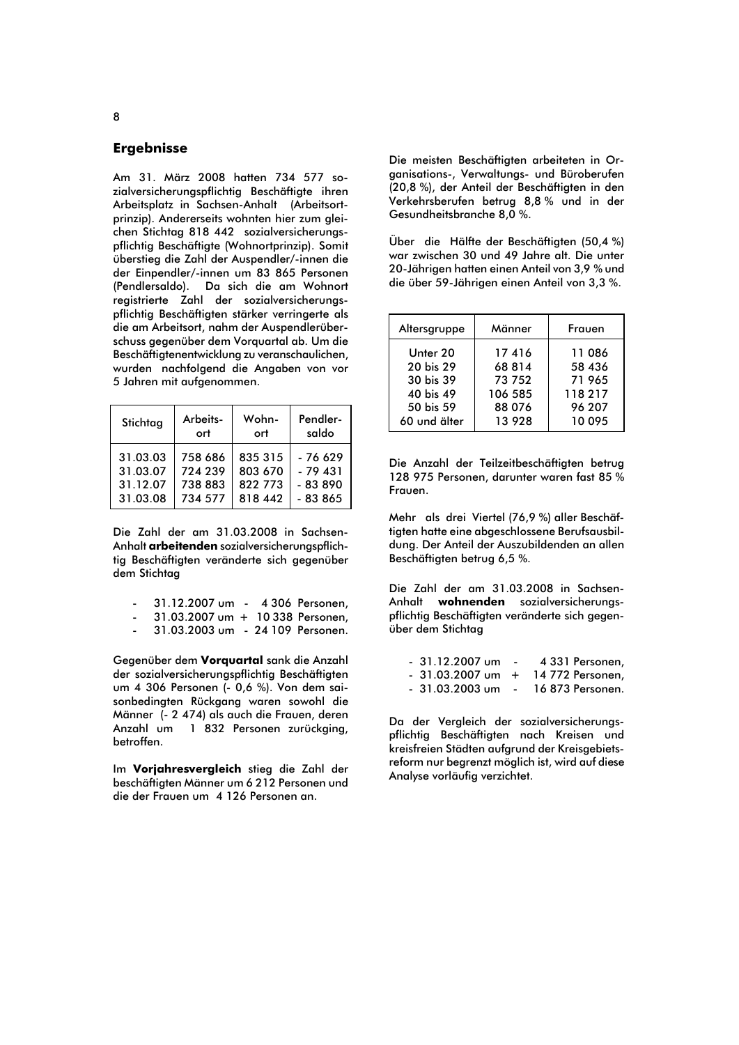## Ergebnisse

Am 31. März 2008 hatten 734 577 sozialversicherungspflichtig Beschäftigte ihren Arbeitsplatz in Sachsen-Anhalt (Arbeitsortprinzip). Andererseits wohnten hier zum gleichen Stichtag 818 442 sozialversicherungspflichtig Beschäftigte (Wohnortprinzip). Somit überstieg die Zahl der Auspendler/-innen die der Einpendler/-innen um 83 865 Personen (Pendlersaldo). Da sich die am Wohnort registrierte Zahl der sozialversicherungspflichtig Beschäftigten stärker verringerte als die am Arbeitsort, nahm der Auspendlerüberschuss gegenüber dem Vorquartal ab. Um die Beschäftigtenentwicklung zu veranschaulichen, wurden nachfolgend die Angaben von vor 5 Jahren mit aufgenommen.

| Stichtag | Arbeits-ort | Wohn-ort | Pendler-saldo |
|---|---|---|---|
| 31.03.03 | 758 686 | 835 315 | - 76 629 |
| 31.03.07 | 724 239 | 803 670 | - 79 431 |
| 31.12.07 | 738 883 | 822 773 | - 83 890 |
| 31.03.08 | 734 577 | 818 442 | - 83 865 |

Die Zahl der am 31.03.2008 in Sachsen-Anhalt **arbeitenden** sozialversicherungspflichtig Beschäftigten veränderte sich gegenüber dem Stichtag

- 31.12.2007 um - 4 306 Personen,
- 31.03.2007 um + 10 338 Personen,
- 31.03.2003 um - 24 109 Personen.

Gegenüber dem **Vorquartal** sank die Anzahl der sozialversicherungspflichtig Beschäftigten um 4 306 Personen (- 0,6 %). Von dem saisonbedingten Rückgang waren sowohl die Männer (- 2 474) als auch die Frauen, deren Anzahl um 1 832 Personen zurückging, betroffen.

Im **Vorjahresvergleich** stieg die Zahl der beschäftigten Männer um 6 212 Personen und die der Frauen um 4 126 Personen an.

Die meisten Beschäftigten arbeiteten in Organisations-, Verwaltungs- und Büroberufen (20,8 %), der Anteil der Beschäftigten in den Verkehrsberufen betrug 8,8 % und in der Gesundheitsbranche 8,0 %.

Über die Hälfte der Beschäftigten (50,4 %) war zwischen 30 und 49 Jahre alt. Die unter 20-Jährigen hatten einen Anteil von 3,9 % und die über 59-Jährigen einen Anteil von 3,3 %.

| Altersgruppe | Männer | Frauen |
|---|---|---|
| Unter 20 | 17 416 | 11 086 |
| 20 bis 29 | 68 814 | 58 436 |
| 30 bis 39 | 73 752 | 71 965 |
| 40 bis 49 | 106 585 | 118 217 |
| 50 bis 59 | 88 076 | 96 207 |
| 60 und älter | 13 928 | 10 095 |

Die Anzahl der Teilzeitbeschäftigten betrug 128 975 Personen, darunter waren fast 85 % Frauen.

Mehr als drei Viertel (76,9 %) aller Beschäftigten hatte eine abgeschlossene Berufsausbildung. Der Anteil der Auszubildenden an allen Beschäftigten betrug 6,5 %.

Die Zahl der am 31.03.2008 in Sachsen-Anhalt **wohnenden** sozialversicherungspflichtig Beschäftigten veränderte sich gegenüber dem Stichtag

- 31.12.2007 um - 4 331 Personen,
- 31.03.2007 um + 14 772 Personen,
- 31.03.2003 um - 16 873 Personen.

Da der Vergleich der sozialversicherungspflichtig Beschäftigten nach Kreisen und kreisfreien Städten aufgrund der Kreisgebietsreform nur begrenzt möglich ist, wird auf diese Analyse vorläufig verzichtet.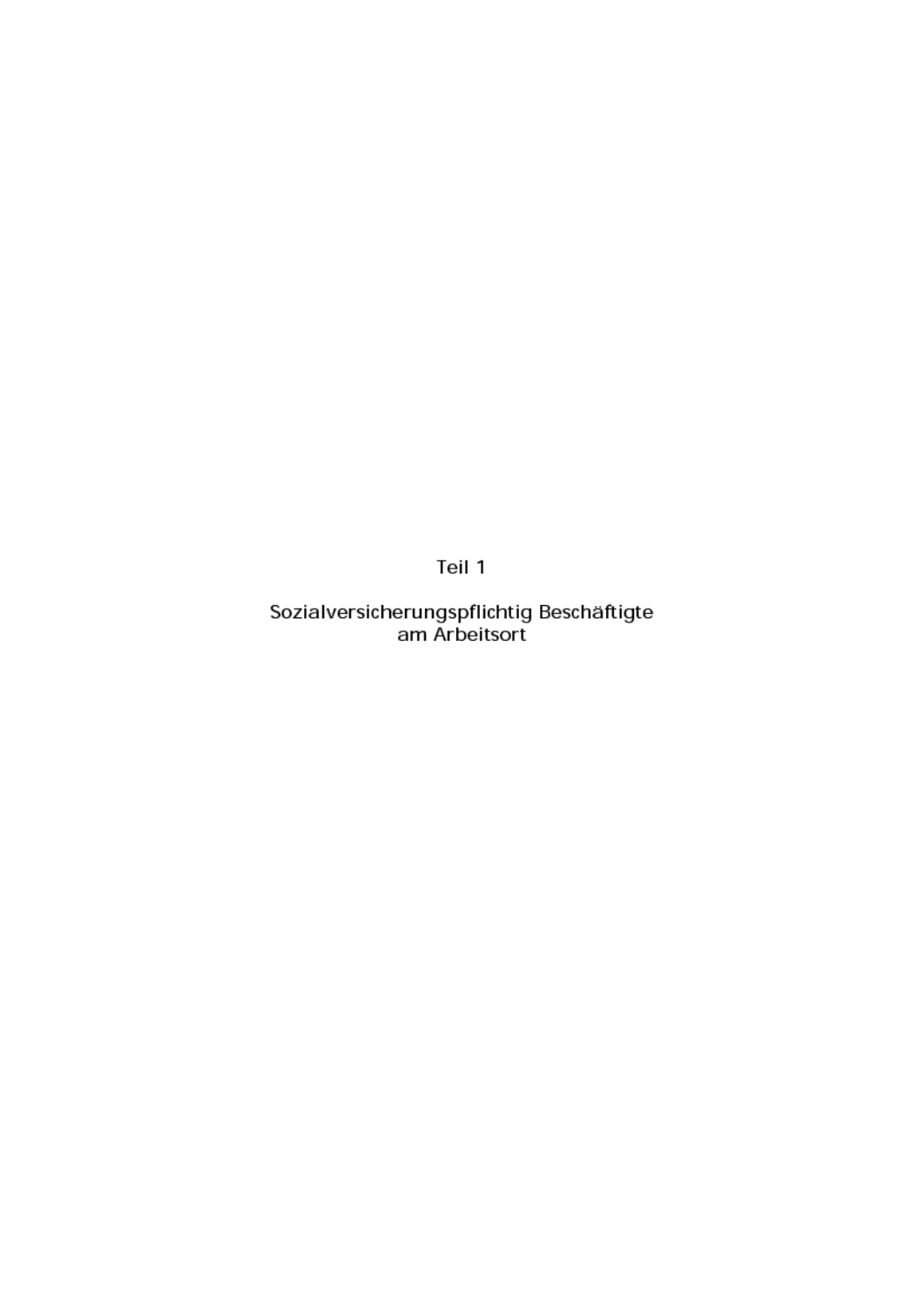# Teil 1

## Sozialversicherungspflichtig Beschäftigte am Arbeitsort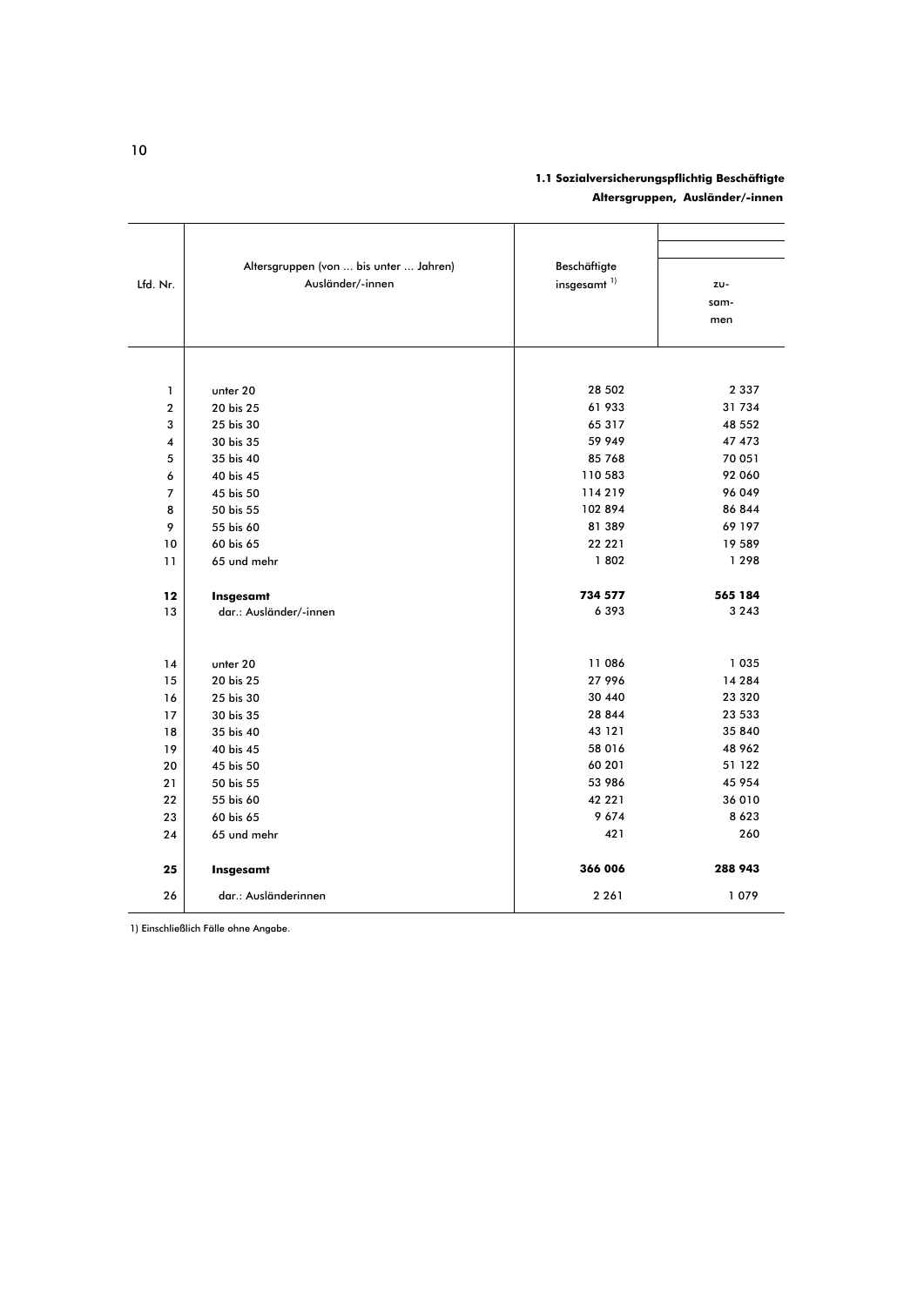**1.1 Sozialversicherungspflichtig Beschäftigte**

**Altersgruppen, Ausländer/-innen**

| Lfd. Nr. | Altersgruppen (von ... bis unter ... Jahren) Ausländer/-innen | Beschäftigte insgesamt [1)] | zu- sam- men |
|---|---|---|---|
| 1 | unter 20 | 28 502 | 2 337 |
| 2 | 20 bis 25 | 61 933 | 31 734 |
| 3 | 25 bis 30 | 65 317 | 48 552 |
| 4 | 30 bis 35 | 59 949 | 47 473 |
| 5 | 35 bis 40 | 85 768 | 70 051 |
| 6 | 40 bis 45 | 110 583 | 92 060 |
| 7 | 45 bis 50 | 114 219 | 96 049 |
| 8 | 50 bis 55 | 102 894 | 86 844 |
| 9 | 55 bis 60 | 81 389 | 69 197 |
| 10 | 60 bis 65 | 22 221 | 19 589 |
| 11 | 65 und mehr | 1 802 | 1 298 |
| **12** | **Insgesamt** | **734 577** | **565 184** |
| 13 | dar.: Ausländer/-innen | 6 393 | 3 243 |
| 14 | unter 20 | 11 086 | 1 035 |
| 15 | 20 bis 25 | 27 996 | 14 284 |
| 16 | 25 bis 30 | 30 440 | 23 320 |
| 17 | 30 bis 35 | 28 844 | 23 533 |
| 18 | 35 bis 40 | 43 121 | 35 840 |
| 19 | 40 bis 45 | 58 016 | 48 962 |
| 20 | 45 bis 50 | 60 201 | 51 122 |
| 21 | 50 bis 55 | 53 986 | 45 954 |
| 22 | 55 bis 60 | 42 221 | 36 010 |
| 23 | 60 bis 65 | 9 674 | 8 623 |
| 24 | 65 und mehr | 421 | 260 |
| **25** | **Insgesamt** | **366 006** | **288 943** |
| 26 | dar.: Ausländerinnen | 2 261 | 1 079 |

1) Einschließlich Fälle ohne Angabe.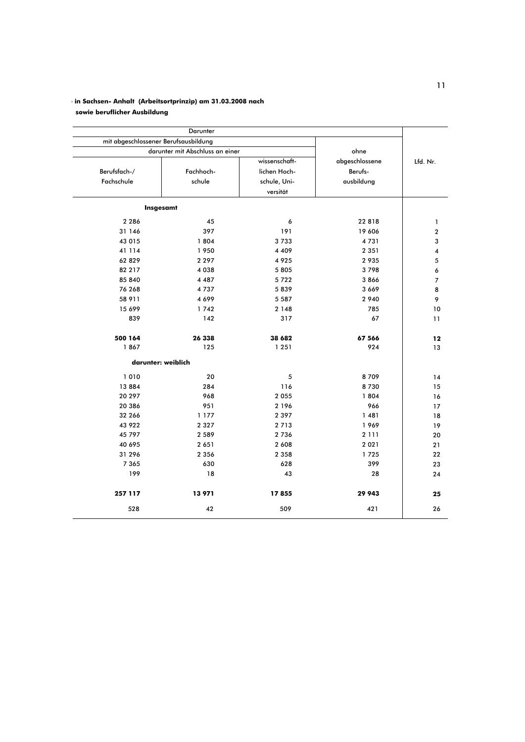**in Sachsen- Anhalt (Arbeitsortprinzip) am 31.03.2008 nach**

**sowie beruflicher Ausbildung**

| Darunter | | | | Lfd. Nr. |
|---|---|---|---|---|
| mit abgeschlossener Berufsausbildung | | | ohne abgeschlossene Berufs- ausbildung | |
| darunter mit Abschluss an einer | | | | |
| Berufsfach-/ Fachschule | Fachhoch- schule | wissenschaft- lichen Hoch- schule, Uni- versität | | |
| **Insgesamt** | | | | |
| 2 286 | 45 | 6 | 22 818 | 1 |
| 31 146 | 397 | 191 | 19 606 | 2 |
| 43 015 | 1 804 | 3 733 | 4 731 | 3 |
| 41 114 | 1 950 | 4 409 | 2 351 | 4 |
| 62 829 | 2 297 | 4 925 | 2 935 | 5 |
| 82 217 | 4 038 | 5 805 | 3 798 | 6 |
| 85 840 | 4 487 | 5 722 | 3 866 | 7 |
| 76 268 | 4 737 | 5 839 | 3 669 | 8 |
| 58 911 | 4 699 | 5 587 | 2 940 | 9 |
| 15 699 | 1 742 | 2 148 | 785 | 10 |
| 839 | 142 | 317 | 67 | 11 |
| **500 164** | **26 338** | **38 682** | **67 566** | **12** |
| 1 867 | 125 | 1 251 | 924 | 13 |
| **darunter: weiblich** | | | | |
| 1 010 | 20 | 5 | 8 709 | 14 |
| 13 884 | 284 | 116 | 8 730 | 15 |
| 20 297 | 968 | 2 055 | 1 804 | 16 |
| 20 386 | 951 | 2 196 | 966 | 17 |
| 32 266 | 1 177 | 2 397 | 1 481 | 18 |
| 43 922 | 2 327 | 2 713 | 1 969 | 19 |
| 45 797 | 2 589 | 2 736 | 2 111 | 20 |
| 40 695 | 2 651 | 2 608 | 2 021 | 21 |
| 31 296 | 2 356 | 2 358 | 1 725 | 22 |
| 7 365 | 630 | 628 | 399 | 23 |
| 199 | 18 | 43 | 28 | 24 |
| **257 117** | **13 971** | **17 855** | **29 943** | **25** |
| 528 | 42 | 509 | 421 | 26 |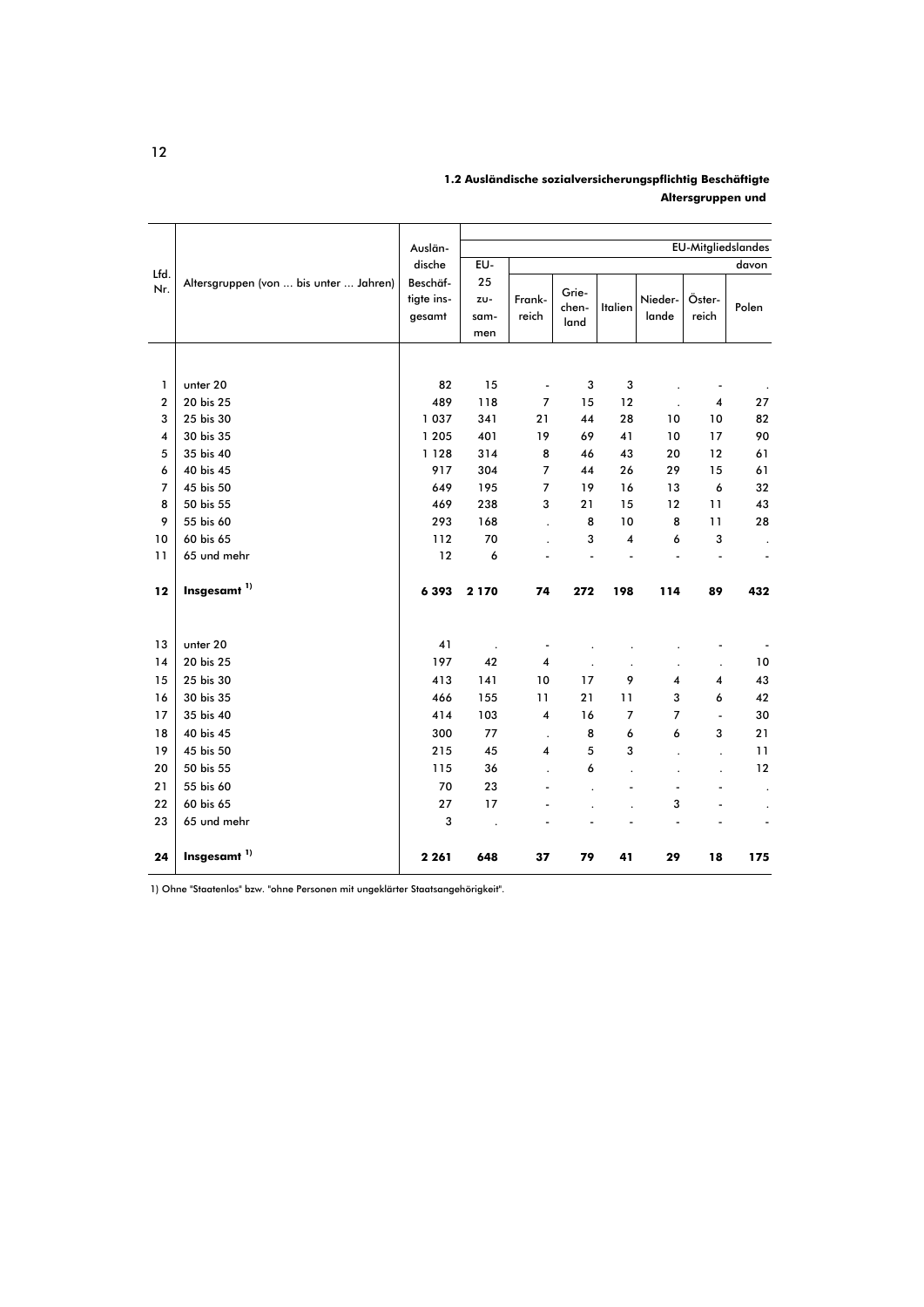### 1.2 Ausländische sozialversicherungspflichtig Beschäftigte
### Altersgruppen und

| Lfd. Nr. | Altersgruppen (von ... bis unter ... Jahren) | Ausländische Beschäftigte insgesamt | EU-25 zusammen | EU-Mitgliedslandes davon | | | | | |
|---|---|---|---|---|---|---|---|---|---|
| | | | | Frankreich | Griechenland | Italien | Niederlande | Österreich | Polen |
| 1 | unter 20 | 82 | 15 | - | 3 | 3 | . | - | . |
| 2 | 20 bis 25 | 489 | 118 | 7 | 15 | 12 | . | 4 | 27 |
| 3 | 25 bis 30 | 1 037 | 341 | 21 | 44 | 28 | 10 | 10 | 82 |
| 4 | 30 bis 35 | 1 205 | 401 | 19 | 69 | 41 | 10 | 17 | 90 |
| 5 | 35 bis 40 | 1 128 | 314 | 8 | 46 | 43 | 20 | 12 | 61 |
| 6 | 40 bis 45 | 917 | 304 | 7 | 44 | 26 | 29 | 15 | 61 |
| 7 | 45 bis 50 | 649 | 195 | 7 | 19 | 16 | 13 | 6 | 32 |
| 8 | 50 bis 55 | 469 | 238 | 3 | 21 | 15 | 12 | 11 | 43 |
| 9 | 55 bis 60 | 293 | 168 | . | 8 | 10 | 8 | 11 | 28 |
| 10 | 60 bis 65 | 112 | 70 | . | 3 | 4 | 6 | 3 | . |
| 11 | 65 und mehr | 12 | 6 | - | - | - | - | - | - |
| 12 | **Insgesamt [1)]** | **6 393** | **2 170** | **74** | **272** | **198** | **114** | **89** | **432** |
| 13 | unter 20 | 41 | . | - | . | . | . | - | - |
| 14 | 20 bis 25 | 197 | 42 | 4 | . | . | . | . | 10 |
| 15 | 25 bis 30 | 413 | 141 | 10 | 17 | 9 | 4 | 4 | 43 |
| 16 | 30 bis 35 | 466 | 155 | 11 | 21 | 11 | 3 | 6 | 42 |
| 17 | 35 bis 40 | 414 | 103 | 4 | 16 | 7 | 7 | - | 30 |
| 18 | 40 bis 45 | 300 | 77 | . | 8 | 6 | 6 | 3 | 21 |
| 19 | 45 bis 50 | 215 | 45 | 4 | 5 | 3 | . | . | 11 |
| 20 | 50 bis 55 | 115 | 36 | . | 6 | . | . | . | 12 |
| 21 | 55 bis 60 | 70 | 23 | - | . | - | - | - | . |
| 22 | 60 bis 65 | 27 | 17 | - | . | . | 3 | - | . |
| 23 | 65 und mehr | 3 | . | - | - | - | - | - | - |
| 24 | **Insgesamt [1)]** | **2 261** | **648** | **37** | **79** | **41** | **29** | **18** | **175** |

1) Ohne "Staatenlos" bzw. "ohne Personen mit ungeklärter Staatsangehörigkeit".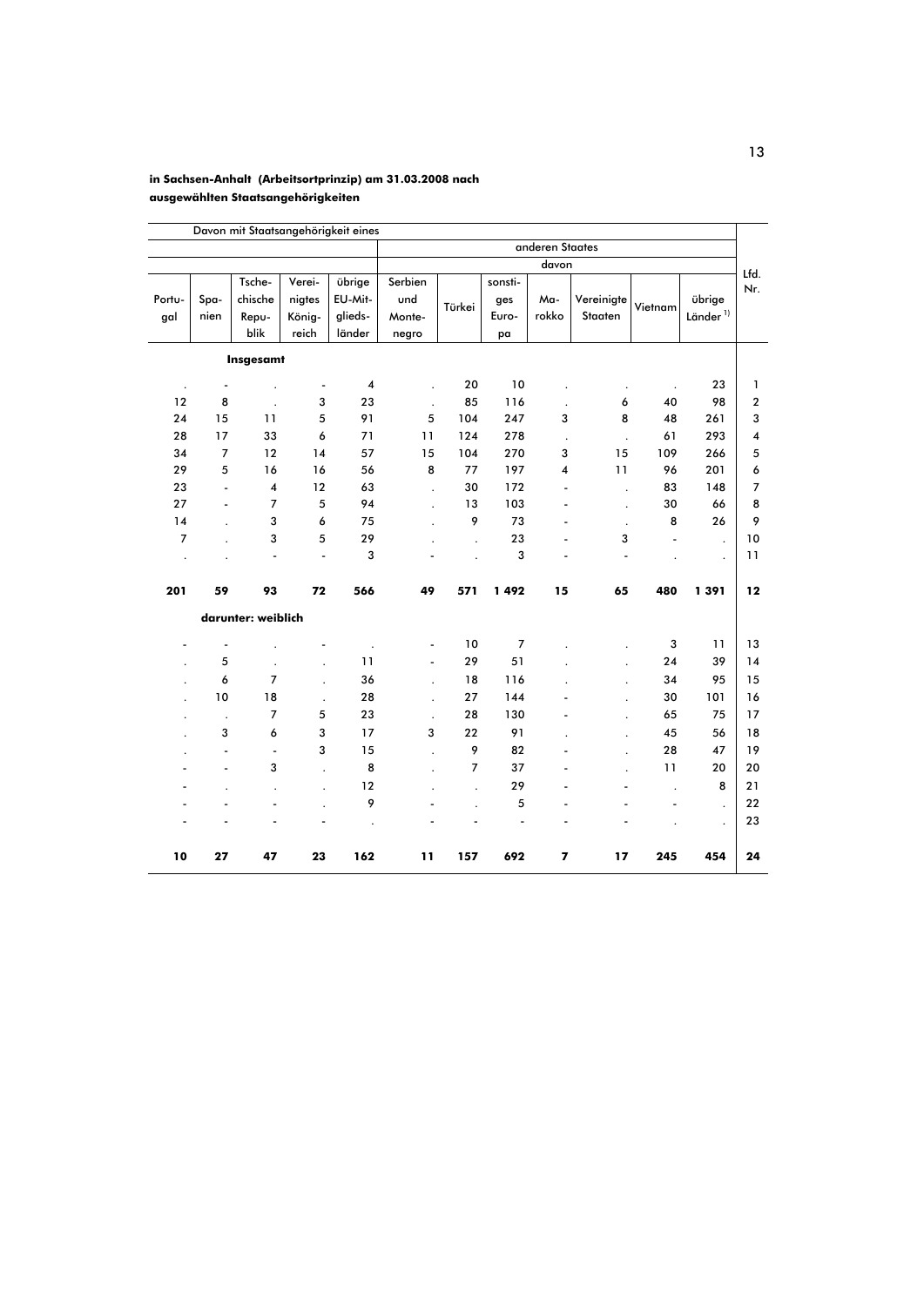**in Sachsen-Anhalt (Arbeitsortprinzip) am 31.03.2008 nach ausgewählten Staatsangehörigkeiten**

| Davon mit Staatsangehörigkeit eines | | | | | | | | | | | | | |
|---|---|---|---|---|---|---|---|---|---|---|---|---|---|
| | | | | | anderen Staates | | | | | | | | |
| | | | | | davon | | | | | | | | Lfd. Nr. |
| Portugal | Spanien | Tschechische Republik | Vereinigtes Königreich | übrige EU-Mitgliedsländer | Serbien und Montenegro | Türkei | sonstiges Europa | Marokko | Vereinigte Staaten | Vietnam | übrige Länder [1] | |
| | **Insgesamt** | | | | | | | | | | | | |
| . | - | . | - | 4 | . | 20 | 10 | . | . | . | 23 | 1 |
| 12 | 8 | . | 3 | 23 | . | 85 | 116 | . | 6 | 40 | 98 | 2 |
| 24 | 15 | 11 | 5 | 91 | 5 | 104 | 247 | 3 | 8 | 48 | 261 | 3 |
| 28 | 17 | 33 | 6 | 71 | 11 | 124 | 278 | . | . | 61 | 293 | 4 |
| 34 | 7 | 12 | 14 | 57 | 15 | 104 | 270 | 3 | 15 | 109 | 266 | 5 |
| 29 | 5 | 16 | 16 | 56 | 8 | 77 | 197 | 4 | 11 | 96 | 201 | 6 |
| 23 | - | 4 | 12 | 63 | . | 30 | 172 | - | . | 83 | 148 | 7 |
| 27 | - | 7 | 5 | 94 | . | 13 | 103 | - | . | 30 | 66 | 8 |
| 14 | . | 3 | 6 | 75 | . | 9 | 73 | - | . | 8 | 26 | 9 |
| 7 | . | 3 | 5 | 29 | . | . | 23 | - | 3 | - | . | 10 |
| . | . | - | - | 3 | - | . | 3 | - | - | . | . | 11 |
| **201** | **59** | **93** | **72** | **566** | **49** | **571** | **1 492** | **15** | **65** | **480** | **1 391** | **12** |
| | **darunter: weiblich** | | | | | | | | | | | | |
| - | - | . | - | . | - | 10 | 7 | . | . | 3 | 11 | 13 |
| . | 5 | . | . | 11 | - | 29 | 51 | . | . | 24 | 39 | 14 |
| . | 6 | 7 | . | 36 | . | 18 | 116 | . | . | 34 | 95 | 15 |
| . | 10 | 18 | . | 28 | . | 27 | 144 | - | . | 30 | 101 | 16 |
| . | . | 7 | 5 | 23 | . | 28 | 130 | - | . | 65 | 75 | 17 |
| . | 3 | 6 | 3 | 17 | 3 | 22 | 91 | . | . | 45 | 56 | 18 |
| . | - | - | 3 | 15 | . | 9 | 82 | - | . | 28 | 47 | 19 |
| - | - | 3 | . | 8 | . | 7 | 37 | - | . | 11 | 20 | 20 |
| - | . | . | . | 12 | . | . | 29 | - | - | . | 8 | 21 |
| - | - | - | . | 9 | - | . | 5 | - | - | - | . | 22 |
| - | - | - | - | . | - | - | - | - | - | . | . | 23 |
| **10** | **27** | **47** | **23** | **162** | **11** | **157** | **692** | **7** | **17** | **245** | **454** | **24** |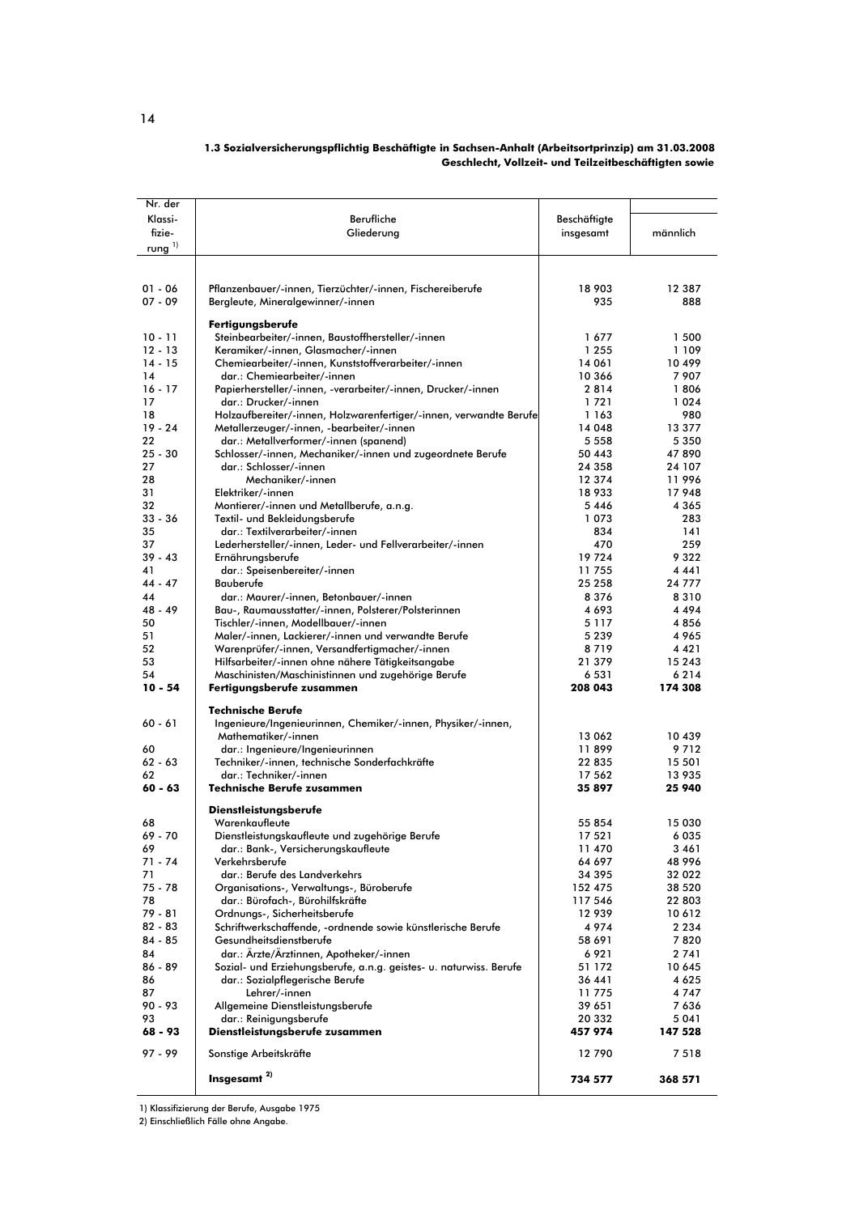**1.3 Sozialversicherungspflichtig Beschäftigte in Sachsen-Anhalt (Arbeitsortprinzip) am 31.03.2008**
**Geschlecht, Vollzeit- und Teilzeitbeschäftigten sowie**

| Nr. der Klassi-fizie-rung [1] | Berufliche Gliederung | Beschäftigte insgesamt | männlich |
|---|---|---|---|
| 01 - 06 | Pflanzenbauer/-innen, Tierzüchter/-innen, Fischereiberufe | 18 903 | 12 387 |
| 07 - 09 | Bergleute, Mineralgewinner/-innen | 935 | 888 |
| | **Fertigungsberufe** | | |
| 10 - 11 | Steinbearbeiter/-innen, Baustoffhersteller/-innen | 1 677 | 1 500 |
| 12 - 13 | Keramiker/-innen, Glasmacher/-innen | 1 255 | 1 109 |
| 14 - 15 | Chemiearbeiter/-innen, Kunststoffverarbeiter/-innen | 14 061 | 10 499 |
| 14 | dar.: Chemiearbeiter/-innen | 10 366 | 7 907 |
| 16 - 17 | Papierhersteller/-innen, -verarbeiter/-innen, Drucker/-innen | 2 814 | 1 806 |
| 17 | dar.: Drucker/-innen | 1 721 | 1 024 |
| 18 | Holzaufbereiter/-innen, Holzwarenfertiger/-innen, verwandte Berufe | 1 163 | 980 |
| 19 - 24 | Metallerzeuger/-innen, -bearbeiter/-innen | 14 048 | 13 377 |
| 22 | dar.: Metallverformer/-innen (spanend) | 5 558 | 5 350 |
| 25 - 30 | Schlosser/-innen, Mechaniker/-innen und zugeordnete Berufe | 50 443 | 47 890 |
| 27 | dar.: Schlosser/-innen | 24 358 | 24 107 |
| 28 | Mechaniker/-innen | 12 374 | 11 996 |
| 31 | Elektriker/-innen | 18 933 | 17 948 |
| 32 | Montierer/-innen und Metallberufe, a.n.g. | 5 446 | 4 365 |
| 33 - 36 | Textil- und Bekleidungsberufe | 1 073 | 283 |
| 35 | dar.: Textilverarbeiter/-innen | 834 | 141 |
| 37 | Lederhersteller/-innen, Leder- und Fellverarbeiter/-innen | 470 | 259 |
| 39 - 43 | Ernährungsberufe | 19 724 | 9 322 |
| 41 | dar.: Speisenbereiter/-innen | 11 755 | 4 441 |
| 44 - 47 | Bauberufe | 25 258 | 24 777 |
| 44 | dar.: Maurer/-innen, Betonbauer/-innen | 8 376 | 8 310 |
| 48 - 49 | Bau-, Raumausstatter/-innen, Polsterer/Polsterinnen | 4 693 | 4 494 |
| 50 | Tischler/-innen, Modellbauer/-innen | 5 117 | 4 856 |
| 51 | Maler/-innen, Lackierer/-innen und verwandte Berufe | 5 239 | 4 965 |
| 52 | Warenprüfer/-innen, Versandfertigmacher/-innen | 8 719 | 4 421 |
| 53 | Hilfsarbeiter/-innen ohne nähere Tätigkeitsangabe | 21 379 | 15 243 |
| 54 | Maschinisten/Maschinistinnen und zugehörige Berufe | 6 531 | 6 214 |
| **10 - 54** | **Fertigungsberufe zusammen** | **208 043** | **174 308** |
| | **Technische Berufe** | | |
| 60 - 61 | Ingenieure/Ingenieurinnen, Chemiker/-innen, Physiker/-innen, Mathematiker/-innen | 13 062 | 10 439 |
| 60 | dar.: Ingenieure/Ingenieurinnen | 11 899 | 9 712 |
| 62 - 63 | Techniker/-innen, technische Sonderfachkräfte | 22 835 | 15 501 |
| 62 | dar.: Techniker/-innen | 17 562 | 13 935 |
| **60 - 63** | **Technische Berufe zusammen** | **35 897** | **25 940** |
| | **Dienstleistungsberufe** | | |
| 68 | Warenkaufleute | 55 854 | 15 030 |
| 69 - 70 | Dienstleistungskaufleute und zugehörige Berufe | 17 521 | 6 035 |
| 69 | dar.: Bank-, Versicherungskaufleute | 11 470 | 3 461 |
| 71 - 74 | Verkehrsberufe | 64 697 | 48 996 |
| 71 | dar.: Berufe des Landverkehrs | 34 395 | 32 022 |
| 75 - 78 | Organisations-, Verwaltungs-, Büroberufe | 152 475 | 38 520 |
| 78 | dar.: Bürofach-, Bürohilfskräfte | 117 546 | 22 803 |
| 79 - 81 | Ordnungs-, Sicherheitsberufe | 12 939 | 10 612 |
| 82 - 83 | Schriftwerkschaffende, -ordnende sowie künstlerische Berufe | 4 974 | 2 234 |
| 84 - 85 | Gesundheitsdienstberufe | 58 691 | 7 820 |
| 84 | dar.: Ärzte/Ärztinnen, Apotheker/-innen | 6 921 | 2 741 |
| 86 - 89 | Sozial- und Erziehungsberufe, a.n.g. geistes- u. naturwiss. Berufe | 51 172 | 10 645 |
| 86 | dar.: Sozialpflegerische Berufe | 36 441 | 4 625 |
| 87 | Lehrer/-innen | 11 775 | 4 747 |
| 90 - 93 | Allgemeine Dienstleistungsberufe | 39 651 | 7 636 |
| 93 | dar.: Reinigungsberufe | 20 332 | 5 041 |
| **68 - 93** | **Dienstleistungsberufe zusammen** | **457 974** | **147 528** |
| 97 - 99 | Sonstige Arbeitskräfte | 12 790 | 7 518 |
| | **Insgesamt [2]** | **734 577** | **368 571** |

1) Klassifizierung der Berufe, Ausgabe 1975
2) Einschließlich Fälle ohne Angabe.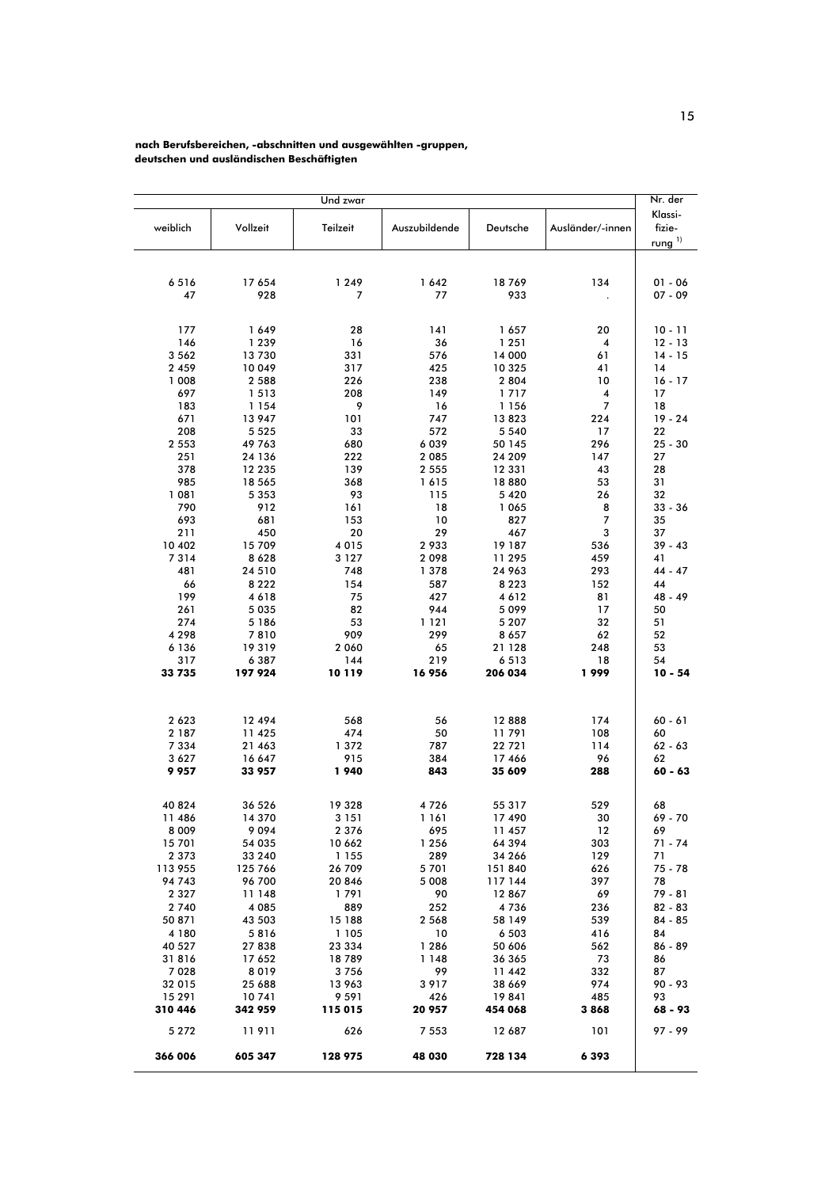**nach Berufsbereichen, -abschnitten und ausgewählten -gruppen, deutschen und ausländischen Beschäftigten**

| | Und zwar | | | | | Nr. der Klassi-fizie-rung [1] |
|---|---|---|---|---|---|---|
| weiblich | Vollzeit | Teilzeit | Auszubildende | Deutsche | Ausländer/-innen | |
| 6 516 | 17 654 | 1 249 | 1 642 | 18 769 | 134 | 01 - 06 |
| 47 | 928 | 7 | 77 | 933 | . | 07 - 09 |
| 177 | 1 649 | 28 | 141 | 1 657 | 20 | 10 - 11 |
| 146 | 1 239 | 16 | 36 | 1 251 | 4 | 12 - 13 |
| 3 562 | 13 730 | 331 | 576 | 14 000 | 61 | 14 - 15 |
| 2 459 | 10 049 | 317 | 425 | 10 325 | 41 | 14 |
| 1 008 | 2 588 | 226 | 238 | 2 804 | 10 | 16 - 17 |
| 697 | 1 513 | 208 | 149 | 1 717 | 4 | 17 |
| 183 | 1 154 | 9 | 16 | 1 156 | 7 | 18 |
| 671 | 13 947 | 101 | 747 | 13 823 | 224 | 19 - 24 |
| 208 | 5 525 | 33 | 572 | 5 540 | 17 | 22 |
| 2 553 | 49 763 | 680 | 6 039 | 50 145 | 296 | 25 - 30 |
| 251 | 24 136 | 222 | 2 085 | 24 209 | 147 | 27 |
| 378 | 12 235 | 139 | 2 555 | 12 331 | 43 | 28 |
| 985 | 18 565 | 368 | 1 615 | 18 880 | 53 | 31 |
| 1 081 | 5 353 | 93 | 115 | 5 420 | 26 | 32 |
| 790 | 912 | 161 | 18 | 1 065 | 8 | 33 - 36 |
| 693 | 681 | 153 | 10 | 827 | 7 | 35 |
| 211 | 450 | 20 | 29 | 467 | 3 | 37 |
| 10 402 | 15 709 | 4 015 | 2 933 | 19 187 | 536 | 39 - 43 |
| 7 314 | 8 628 | 3 127 | 2 098 | 11 295 | 459 | 41 |
| 481 | 24 510 | 748 | 1 378 | 24 963 | 293 | 44 - 47 |
| 66 | 8 222 | 154 | 587 | 8 223 | 152 | 44 |
| 199 | 4 618 | 75 | 427 | 4 612 | 81 | 48 - 49 |
| 261 | 5 035 | 82 | 944 | 5 099 | 17 | 50 |
| 274 | 5 186 | 53 | 1 121 | 5 207 | 32 | 51 |
| 4 298 | 7 810 | 909 | 299 | 8 657 | 62 | 52 |
| 6 136 | 19 319 | 2 060 | 65 | 21 128 | 248 | 53 |
| 317 | 6 387 | 144 | 219 | 6 513 | 18 | 54 |
| **33 735** | **197 924** | **10 119** | **16 956** | **206 034** | **1 999** | **10 - 54** |
| 2 623 | 12 494 | 568 | 56 | 12 888 | 174 | 60 - 61 |
| 2 187 | 11 425 | 474 | 50 | 11 791 | 108 | 60 |
| 7 334 | 21 463 | 1 372 | 787 | 22 721 | 114 | 62 - 63 |
| 3 627 | 16 647 | 915 | 384 | 17 466 | 96 | 62 |
| **9 957** | **33 957** | **1 940** | **843** | **35 609** | **288** | **60 - 63** |
| 40 824 | 36 526 | 19 328 | 4 726 | 55 317 | 529 | 68 |
| 11 486 | 14 370 | 3 151 | 1 161 | 17 490 | 30 | 69 - 70 |
| 8 009 | 9 094 | 2 376 | 695 | 11 457 | 12 | 69 |
| 15 701 | 54 035 | 10 662 | 1 256 | 64 394 | 303 | 71 - 74 |
| 2 373 | 33 240 | 1 155 | 289 | 34 266 | 129 | 71 |
| 113 955 | 125 766 | 26 709 | 5 701 | 151 840 | 626 | 75 - 78 |
| 94 743 | 96 700 | 20 846 | 5 008 | 117 144 | 397 | 78 |
| 2 327 | 11 148 | 1 791 | 90 | 12 867 | 69 | 79 - 81 |
| 2 740 | 4 085 | 889 | 252 | 4 736 | 236 | 82 - 83 |
| 50 871 | 43 503 | 15 188 | 2 568 | 58 149 | 539 | 84 - 85 |
| 4 180 | 5 816 | 1 105 | 10 | 6 503 | 416 | 84 |
| 40 527 | 27 838 | 23 334 | 1 286 | 50 606 | 562 | 86 - 89 |
| 31 816 | 17 652 | 18 789 | 1 148 | 36 365 | 73 | 86 |
| 7 028 | 8 019 | 3 756 | 99 | 11 442 | 332 | 87 |
| 32 015 | 25 688 | 13 963 | 3 917 | 38 669 | 974 | 90 - 93 |
| 15 291 | 10 741 | 9 591 | 426 | 19 841 | 485 | 93 |
| **310 446** | **342 959** | **115 015** | **20 957** | **454 068** | **3 868** | **68 - 93** |
| 5 272 | 11 911 | 626 | 7 553 | 12 687 | 101 | 97 - 99 |
| **366 006** | **605 347** | **128 975** | **48 030** | **728 134** | **6 393** | |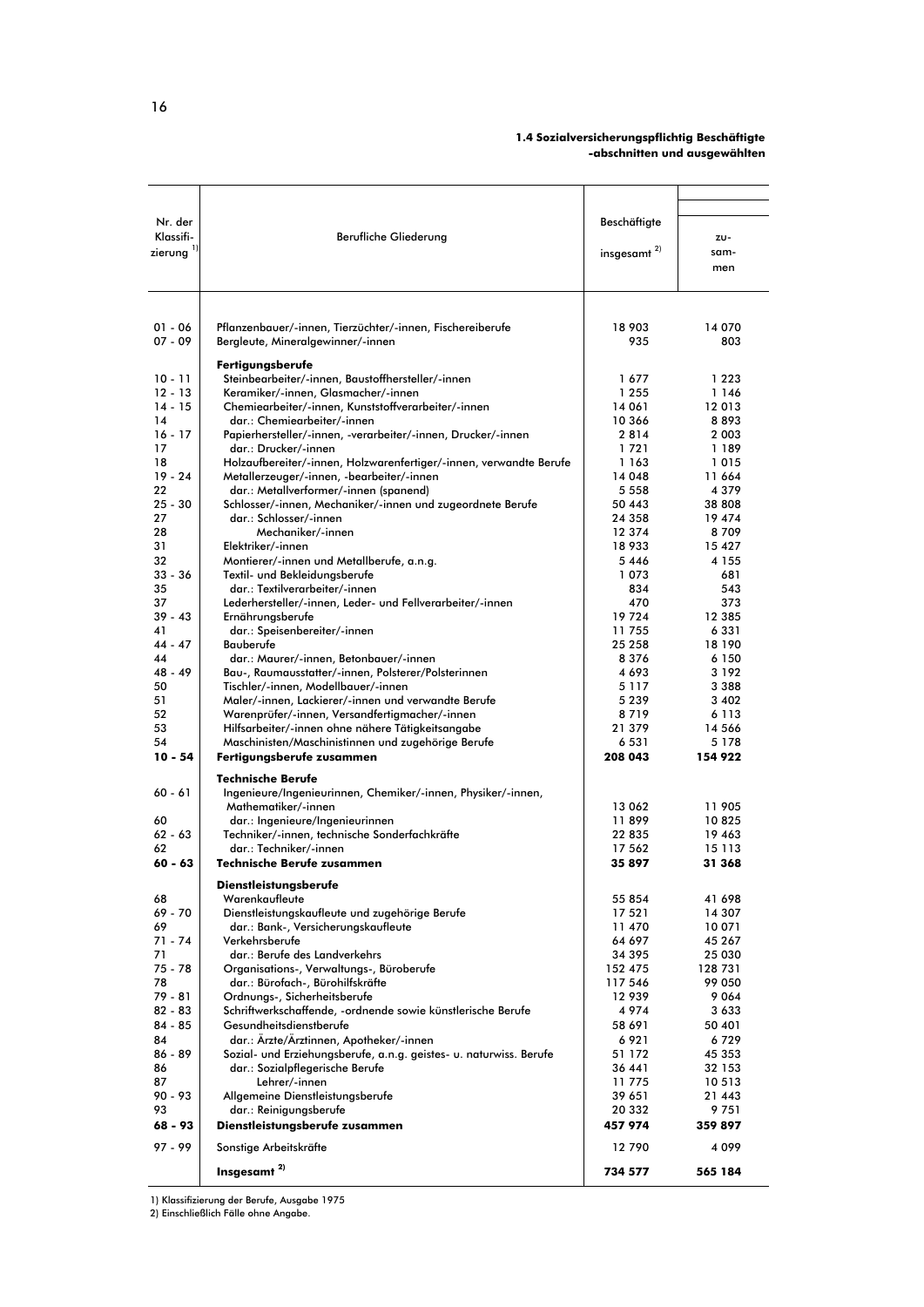**1.4 Sozialversicherungspflichtig Beschäftigte**
**-abschnitten und ausgewählten**

| Nr. der Klassifizierung [1] | Berufliche Gliederung | Beschäftigte insgesamt [2] | zusammen |
|---|---|---|---|
| 01 - 06 | Pflanzenbauer/-innen, Tierzüchter/-innen, Fischereiberufe | 18 903 | 14 070 |
| 07 - 09 | Bergleute, Mineralgewinner/-innen | 935 | 803 |
| | **Fertigungsberufe** | | |
| 10 - 11 | Steinbearbeiter/-innen, Baustoffhersteller/-innen | 1 677 | 1 223 |
| 12 - 13 | Keramiker/-innen, Glasmacher/-innen | 1 255 | 1 146 |
| 14 - 15 | Chemiearbeiter/-innen, Kunststoffverarbeiter/-innen | 14 061 | 12 013 |
| 14 | dar.: Chemiearbeiter/-innen | 10 366 | 8 893 |
| 16 - 17 | Papierhersteller/-innen, -verarbeiter/-innen, Drucker/-innen | 2 814 | 2 003 |
| 17 | dar.: Drucker/-innen | 1 721 | 1 189 |
| 18 | Holzaufbereiter/-innen, Holzwarenfertiger/-innen, verwandte Berufe | 1 163 | 1 015 |
| 19 - 24 | Metallerzeuger/-innen, -bearbeiter/-innen | 14 048 | 11 664 |
| 22 | dar.: Metallverformer/-innen (spanend) | 5 558 | 4 379 |
| 25 - 30 | Schlosser/-innen, Mechaniker/-innen und zugeordnete Berufe | 50 443 | 38 808 |
| 27 | dar.: Schlosser/-innen | 24 358 | 19 474 |
| 28 | Mechaniker/-innen | 12 374 | 8 709 |
| 31 | Elektriker/-innen | 18 933 | 15 427 |
| 32 | Montierer/-innen und Metallberufe, a.n.g. | 5 446 | 4 155 |
| 33 - 36 | Textil- und Bekleidungsberufe | 1 073 | 681 |
| 35 | dar.: Textilverarbeiter/-innen | 834 | 543 |
| 37 | Lederhersteller/-innen, Leder- und Fellverarbeiter/-innen | 470 | 373 |
| 39 - 43 | Ernährungsberufe | 19 724 | 12 385 |
| 41 | dar.: Speisenbereiter/-innen | 11 755 | 6 331 |
| 44 - 47 | Bauberufe | 25 258 | 18 190 |
| 44 | dar.: Maurer/-innen, Betonbauer/-innen | 8 376 | 6 150 |
| 48 - 49 | Bau-, Raumausstatter/-innen, Polsterer/Polsterinnen | 4 693 | 3 192 |
| 50 | Tischler/-innen, Modellbauer/-innen | 5 117 | 3 388 |
| 51 | Maler/-innen, Lackierer/-innen und verwandte Berufe | 5 239 | 3 402 |
| 52 | Warenprüfer/-innen, Versandfertigmacher/-innen | 8 719 | 6 113 |
| 53 | Hilfsarbeiter/-innen ohne nähere Tätigkeitsangabe | 21 379 | 14 566 |
| 54 | Maschinisten/Maschinistinnen und zugehörige Berufe | 6 531 | 5 178 |
| **10 - 54** | **Fertigungsberufe zusammen** | **208 043** | **154 922** |
| | **Technische Berufe** | | |
| 60 - 61 | Ingenieure/Ingenieurinnen, Chemiker/-innen, Physiker/-innen, Mathematiker/-innen | 13 062 | 11 905 |
| 60 | dar.: Ingenieure/Ingenieurinnen | 11 899 | 10 825 |
| 62 - 63 | Techniker/-innen, technische Sonderfachkräfte | 22 835 | 19 463 |
| 62 | dar.: Techniker/-innen | 17 562 | 15 113 |
| **60 - 63** | **Technische Berufe zusammen** | **35 897** | **31 368** |
| | **Dienstleistungsberufe** | | |
| 68 | Warenkaufleute | 55 854 | 41 698 |
| 69 - 70 | Dienstleistungskaufleute und zugehörige Berufe | 17 521 | 14 307 |
| 69 | dar.: Bank-, Versicherungskaufleute | 11 470 | 10 071 |
| 71 - 74 | Verkehrsberufe | 64 697 | 45 267 |
| 71 | dar.: Berufe des Landverkehrs | 34 395 | 25 030 |
| 75 - 78 | Organisations-, Verwaltungs-, Büroberufe | 152 475 | 128 731 |
| 78 | dar.: Bürofach-, Bürohilfskräfte | 117 546 | 99 050 |
| 79 - 81 | Ordnungs-, Sicherheitsberufe | 12 939 | 9 064 |
| 82 - 83 | Schriftwerkschaffende, -ordnende sowie künstlerische Berufe | 4 974 | 3 633 |
| 84 - 85 | Gesundheitsdienstberufe | 58 691 | 50 401 |
| 84 | dar.: Ärzte/Ärztinnen, Apotheker/-innen | 6 921 | 6 729 |
| 86 - 89 | Sozial- und Erziehungsberufe, a.n.g. geistes- u. naturwiss. Berufe | 51 172 | 45 353 |
| 86 | dar.: Sozialpflegerische Berufe | 36 441 | 32 153 |
| 87 | Lehrer/-innen | 11 775 | 10 513 |
| 90 - 93 | Allgemeine Dienstleistungsberufe | 39 651 | 21 443 |
| 93 | dar.: Reinigungsberufe | 20 332 | 9 751 |
| **68 - 93** | **Dienstleistungsberufe zusammen** | **457 974** | **359 897** |
| 97 - 99 | Sonstige Arbeitskräfte | 12 790 | 4 099 |
| | **Insgesamt [2]** | **734 577** | **565 184** |

1) Klassifizierung der Berufe, Ausgabe 1975
2) Einschließlich Fälle ohne Angabe.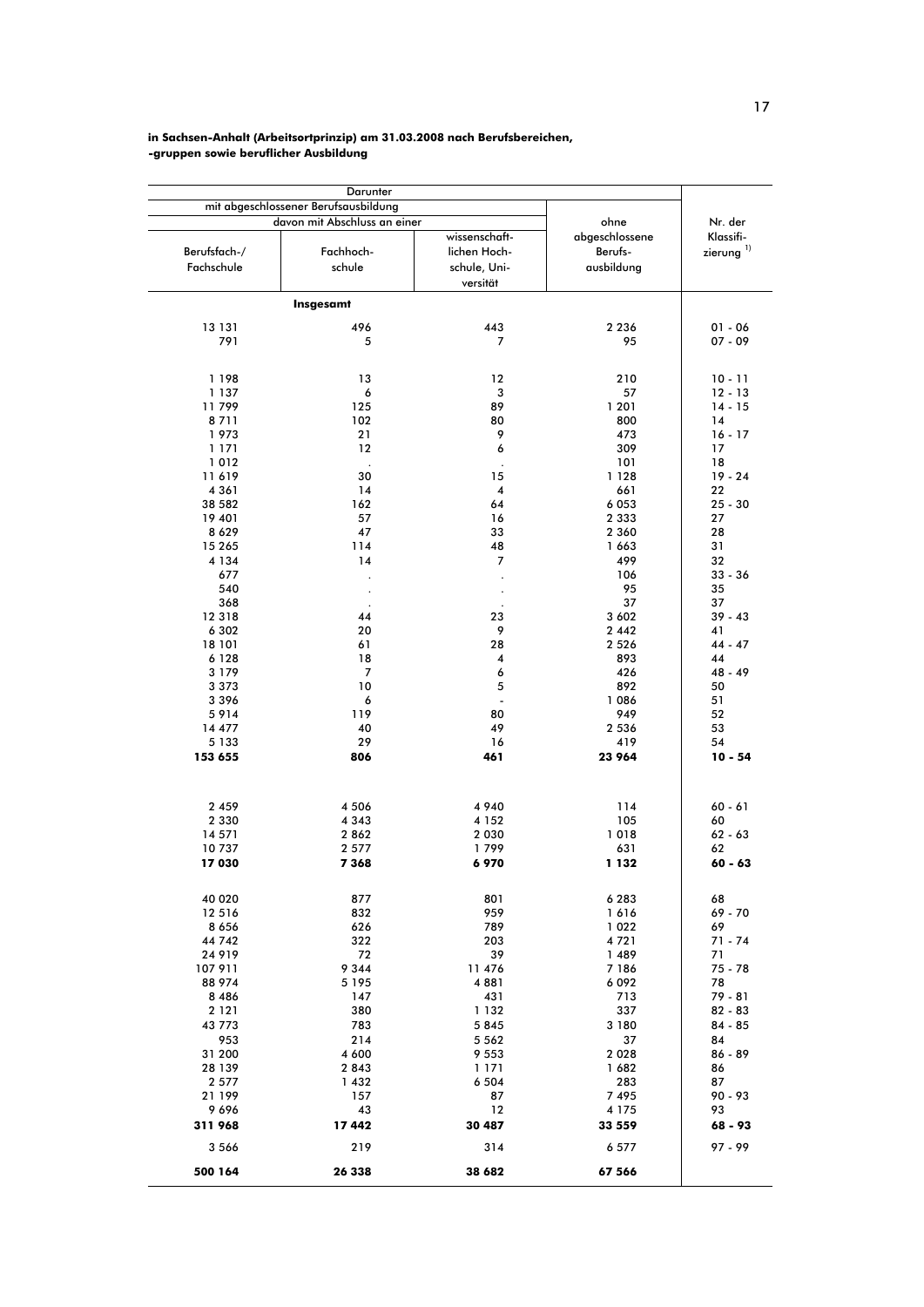**in Sachsen-Anhalt (Arbeitsortprinzip) am 31.03.2008 nach Berufsbereichen, -gruppen sowie beruflicher Ausbildung**

| Darunter | | | | |
|---|---|---|---|---|
| mit abgeschlossener Berufsausbildung | | | | |
| davon mit Abschluss an einer | | | ohne abgeschlossene Berufs-ausbildung | Nr. der Klassifi-zierung [1] |
| Berufsfach-/ Fachschule | Fachhoch-schule | wissenschaft-lichen Hoch-schule, Uni-versität | | |
| **Insgesamt** | | | | |
| 13 131 | 496 | 443 | 2 236 | 01 - 06 |
| 791 | 5 | 7 | 95 | 07 - 09 |
| 1 198 | 13 | 12 | 210 | 10 - 11 |
| 1 137 | 6 | 3 | 57 | 12 - 13 |
| 11 799 | 125 | 89 | 1 201 | 14 - 15 |
| 8 711 | 102 | 80 | 800 | 14 |
| 1 973 | 21 | 9 | 473 | 16 - 17 |
| 1 171 | 12 | 6 | 309 | 17 |
| 1 012 | . | . | 101 | 18 |
| 11 619 | 30 | 15 | 1 128 | 19 - 24 |
| 4 361 | 14 | 4 | 661 | 22 |
| 38 582 | 162 | 64 | 6 053 | 25 - 30 |
| 19 401 | 57 | 16 | 2 333 | 27 |
| 8 629 | 47 | 33 | 2 360 | 28 |
| 15 265 | 114 | 48 | 1 663 | 31 |
| 4 134 | 14 | 7 | 499 | 32 |
| 677 | . | . | 106 | 33 - 36 |
| 540 | . | . | 95 | 35 |
| 368 | . | . | 37 | 37 |
| 12 318 | 44 | 23 | 3 602 | 39 - 43 |
| 6 302 | 20 | 9 | 2 442 | 41 |
| 18 101 | 61 | 28 | 2 526 | 44 - 47 |
| 6 128 | 18 | 4 | 893 | 44 |
| 3 179 | 7 | 6 | 426 | 48 - 49 |
| 3 373 | 10 | 5 | 892 | 50 |
| 3 396 | 6 | - | 1 086 | 51 |
| 5 914 | 119 | 80 | 949 | 52 |
| 14 477 | 40 | 49 | 2 536 | 53 |
| 5 133 | 29 | 16 | 419 | 54 |
| **153 655** | **806** | **461** | **23 964** | **10 - 54** |
| 2 459 | 4 506 | 4 940 | 114 | 60 - 61 |
| 2 330 | 4 343 | 4 152 | 105 | 60 |
| 14 571 | 2 862 | 2 030 | 1 018 | 62 - 63 |
| 10 737 | 2 577 | 1 799 | 631 | 62 |
| **17 030** | **7 368** | **6 970** | **1 132** | **60 - 63** |
| 40 020 | 877 | 801 | 6 283 | 68 |
| 12 516 | 832 | 959 | 1 616 | 69 - 70 |
| 8 656 | 626 | 789 | 1 022 | 69 |
| 44 742 | 322 | 203 | 4 721 | 71 - 74 |
| 24 919 | 72 | 39 | 1 489 | 71 |
| 107 911 | 9 344 | 11 476 | 7 186 | 75 - 78 |
| 88 974 | 5 195 | 4 881 | 6 092 | 78 |
| 8 486 | 147 | 431 | 713 | 79 - 81 |
| 2 121 | 380 | 1 132 | 337 | 82 - 83 |
| 43 773 | 783 | 5 845 | 3 180 | 84 - 85 |
| 953 | 214 | 5 562 | 37 | 84 |
| 31 200 | 4 600 | 9 553 | 2 028 | 86 - 89 |
| 28 139 | 2 843 | 1 171 | 1 682 | 86 |
| 2 577 | 1 432 | 6 504 | 283 | 87 |
| 21 199 | 157 | 87 | 7 495 | 90 - 93 |
| 9 696 | 43 | 12 | 4 175 | 93 |
| **311 968** | **17 442** | **30 487** | **33 559** | **68 - 93** |
| 3 566 | 219 | 314 | 6 577 | 97 - 99 |
| **500 164** | **26 338** | **38 682** | **67 566** | |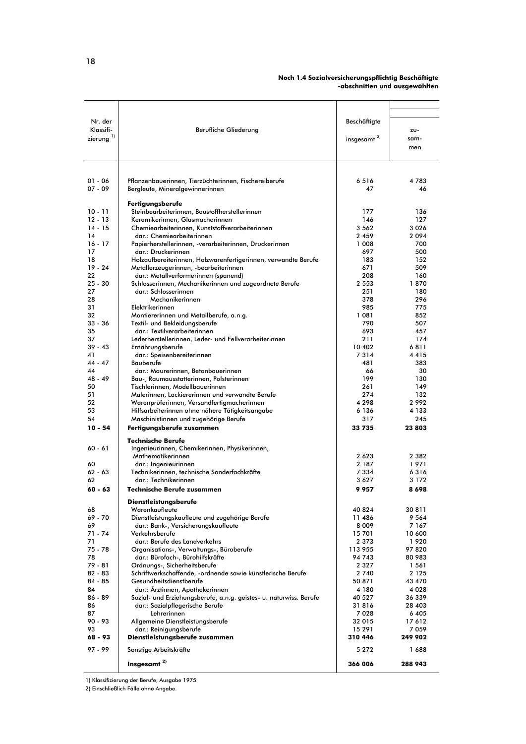**Noch 1.4 Sozialversicherungspflichtig Beschäftigte -abschnitten und ausgewählten**

| Nr. der Klassifizierung [1] | Berufliche Gliederung | Beschäftigte insgesamt [2] | zusammen |
|---|---|---|---|
| 01 - 06 | Pflanzenbauerinnen, Tierzüchterinnen, Fischereiberufe | 6 516 | 4 783 |
| 07 - 09 | Bergleute, Mineralgewinnerinnen | 47 | 46 |
| | **Fertigungsberufe** | | |
| 10 - 11 | Steinbearbeiterinnen, Baustoffherstellerinnen | 177 | 136 |
| 12 - 13 | Keramikerinnen, Glasmacherinnen | 146 | 127 |
| 14 - 15 | Chemiearbeiterinnen, Kunststoffverarbeiterinnen | 3 562 | 3 026 |
| 14 | dar.: Chemiearbeiterinnen | 2 459 | 2 094 |
| 16 - 17 | Papierherstellerinnen, -verarbeiterinnen, Druckerinnen | 1 008 | 700 |
| 17 | dar.: Druckerinnen | 697 | 500 |
| 18 | Holzaufbereiterinnen, Holzwarenfertigerinnen, verwandte Berufe | 183 | 152 |
| 19 - 24 | Metallerzeugerinnen, -bearbeiterinnen | 671 | 509 |
| 22 | dar.: Metallverformerinnen (spanend) | 208 | 160 |
| 25 - 30 | Schlosserinnen, Mechanikerinnen und zugeordnete Berufe | 2 553 | 1 870 |
| 27 | dar.: Schlosserinnen | 251 | 180 |
| 28 | Mechanikerinnen | 378 | 296 |
| 31 | Elektrikerinnen | 985 | 775 |
| 32 | Montiererinnen und Metallberufe, a.n.g. | 1 081 | 852 |
| 33 - 36 | Textil- und Bekleidungsberufe | 790 | 507 |
| 35 | dar.: Textilverarbeiterinnen | 693 | 457 |
| 37 | Lederherstellerinnen, Leder- und Fellverarbeiterinnen | 211 | 174 |
| 39 - 43 | Ernährungsberufe | 10 402 | 6 811 |
| 41 | dar.: Speisenbereiterinnen | 7 314 | 4 415 |
| 44 - 47 | Bauberufe | 481 | 383 |
| 44 | dar.: Maurerinnen, Betonbauerinnen | 66 | 30 |
| 48 - 49 | Bau-, Raumausstatterinnen, Polsterinnen | 199 | 130 |
| 50 | Tischlerinnen, Modellbauerinnen | 261 | 149 |
| 51 | Malerinnen, Lackiererinnen und verwandte Berufe | 274 | 132 |
| 52 | Warenprüferinnen, Versandfertigmacherinnen | 4 298 | 2 992 |
| 53 | Hilfsarbeiterinnen ohne nähere Tätigkeitsangabe | 6 136 | 4 133 |
| 54 | Maschinistinnen und zugehörige Berufe | 317 | 245 |
| **10 - 54** | **Fertigungsberufe zusammen** | **33 735** | **23 803** |
| | **Technische Berufe** | | |
| 60 - 61 | Ingenieurinnen, Chemikerinnen, Physikerinnen, Mathematikerinnen | 2 623 | 2 382 |
| 60 | dar.: Ingenieurinnen | 2 187 | 1 971 |
| 62 - 63 | Technikerinnen, technische Sonderfachkräfte | 7 334 | 6 316 |
| 62 | dar.: Technikerinnen | 3 627 | 3 172 |
| **60 - 63** | **Technische Berufe zusammen** | **9 957** | **8 698** |
| | **Dienstleistungsberufe** | | |
| 68 | Warenkaufleute | 40 824 | 30 811 |
| 69 - 70 | Dienstleistungskaufleute und zugehörige Berufe | 11 486 | 9 564 |
| 69 | dar.: Bank-, Versicherungskaufleute | 8 009 | 7 167 |
| 71 - 74 | Verkehrsberufe | 15 701 | 10 600 |
| 71 | dar.: Berufe des Landverkehrs | 2 373 | 1 920 |
| 75 - 78 | Organisations-, Verwaltungs-, Büroberufe | 113 955 | 97 820 |
| 78 | dar.: Bürofach-, Bürohilfskräfte | 94 743 | 80 983 |
| 79 - 81 | Ordnungs-, Sicherheitsberufe | 2 327 | 1 561 |
| 82 - 83 | Schriftwerkschaffende, -ordnende sowie künstlerische Berufe | 2 740 | 2 125 |
| 84 - 85 | Gesundheitsdienstberufe | 50 871 | 43 470 |
| 84 | dar.: Ärztinnen, Apothekerinnen | 4 180 | 4 028 |
| 86 - 89 | Sozial- und Erziehungsberufe, a.n.g. geistes- u. naturwiss. Berufe | 40 527 | 36 339 |
| 86 | dar.: Sozialpflegerische Berufe | 31 816 | 28 403 |
| 87 | Lehrerinnen | 7 028 | 6 405 |
| 90 - 93 | Allgemeine Dienstleistungsberufe | 32 015 | 17 612 |
| 93 | dar.: Reinigungsberufe | 15 291 | 7 059 |
| **68 - 93** | **Dienstleistungsberufe zusammen** | **310 446** | **249 902** |
| 97 - 99 | Sonstige Arbeitskräfte | 5 272 | 1 688 |
| | **Insgesamt [2]** | **366 006** | **288 943** |

1) Klassifizierung der Berufe, Ausgabe 1975

2) Einschließlich Fälle ohne Angabe.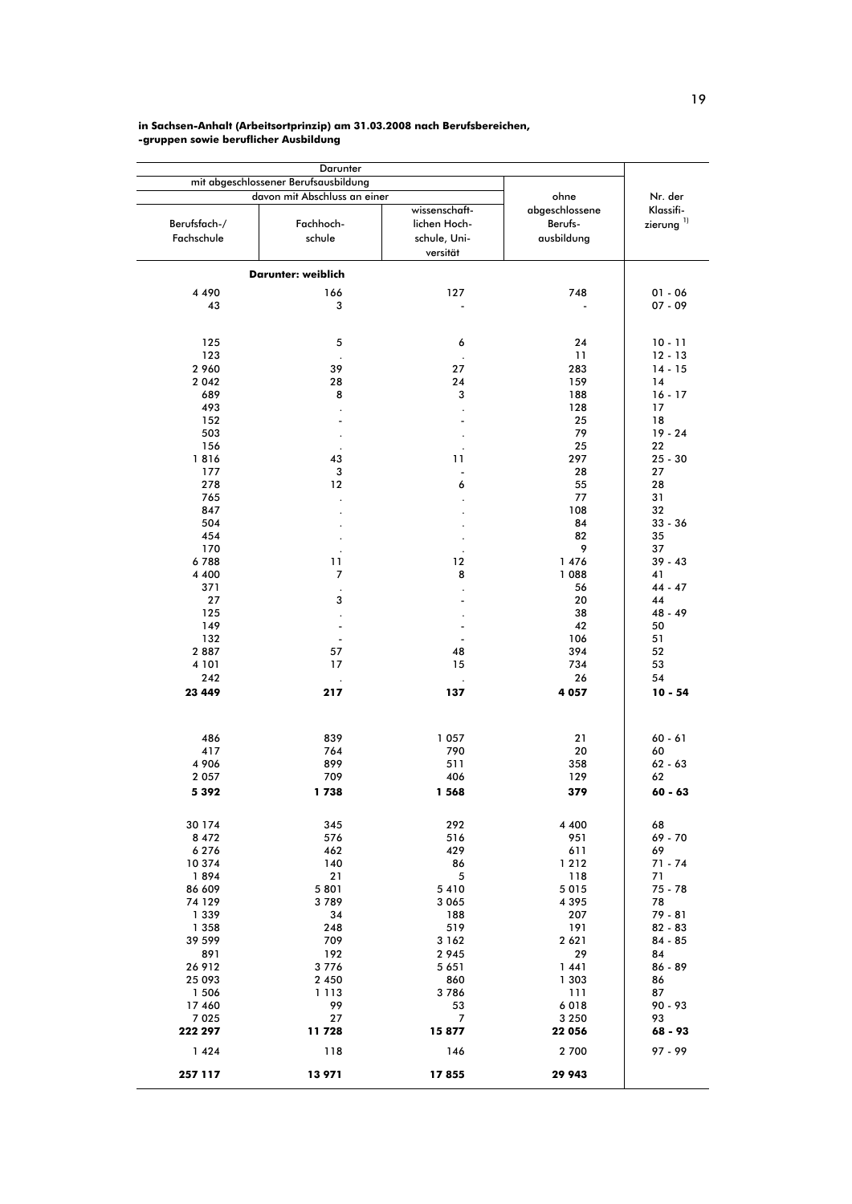**in Sachsen-Anhalt (Arbeitsortprinzip) am 31.03.2008 nach Berufsbereichen, -gruppen sowie beruflicher Ausbildung**

| Darunter | | | | |
|---|---|---|---|---|
| mit abgeschlossener Berufsausbildung | | | | |
| davon mit Abschluss an einer | | | ohne abgeschlossene Berufsausbildung | Nr. der Klassifizierung [1] |
| Berufsfach-/ Fachschule | Fachhochschule | wissenschaftlichen Hochschule, Universität | | |
| **Darunter: weiblich** | | | | |
| 4 490 | 166 | 127 | 748 | 01 - 06 |
| 43 | 3 | - | - | 07 - 09 |
| 125 | 5 | 6 | 24 | 10 - 11 |
| 123 | . | . | 11 | 12 - 13 |
| 2 960 | 39 | 27 | 283 | 14 - 15 |
| 2 042 | 28 | 24 | 159 | 14 |
| 689 | 8 | 3 | 188 | 16 - 17 |
| 493 | . | . | 128 | 17 |
| 152 | - | - | 25 | 18 |
| 503 | . | . | 79 | 19 - 24 |
| 156 | . | . | 25 | 22 |
| 1 816 | 43 | 11 | 297 | 25 - 30 |
| 177 | 3 | - | 28 | 27 |
| 278 | 12 | 6 | 55 | 28 |
| 765 | . | . | 77 | 31 |
| 847 | . | . | 108 | 32 |
| 504 | . | . | 84 | 33 - 36 |
| 454 | . | . | 82 | 35 |
| 170 | . | . | 9 | 37 |
| 6 788 | 11 | 12 | 1 476 | 39 - 43 |
| 4 400 | 7 | 8 | 1 088 | 41 |
| 371 | . | . | 56 | 44 - 47 |
| 27 | 3 | - | 20 | 44 |
| 125 | . | . | 38 | 48 - 49 |
| 149 | - | - | 42 | 50 |
| 132 | - | - | 106 | 51 |
| 2 887 | 57 | 48 | 394 | 52 |
| 4 101 | 17 | 15 | 734 | 53 |
| 242 | . | . | 26 | 54 |
| **23 449** | **217** | **137** | **4 057** | **10 - 54** |
| 486 | 839 | 1 057 | 21 | 60 - 61 |
| 417 | 764 | 790 | 20 | 60 |
| 4 906 | 899 | 511 | 358 | 62 - 63 |
| 2 057 | 709 | 406 | 129 | 62 |
| **5 392** | **1 738** | **1 568** | **379** | **60 - 63** |
| 30 174 | 345 | 292 | 4 400 | 68 |
| 8 472 | 576 | 516 | 951 | 69 - 70 |
| 6 276 | 462 | 429 | 611 | 69 |
| 10 374 | 140 | 86 | 1 212 | 71 - 74 |
| 1 894 | 21 | 5 | 118 | 71 |
| 86 609 | 5 801 | 5 410 | 5 015 | 75 - 78 |
| 74 129 | 3 789 | 3 065 | 4 395 | 78 |
| 1 339 | 34 | 188 | 207 | 79 - 81 |
| 1 358 | 248 | 519 | 191 | 82 - 83 |
| 39 599 | 709 | 3 162 | 2 621 | 84 - 85 |
| 891 | 192 | 2 945 | 29 | 84 |
| 26 912 | 3 776 | 5 651 | 1 441 | 86 - 89 |
| 25 093 | 2 450 | 860 | 1 303 | 86 |
| 1 506 | 1 113 | 3 786 | 111 | 87 |
| 17 460 | 99 | 53 | 6 018 | 90 - 93 |
| 7 025 | 27 | 7 | 3 250 | 93 |
| **222 297** | **11 728** | **15 877** | **22 056** | **68 - 93** |
| 1 424 | 118 | 146 | 2 700 | 97 - 99 |
| **257 117** | **13 971** | **17 855** | **29 943** | |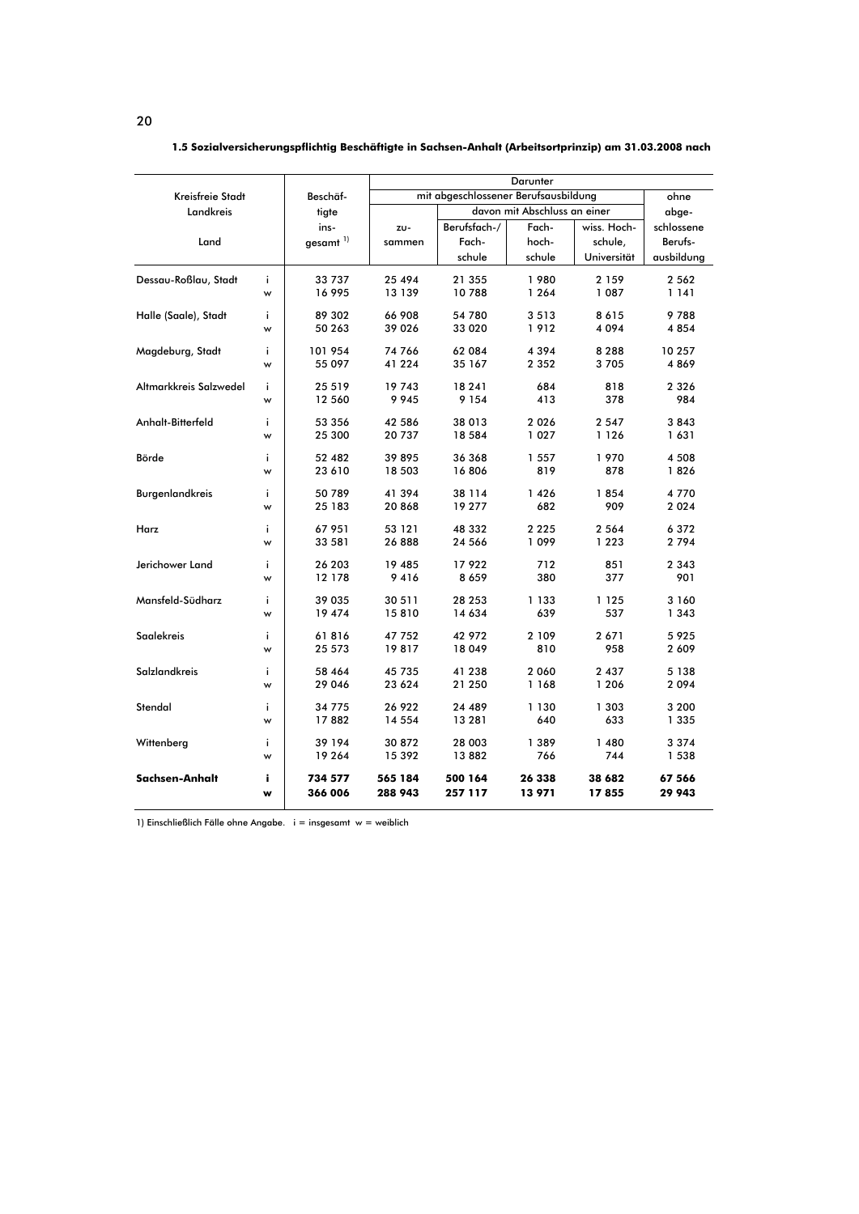**1.5 Sozialversicherungspflichtig Beschäftigte in Sachsen-Anhalt (Arbeitsortprinzip) am 31.03.2008 nach**

| Kreisfreie Stadt Landkreis Land | | Beschäftigte insgesamt [1] | Darunter | | | | |
|---|---|---|---|---|---|---|---|
| | | | mit abgeschlossener Berufsausbildung | | | | ohne abgeschlossene Berufsausbildung |
| | | | zusammen | davon mit Abschluss an einer | | | |
| | | | | Berufsfach-/ Fachschule | Fachhochschule | wiss. Hochschule, Universität | |
| Dessau-Roßlau, Stadt | i | 33 737 | 25 494 | 21 355 | 1 980 | 2 159 | 2 562 |
| | w | 16 995 | 13 139 | 10 788 | 1 264 | 1 087 | 1 141 |
| Halle (Saale), Stadt | i | 89 302 | 66 908 | 54 780 | 3 513 | 8 615 | 9 788 |
| | w | 50 263 | 39 026 | 33 020 | 1 912 | 4 094 | 4 854 |
| Magdeburg, Stadt | i | 101 954 | 74 766 | 62 084 | 4 394 | 8 288 | 10 257 |
| | w | 55 097 | 41 224 | 35 167 | 2 352 | 3 705 | 4 869 |
| Altmarkkreis Salzwedel | i | 25 519 | 19 743 | 18 241 | 684 | 818 | 2 326 |
| | w | 12 560 | 9 945 | 9 154 | 413 | 378 | 984 |
| Anhalt-Bitterfeld | i | 53 356 | 42 586 | 38 013 | 2 026 | 2 547 | 3 843 |
| | w | 25 300 | 20 737 | 18 584 | 1 027 | 1 126 | 1 631 |
| Börde | i | 52 482 | 39 895 | 36 368 | 1 557 | 1 970 | 4 508 |
| | w | 23 610 | 18 503 | 16 806 | 819 | 878 | 1 826 |
| Burgenlandkreis | i | 50 789 | 41 394 | 38 114 | 1 426 | 1 854 | 4 770 |
| | w | 25 183 | 20 868 | 19 277 | 682 | 909 | 2 024 |
| Harz | i | 67 951 | 53 121 | 48 332 | 2 225 | 2 564 | 6 372 |
| | w | 33 581 | 26 888 | 24 566 | 1 099 | 1 223 | 2 794 |
| Jerichower Land | i | 26 203 | 19 485 | 17 922 | 712 | 851 | 2 343 |
| | w | 12 178 | 9 416 | 8 659 | 380 | 377 | 901 |
| Mansfeld-Südharz | i | 39 035 | 30 511 | 28 253 | 1 133 | 1 125 | 3 160 |
| | w | 19 474 | 15 810 | 14 634 | 639 | 537 | 1 343 |
| Saalekreis | i | 61 816 | 47 752 | 42 972 | 2 109 | 2 671 | 5 925 |
| | w | 25 573 | 19 817 | 18 049 | 810 | 958 | 2 609 |
| Salzlandkreis | i | 58 464 | 45 735 | 41 238 | 2 060 | 2 437 | 5 138 |
| | w | 29 046 | 23 624 | 21 250 | 1 168 | 1 206 | 2 094 |
| Stendal | i | 34 775 | 26 922 | 24 489 | 1 130 | 1 303 | 3 200 |
| | w | 17 882 | 14 554 | 13 281 | 640 | 633 | 1 335 |
| Wittenberg | i | 39 194 | 30 872 | 28 003 | 1 389 | 1 480 | 3 374 |
| | w | 19 264 | 15 392 | 13 882 | 766 | 744 | 1 538 |
| **Sachsen-Anhalt** | **i** | **734 577** | **565 184** | **500 164** | **26 338** | **38 682** | **67 566** |
| | **w** | **366 006** | **288 943** | **257 117** | **13 971** | **17 855** | **29 943** |

1) Einschließlich Fälle ohne Angabe. i = insgesamt w = weiblich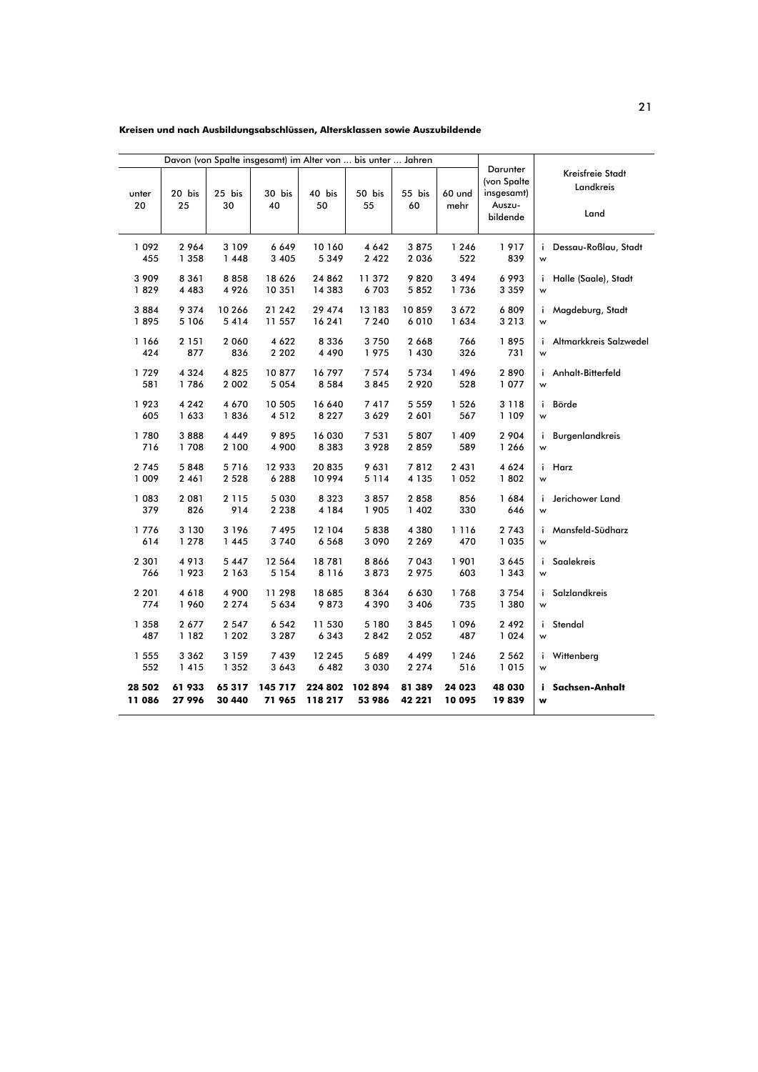**Kreisen und nach Ausbildungsabschlüssen, Altersklassen sowie Auszubildende**

| Davon (von Spalte insgesamt) im Alter von ... bis unter ... Jahren | | | | | | | | Darunter (von Spalte insgesamt) Auszu- bildende | | Kreisfreie Stadt Landkreis Land |
|---|---|---|---|---|---|---|---|---|---|---|
| unter 20 | 20 bis 25 | 25 bis 30 | 30 bis 40 | 40 bis 50 | 50 bis 55 | 55 bis 60 | 60 und mehr | | | |
| 1 092 | 2 964 | 3 109 | 6 649 | 10 160 | 4 642 | 3 875 | 1 246 | 1 917 | i | Dessau-Roßlau, Stadt |
| 455 | 1 358 | 1 448 | 3 405 | 5 349 | 2 422 | 2 036 | 522 | 839 | w | |
| 3 909 | 8 361 | 8 858 | 18 626 | 24 862 | 11 372 | 9 820 | 3 494 | 6 993 | i | Halle (Saale), Stadt |
| 1 829 | 4 483 | 4 926 | 10 351 | 14 383 | 6 703 | 5 852 | 1 736 | 3 359 | w | |
| 3 884 | 9 374 | 10 266 | 21 242 | 29 474 | 13 183 | 10 859 | 3 672 | 6 809 | i | Magdeburg, Stadt |
| 1 895 | 5 106 | 5 414 | 11 557 | 16 241 | 7 240 | 6 010 | 1 634 | 3 213 | w | |
| 1 166 | 2 151 | 2 060 | 4 622 | 8 336 | 3 750 | 2 668 | 766 | 1 895 | i | Altmarkkreis Salzwedel |
| 424 | 877 | 836 | 2 202 | 4 490 | 1 975 | 1 430 | 326 | 731 | w | |
| 1 729 | 4 324 | 4 825 | 10 877 | 16 797 | 7 574 | 5 734 | 1 496 | 2 890 | i | Anhalt-Bitterfeld |
| 581 | 1 786 | 2 002 | 5 054 | 8 584 | 3 845 | 2 920 | 528 | 1 077 | w | |
| 1 923 | 4 242 | 4 670 | 10 505 | 16 640 | 7 417 | 5 559 | 1 526 | 3 118 | i | Börde |
| 605 | 1 633 | 1 836 | 4 512 | 8 227 | 3 629 | 2 601 | 567 | 1 109 | w | |
| 1 780 | 3 888 | 4 449 | 9 895 | 16 030 | 7 531 | 5 807 | 1 409 | 2 904 | i | Burgenlandkreis |
| 716 | 1 708 | 2 100 | 4 900 | 8 383 | 3 928 | 2 859 | 589 | 1 266 | w | |
| 2 745 | 5 848 | 5 716 | 12 933 | 20 835 | 9 631 | 7 812 | 2 431 | 4 624 | i | Harz |
| 1 009 | 2 461 | 2 528 | 6 288 | 10 994 | 5 114 | 4 135 | 1 052 | 1 802 | w | |
| 1 083 | 2 081 | 2 115 | 5 030 | 8 323 | 3 857 | 2 858 | 856 | 1 684 | i | Jerichower Land |
| 379 | 826 | 914 | 2 238 | 4 184 | 1 905 | 1 402 | 330 | 646 | w | |
| 1 776 | 3 130 | 3 196 | 7 495 | 12 104 | 5 838 | 4 380 | 1 116 | 2 743 | i | Mansfeld-Südharz |
| 614 | 1 278 | 1 445 | 3 740 | 6 568 | 3 090 | 2 269 | 470 | 1 035 | w | |
| 2 301 | 4 913 | 5 447 | 12 564 | 18 781 | 8 866 | 7 043 | 1 901 | 3 645 | i | Saalekreis |
| 766 | 1 923 | 2 163 | 5 154 | 8 116 | 3 873 | 2 975 | 603 | 1 343 | w | |
| 2 201 | 4 618 | 4 900 | 11 298 | 18 685 | 8 364 | 6 630 | 1 768 | 3 754 | i | Salzlandkreis |
| 774 | 1 960 | 2 274 | 5 634 | 9 873 | 4 390 | 3 406 | 735 | 1 380 | w | |
| 1 358 | 2 677 | 2 547 | 6 542 | 11 530 | 5 180 | 3 845 | 1 096 | 2 492 | i | Stendal |
| 487 | 1 182 | 1 202 | 3 287 | 6 343 | 2 842 | 2 052 | 487 | 1 024 | w | |
| 1 555 | 3 362 | 3 159 | 7 439 | 12 245 | 5 689 | 4 499 | 1 246 | 2 562 | i | Wittenberg |
| 552 | 1 415 | 1 352 | 3 643 | 6 482 | 3 030 | 2 274 | 516 | 1 015 | w | |
| **28 502** | **61 933** | **65 317** | **145 717** | **224 802** | **102 894** | **81 389** | **24 023** | **48 030** | **i** | **Sachsen-Anhalt** |
| **11 086** | **27 996** | **30 440** | **71 965** | **118 217** | **53 986** | **42 221** | **10 095** | **19 839** | **w** | |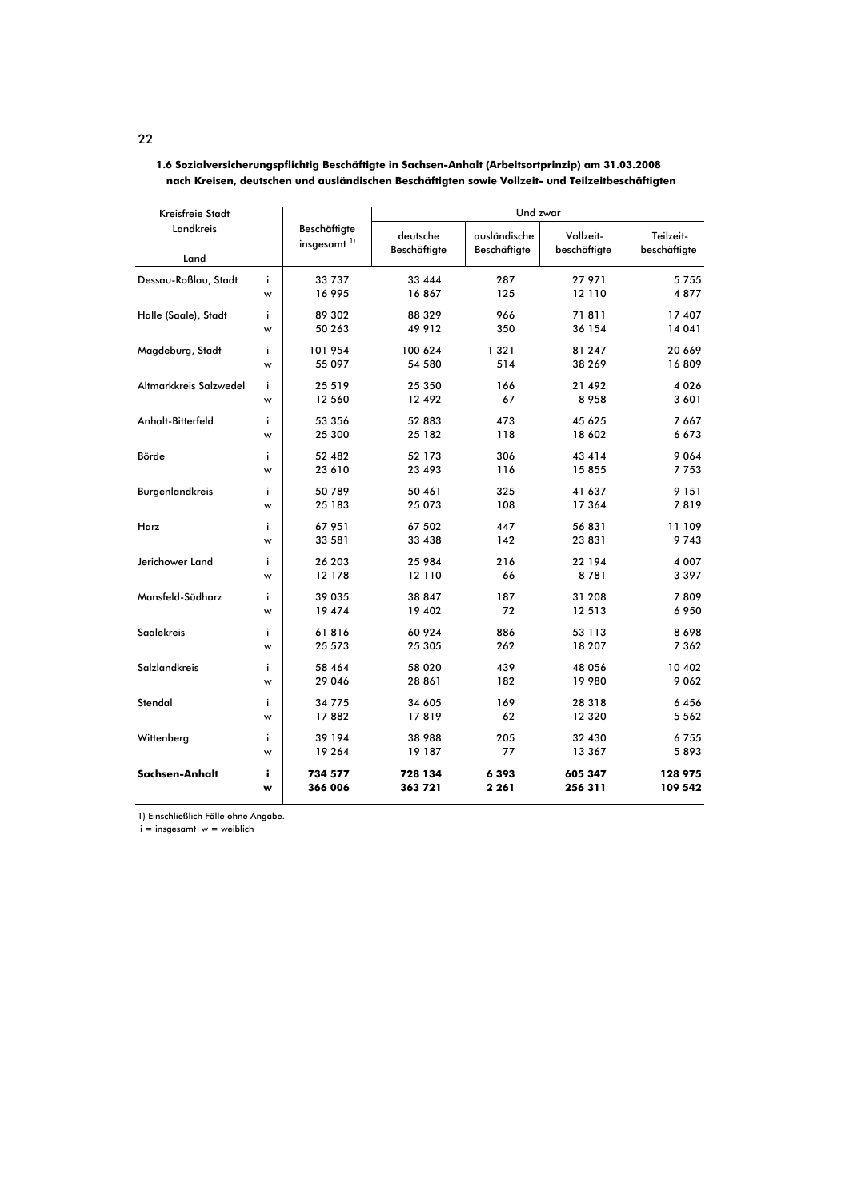**1.6 Sozialversicherungspflichtig Beschäftigte in Sachsen-Anhalt (Arbeitsortprinzip) am 31.03.2008 nach Kreisen, deutschen und ausländischen Beschäftigten sowie Vollzeit- und Teilzeitbeschäftigten**

| Kreisfreie Stadt<br>Landkreis<br><br>Land | | Beschäftigte insgesamt [1] | Und zwar | | | |
|---|---|---|---|---|---|---|
| | | | deutsche Beschäftigte | ausländische Beschäftigte | Vollzeit- beschäftigte | Teilzeit- beschäftigte |
| Dessau-Roßlau, Stadt | i | 33 737 | 33 444 | 287 | 27 971 | 5 755 |
| | w | 16 995 | 16 867 | 125 | 12 110 | 4 877 |
| Halle (Saale), Stadt | i | 89 302 | 88 329 | 966 | 71 811 | 17 407 |
| | w | 50 263 | 49 912 | 350 | 36 154 | 14 041 |
| Magdeburg, Stadt | i | 101 954 | 100 624 | 1 321 | 81 247 | 20 669 |
| | w | 55 097 | 54 580 | 514 | 38 269 | 16 809 |
| Altmarkkreis Salzwedel | i | 25 519 | 25 350 | 166 | 21 492 | 4 026 |
| | w | 12 560 | 12 492 | 67 | 8 958 | 3 601 |
| Anhalt-Bitterfeld | i | 53 356 | 52 883 | 473 | 45 625 | 7 667 |
| | w | 25 300 | 25 182 | 118 | 18 602 | 6 673 |
| Börde | i | 52 482 | 52 173 | 306 | 43 414 | 9 064 |
| | w | 23 610 | 23 493 | 116 | 15 855 | 7 753 |
| Burgenlandkreis | i | 50 789 | 50 461 | 325 | 41 637 | 9 151 |
| | w | 25 183 | 25 073 | 108 | 17 364 | 7 819 |
| Harz | i | 67 951 | 67 502 | 447 | 56 831 | 11 109 |
| | w | 33 581 | 33 438 | 142 | 23 831 | 9 743 |
| Jerichower Land | i | 26 203 | 25 984 | 216 | 22 194 | 4 007 |
| | w | 12 178 | 12 110 | 66 | 8 781 | 3 397 |
| Mansfeld-Südharz | i | 39 035 | 38 847 | 187 | 31 208 | 7 809 |
| | w | 19 474 | 19 402 | 72 | 12 513 | 6 950 |
| Saalekreis | i | 61 816 | 60 924 | 886 | 53 113 | 8 698 |
| | w | 25 573 | 25 305 | 262 | 18 207 | 7 362 |
| Salzlandkreis | i | 58 464 | 58 020 | 439 | 48 056 | 10 402 |
| | w | 29 046 | 28 861 | 182 | 19 980 | 9 062 |
| Stendal | i | 34 775 | 34 605 | 169 | 28 318 | 6 456 |
| | w | 17 882 | 17 819 | 62 | 12 320 | 5 562 |
| Wittenberg | i | 39 194 | 38 988 | 205 | 32 430 | 6 755 |
| | w | 19 264 | 19 187 | 77 | 13 367 | 5 893 |
| **Sachsen-Anhalt** | **i** | **734 577** | **728 134** | **6 393** | **605 347** | **128 975** |
| | **w** | **366 006** | **363 721** | **2 261** | **256 311** | **109 542** |

1) Einschließlich Fälle ohne Angabe.
i = insgesamt w = weiblich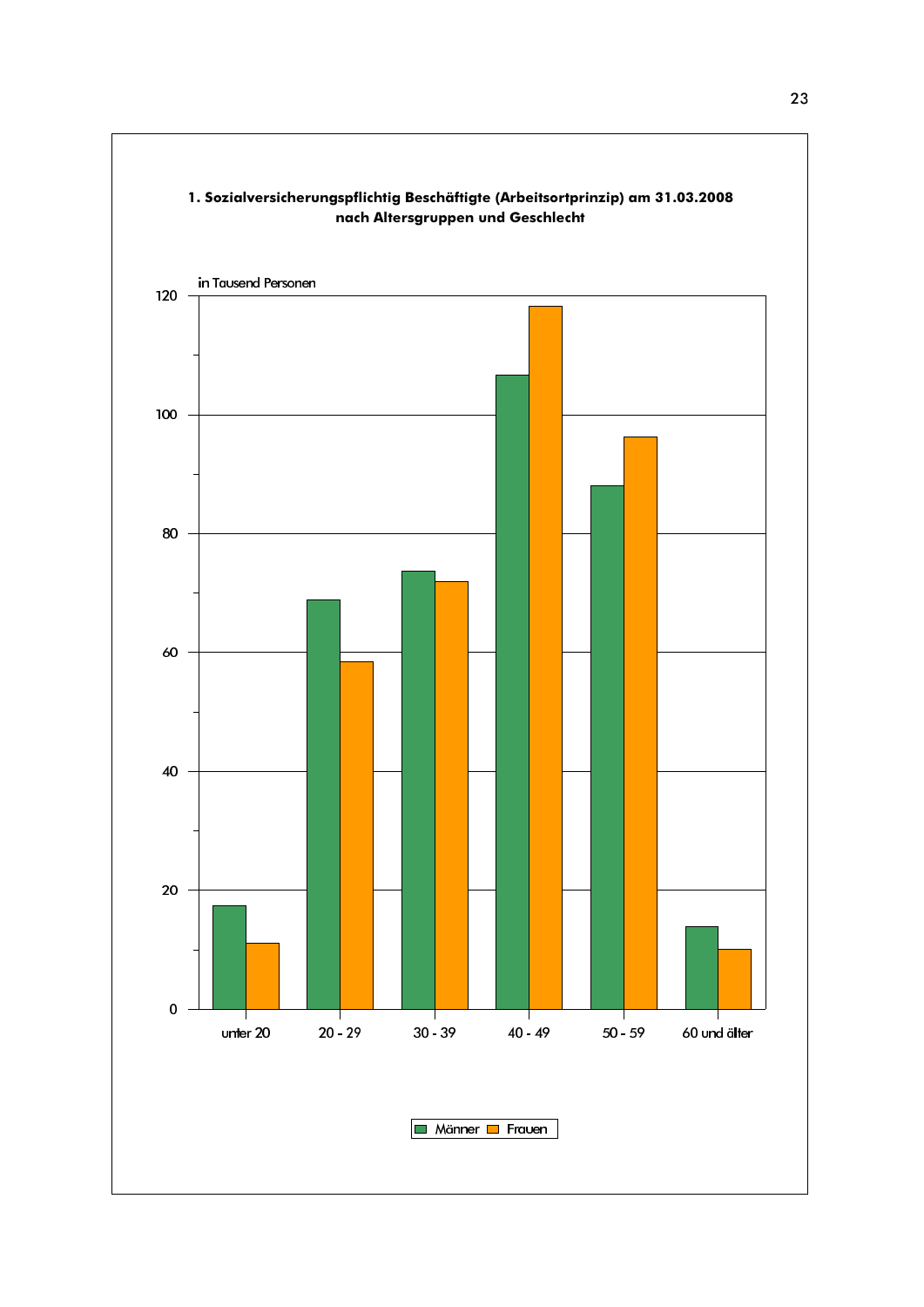**1. Sozialversicherungspflichtig Beschäftigte (Arbeitsortprinzip) am 31.03.2008 nach Altersgruppen und Geschlecht**

in Tausend Personen

120

100

80

60

40

20

0

unter 20 | 20 - 29 | 30 - 39 | 40 - 49 | 50 - 59 | 60 und älter

Männer | Frauen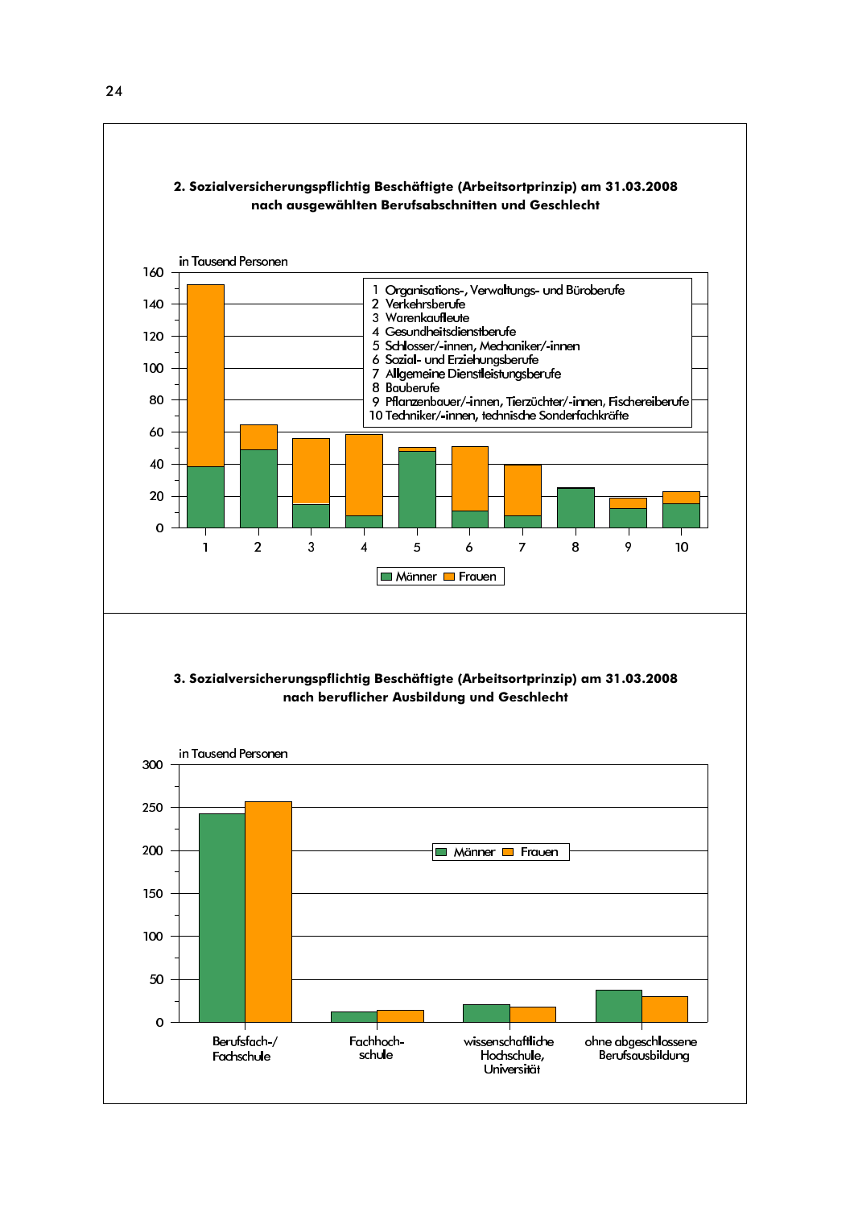## 2. Sozialversicherungspflichtig Beschäftigte (Arbeitsortprinzip) am 31.03.2008 nach ausgewählten Berufsabschnitten und Geschlecht

in Tausend Personen

1 Organisations-, Verwaltungs- und Büroberufe
2 Verkehrsberufe
3 Warenkaufleute
4 Gesundheitsdienstberufe
5 Schlosser/-innen, Mechaniker/-innen
6 Sozial- und Erziehungsberufe
7 Allgemeine Dienstleistungsberufe
8 Bauberufe
9 Pflanzenbauer/-innen, Tierzüchter/-innen, Fischereiberufe
10 Techniker/-innen, technische Sonderfachkräfte

Männer | Frauen

## 3. Sozialversicherungspflichtig Beschäftigte (Arbeitsortprinzip) am 31.03.2008 nach beruflicher Ausbildung und Geschlecht

in Tausend Personen

Männer | Frauen

Berufsfach-/Fachschule | Fachhochschule | wissenschaftliche Hochschule, Universität | ohne abgeschlossene Berufsausbildung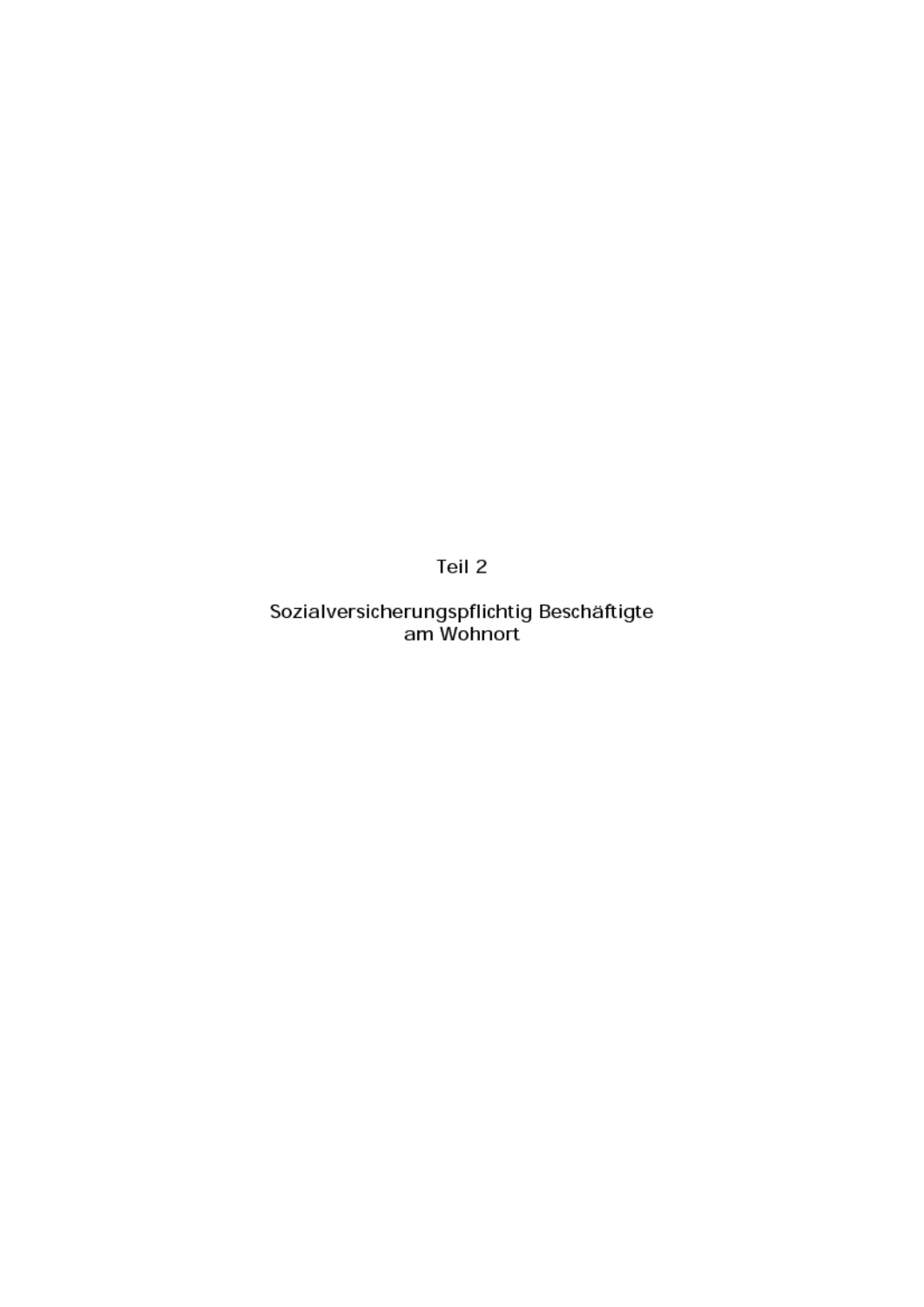# Teil 2

## Sozialversicherungspflichtig Beschäftigte am Wohnort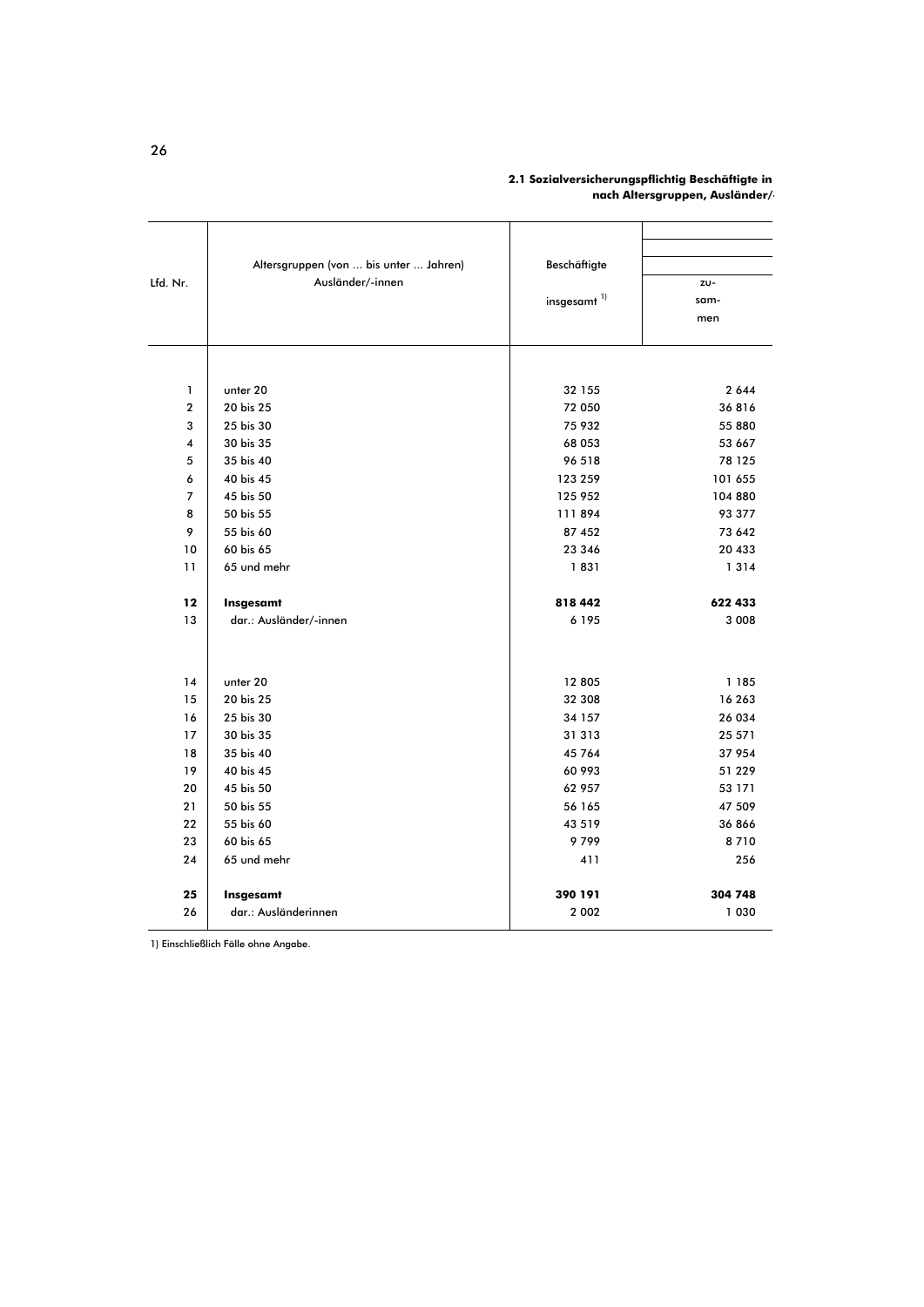**2.1 Sozialversicherungspflichtig Beschäftigte in**
**nach Altersgruppen, Ausländer/**

| Lfd. Nr. | Altersgruppen (von ... bis unter ... Jahren) Ausländer/-innen | Beschäftigte insgesamt [1] | zu-sam-men |
|---|---|---|---|
| 1 | unter 20 | 32 155 | 2 644 |
| 2 | 20 bis 25 | 72 050 | 36 816 |
| 3 | 25 bis 30 | 75 932 | 55 880 |
| 4 | 30 bis 35 | 68 053 | 53 667 |
| 5 | 35 bis 40 | 96 518 | 78 125 |
| 6 | 40 bis 45 | 123 259 | 101 655 |
| 7 | 45 bis 50 | 125 952 | 104 880 |
| 8 | 50 bis 55 | 111 894 | 93 377 |
| 9 | 55 bis 60 | 87 452 | 73 642 |
| 10 | 60 bis 65 | 23 346 | 20 433 |
| 11 | 65 und mehr | 1 831 | 1 314 |
| **12** | **Insgesamt** | **818 442** | **622 433** |
| 13 | dar.: Ausländer/-innen | 6 195 | 3 008 |
| 14 | unter 20 | 12 805 | 1 185 |
| 15 | 20 bis 25 | 32 308 | 16 263 |
| 16 | 25 bis 30 | 34 157 | 26 034 |
| 17 | 30 bis 35 | 31 313 | 25 571 |
| 18 | 35 bis 40 | 45 764 | 37 954 |
| 19 | 40 bis 45 | 60 993 | 51 229 |
| 20 | 45 bis 50 | 62 957 | 53 171 |
| 21 | 50 bis 55 | 56 165 | 47 509 |
| 22 | 55 bis 60 | 43 519 | 36 866 |
| 23 | 60 bis 65 | 9 799 | 8 710 |
| 24 | 65 und mehr | 411 | 256 |
| **25** | **Insgesamt** | **390 191** | **304 748** |
| 26 | dar.: Ausländerinnen | 2 002 | 1 030 |

1) Einschließlich Fälle ohne Angabe.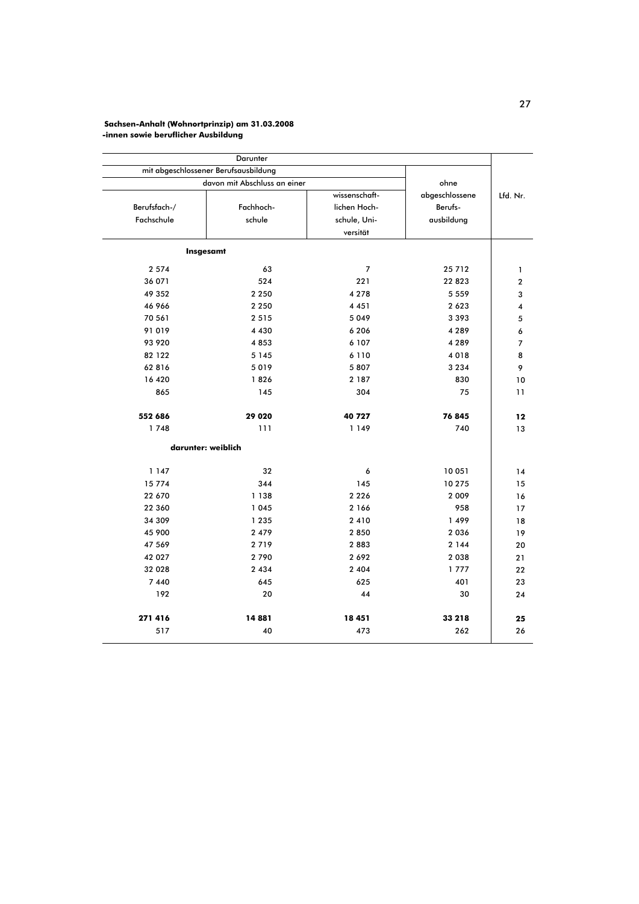**Sachsen-Anhalt (Wohnortprinzip) am 31.03.2008**
**-innen sowie beruflicher Ausbildung**

| Darunter | | | | |
|---|---|---|---|---|
| mit abgeschlossener Berufsausbildung | | | ohne abgeschlossene Berufsausbildung | Lfd. Nr. |
| davon mit Abschluss an einer | | | | |
| Berufsfach-/ Fachschule | Fachhochschule | wissenschaftlichen Hochschule, Universität | | |
| **Insgesamt** | | | | |
| 2 574 | 63 | 7 | 25 712 | 1 |
| 36 071 | 524 | 221 | 22 823 | 2 |
| 49 352 | 2 250 | 4 278 | 5 559 | 3 |
| 46 966 | 2 250 | 4 451 | 2 623 | 4 |
| 70 561 | 2 515 | 5 049 | 3 393 | 5 |
| 91 019 | 4 430 | 6 206 | 4 289 | 6 |
| 93 920 | 4 853 | 6 107 | 4 289 | 7 |
| 82 122 | 5 145 | 6 110 | 4 018 | 8 |
| 62 816 | 5 019 | 5 807 | 3 234 | 9 |
| 16 420 | 1 826 | 2 187 | 830 | 10 |
| 865 | 145 | 304 | 75 | 11 |
| **552 686** | **29 020** | **40 727** | **76 845** | **12** |
| 1 748 | 111 | 1 149 | 740 | 13 |
| **darunter: weiblich** | | | | |
| 1 147 | 32 | 6 | 10 051 | 14 |
| 15 774 | 344 | 145 | 10 275 | 15 |
| 22 670 | 1 138 | 2 226 | 2 009 | 16 |
| 22 360 | 1 045 | 2 166 | 958 | 17 |
| 34 309 | 1 235 | 2 410 | 1 499 | 18 |
| 45 900 | 2 479 | 2 850 | 2 036 | 19 |
| 47 569 | 2 719 | 2 883 | 2 144 | 20 |
| 42 027 | 2 790 | 2 692 | 2 038 | 21 |
| 32 028 | 2 434 | 2 404 | 1 777 | 22 |
| 7 440 | 645 | 625 | 401 | 23 |
| 192 | 20 | 44 | 30 | 24 |
| **271 416** | **14 881** | **18 451** | **33 218** | **25** |
| 517 | 40 | 473 | 262 | 26 |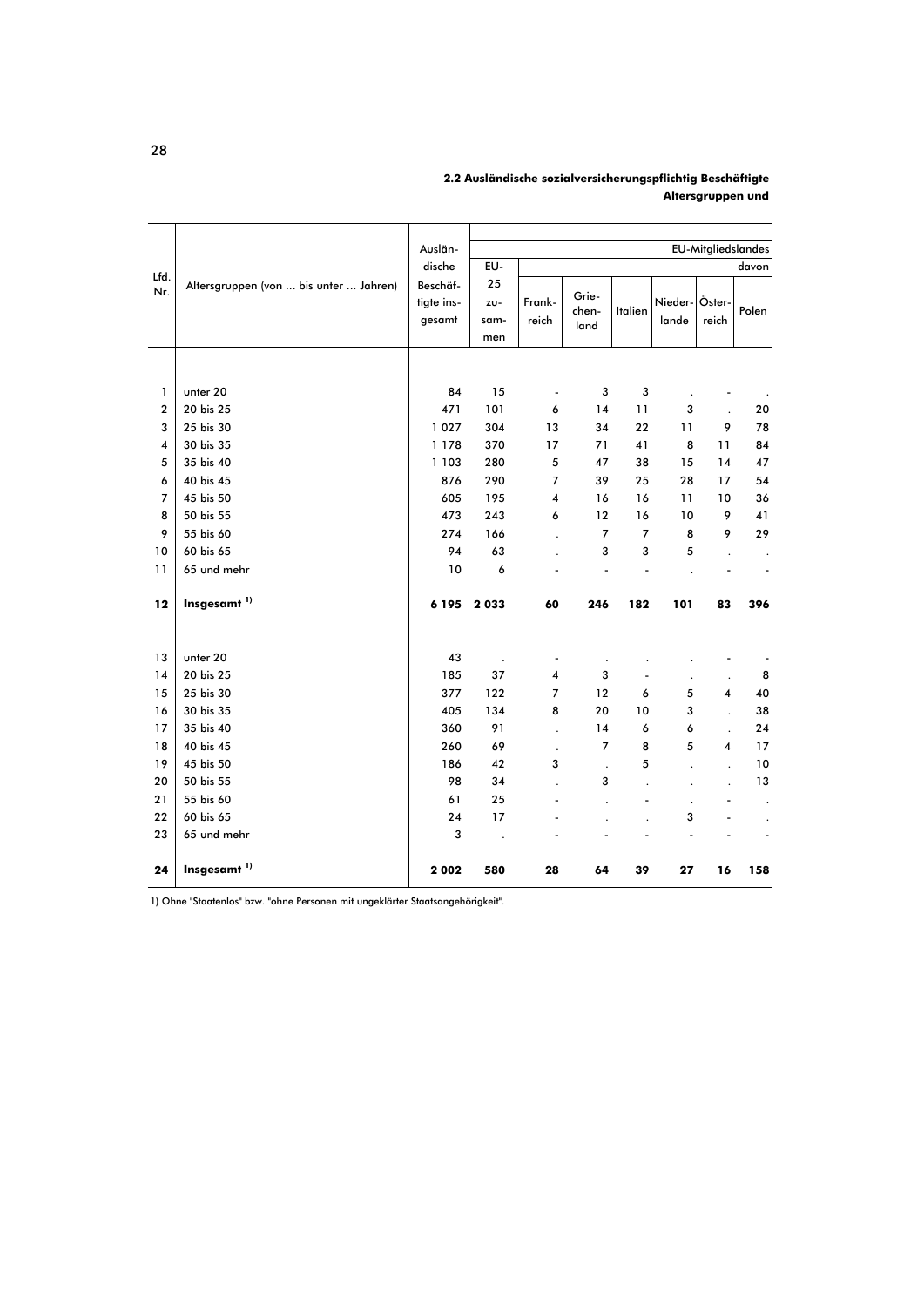**2.2 Ausländische sozialversicherungspflichtig Beschäftigte**
**Altersgruppen und**

| Lfd. Nr. | Altersgruppen (von ... bis unter ... Jahren) | Ausländische Beschäftigte insgesamt | EU-Mitgliedslandes | | | | | | | |
|---|---|---|---|---|---|---|---|---|---|---|
| | | | EU-25 zusammen | davon | | | | | | |
| | | | | Frankreich | Griechenland | Italien | Niederlande | Österreich | Polen |
| 1 | unter 20 | 84 | 15 | - | 3 | 3 | . | - | . |
| 2 | 20 bis 25 | 471 | 101 | 6 | 14 | 11 | 3 | . | 20 |
| 3 | 25 bis 30 | 1 027 | 304 | 13 | 34 | 22 | 11 | 9 | 78 |
| 4 | 30 bis 35 | 1 178 | 370 | 17 | 71 | 41 | 8 | 11 | 84 |
| 5 | 35 bis 40 | 1 103 | 280 | 5 | 47 | 38 | 15 | 14 | 47 |
| 6 | 40 bis 45 | 876 | 290 | 7 | 39 | 25 | 28 | 17 | 54 |
| 7 | 45 bis 50 | 605 | 195 | 4 | 16 | 16 | 11 | 10 | 36 |
| 8 | 50 bis 55 | 473 | 243 | 6 | 12 | 16 | 10 | 9 | 41 |
| 9 | 55 bis 60 | 274 | 166 | . | 7 | 7 | 8 | 9 | 29 |
| 10 | 60 bis 65 | 94 | 63 | . | 3 | 3 | 5 | . | . |
| 11 | 65 und mehr | 10 | 6 | - | - | - | . | - | - |
| **12** | **Insgesamt [1)]** | **6 195** | **2 033** | **60** | **246** | **182** | **101** | **83** | **396** |
| 13 | unter 20 | 43 | . | - | . | . | . | - | - |
| 14 | 20 bis 25 | 185 | 37 | 4 | 3 | - | . | . | 8 |
| 15 | 25 bis 30 | 377 | 122 | 7 | 12 | 6 | 5 | 4 | 40 |
| 16 | 30 bis 35 | 405 | 134 | 8 | 20 | 10 | 3 | . | 38 |
| 17 | 35 bis 40 | 360 | 91 | . | 14 | 6 | 6 | . | 24 |
| 18 | 40 bis 45 | 260 | 69 | . | 7 | 8 | 5 | 4 | 17 |
| 19 | 45 bis 50 | 186 | 42 | 3 | . | 5 | . | . | 10 |
| 20 | 50 bis 55 | 98 | 34 | . | 3 | . | . | . | 13 |
| 21 | 55 bis 60 | 61 | 25 | - | . | - | . | - | . |
| 22 | 60 bis 65 | 24 | 17 | - | . | . | 3 | - | . |
| 23 | 65 und mehr | 3 | . | - | - | - | - | - | - |
| **24** | **Insgesamt [1)]** | **2 002** | **580** | **28** | **64** | **39** | **27** | **16** | **158** |

1) Ohne "Staatenlos" bzw. "ohne Personen mit ungeklärter Staatsangehörigkeit".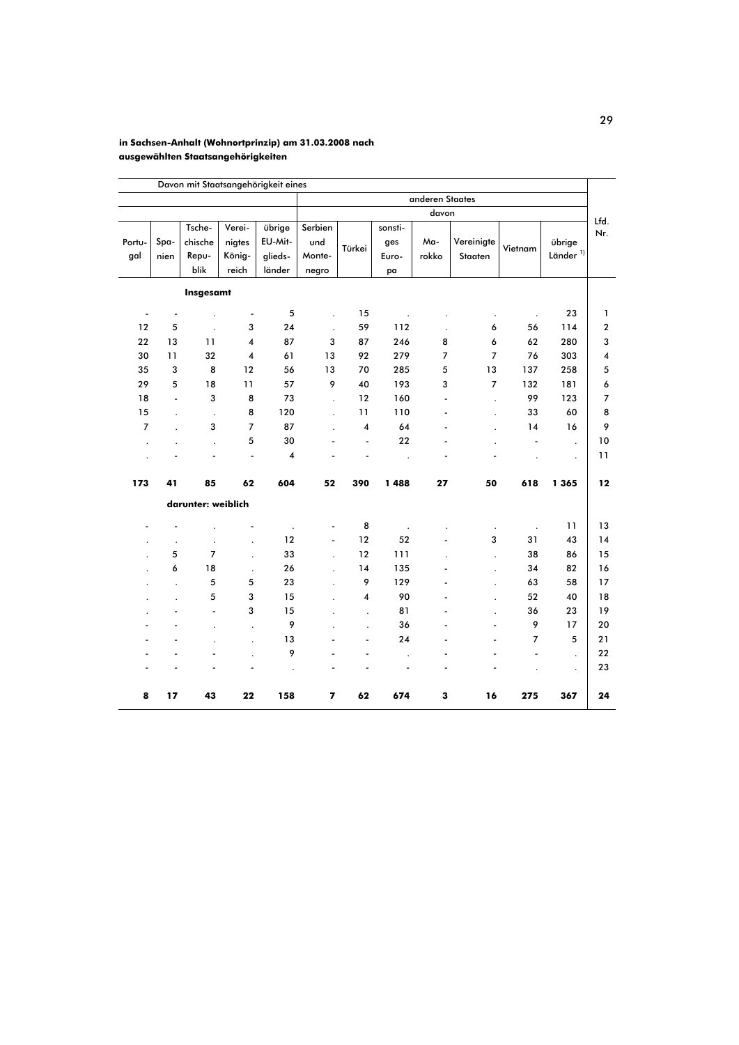**in Sachsen-Anhalt (Wohnortprinzip) am 31.03.2008 nach ausgewählten Staatsangehörigkeiten**

| Davon mit Staatsangehörigkeit eines | | | | | | | | | | | | Lfd. Nr. |
|---|---|---|---|---|---|---|---|---|---|---|---|---|
| | | | | | anderen Staates | | | | | | | |
| | | | | | davon | | | | | | | |
| Portugal | Spanien | Tschechische Republik | Vereinigtes Königreich | übrige EU-Mitgliedsländer | Serbien und Montenegro | Türkei | sonstiges Europa | Marokko | Vereinigte Staaten | Vietnam | übrige Länder [1)] | |
| **Insgesamt** | | | | | | | | | | | | |
| - | - | . | - | 5 | . | 15 | . | . | . | . | 23 | 1 |
| 12 | 5 | . | 3 | 24 | . | 59 | 112 | . | 6 | 56 | 114 | 2 |
| 22 | 13 | 11 | 4 | 87 | 3 | 87 | 246 | 8 | 6 | 62 | 280 | 3 |
| 30 | 11 | 32 | 4 | 61 | 13 | 92 | 279 | 7 | 7 | 76 | 303 | 4 |
| 35 | 3 | 8 | 12 | 56 | 13 | 70 | 285 | 5 | 13 | 137 | 258 | 5 |
| 29 | 5 | 18 | 11 | 57 | 9 | 40 | 193 | 3 | 7 | 132 | 181 | 6 |
| 18 | - | 3 | 8 | 73 | . | 12 | 160 | - | . | 99 | 123 | 7 |
| 15 | . | . | 8 | 120 | . | 11 | 110 | - | . | 33 | 60 | 8 |
| 7 | . | 3 | 7 | 87 | . | 4 | 64 | - | . | 14 | 16 | 9 |
| . | . | . | 5 | 30 | - | - | 22 | - | . | - | . | 10 |
| . | - | - | - | 4 | - | - | . | - | - | . | . | 11 |
| **173** | **41** | **85** | **62** | **604** | **52** | **390** | **1 488** | **27** | **50** | **618** | **1 365** | **12** |
| **darunter: weiblich** | | | | | | | | | | | | |
| - | - | . | - | . | - | 8 | . | . | . | . | 11 | 13 |
| . | . | . | . | 12 | - | 12 | 52 | - | 3 | 31 | 43 | 14 |
| . | 5 | 7 | . | 33 | . | 12 | 111 | . | . | 38 | 86 | 15 |
| . | 6 | 18 | . | 26 | . | 14 | 135 | - | . | 34 | 82 | 16 |
| . | . | 5 | 5 | 23 | . | 9 | 129 | - | . | 63 | 58 | 17 |
| . | . | 5 | 3 | 15 | . | 4 | 90 | - | . | 52 | 40 | 18 |
| . | - | - | 3 | 15 | . | . | 81 | - | . | 36 | 23 | 19 |
| - | - | . | . | 9 | . | . | 36 | - | - | 9 | 17 | 20 |
| - | - | . | . | 13 | - | - | 24 | - | - | 7 | 5 | 21 |
| - | - | - | . | 9 | - | - | . | - | - | - | . | 22 |
| - | - | - | - | . | - | - | - | - | - | . | . | 23 |
| **8** | **17** | **43** | **22** | **158** | **7** | **62** | **674** | **3** | **16** | **275** | **367** | **24** |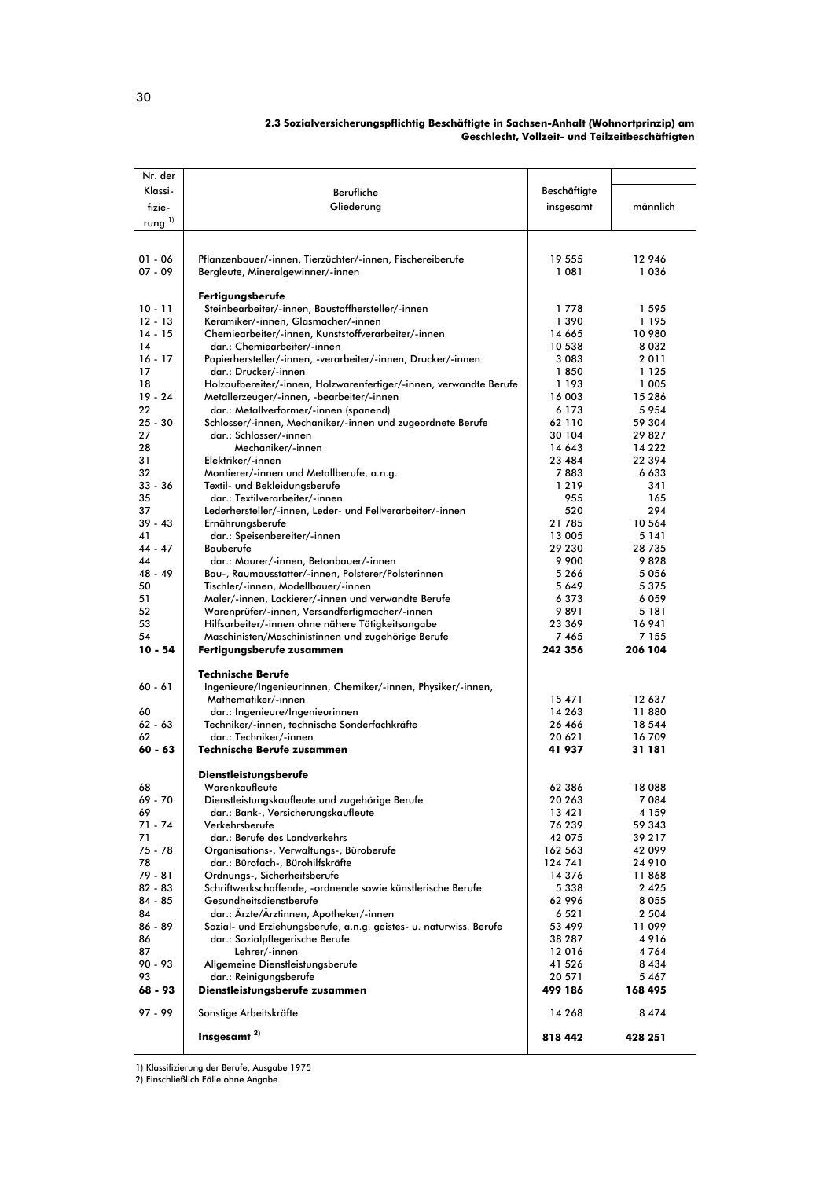**2.3 Sozialversicherungspflichtig Beschäftigte in Sachsen-Anhalt (Wohnortprinzip) am Geschlecht, Vollzeit- und Teilzeitbeschäftigten**

| Nr. der Klassi-fizie-rung [1] | Berufliche Gliederung | Beschäftigte insgesamt | männlich |
|---|---|---|---|
| 01 - 06 | Pflanzenbauer/-innen, Tierzüchter/-innen, Fischereiberufe | 19 555 | 12 946 |
| 07 - 09 | Bergleute, Mineralgewinner/-innen | 1 081 | 1 036 |
| | **Fertigungsberufe** | | |
| 10 - 11 | Steinbearbeiter/-innen, Baustoffhersteller/-innen | 1 778 | 1 595 |
| 12 - 13 | Keramiker/-innen, Glasmacher/-innen | 1 390 | 1 195 |
| 14 - 15 | Chemiearbeiter/-innen, Kunststoffverarbeiter/-innen | 14 665 | 10 980 |
| 14 | dar.: Chemiearbeiter/-innen | 10 538 | 8 032 |
| 16 - 17 | Papierhersteller/-innen, -verarbeiter/-innen, Drucker/-innen | 3 083 | 2 011 |
| 17 | dar.: Drucker/-innen | 1 850 | 1 125 |
| 18 | Holzaufbereiter/-innen, Holzwarenfertiger/-innen, verwandte Berufe | 1 193 | 1 005 |
| 19 - 24 | Metallerzeuger/-innen, -bearbeiter/-innen | 16 003 | 15 286 |
| 22 | dar.: Metallverformer/-innen (spanend) | 6 173 | 5 954 |
| 25 - 30 | Schlosser/-innen, Mechaniker/-innen und zugeordnete Berufe | 62 110 | 59 304 |
| 27 | dar.: Schlosser/-innen | 30 104 | 29 827 |
| 28 | Mechaniker/-innen | 14 643 | 14 222 |
| 31 | Elektriker/-innen | 23 484 | 22 394 |
| 32 | Montierer/-innen und Metallberufe, a.n.g. | 7 883 | 6 633 |
| 33 - 36 | Textil- und Bekleidungsberufe | 1 219 | 341 |
| 35 | dar.: Textilverarbeiter/-innen | 955 | 165 |
| 37 | Lederhersteller/-innen, Leder- und Fellverarbeiter/-innen | 520 | 294 |
| 39 - 43 | Ernährungsberufe | 21 785 | 10 564 |
| 41 | dar.: Speisenbereiter/-innen | 13 005 | 5 141 |
| 44 - 47 | Bauberufe | 29 230 | 28 735 |
| 44 | dar.: Maurer/-innen, Betonbauer/-innen | 9 900 | 9 828 |
| 48 - 49 | Bau-, Raumausstatter/-innen, Polsterer/Polsterinnen | 5 266 | 5 056 |
| 50 | Tischler/-innen, Modellbauer/-innen | 5 649 | 5 375 |
| 51 | Maler/-innen, Lackierer/-innen und verwandte Berufe | 6 373 | 6 059 |
| 52 | Warenprüfer/-innen, Versandfertigmacher/-innen | 9 891 | 5 181 |
| 53 | Hilfsarbeiter/-innen ohne nähere Tätigkeitsangabe | 23 369 | 16 941 |
| 54 | Maschinisten/Maschinistinnen und zugehörige Berufe | 7 465 | 7 155 |
| **10 - 54** | **Fertigungsberufe zusammen** | **242 356** | **206 104** |
| | **Technische Berufe** | | |
| 60 - 61 | Ingenieure/Ingenieurinnen, Chemiker/-innen, Physiker/-innen, Mathematiker/-innen | 15 471 | 12 637 |
| 60 | dar.: Ingenieure/Ingenieurinnen | 14 263 | 11 880 |
| 62 - 63 | Techniker/-innen, technische Sonderfachkräfte | 26 466 | 18 544 |
| 62 | dar.: Techniker/-innen | 20 621 | 16 709 |
| **60 - 63** | **Technische Berufe zusammen** | **41 937** | **31 181** |
| | **Dienstleistungsberufe** | | |
| 68 | Warenkaufleute | 62 386 | 18 088 |
| 69 - 70 | Dienstleistungskaufleute und zugehörige Berufe | 20 263 | 7 084 |
| 69 | dar.: Bank-, Versicherungskaufleute | 13 421 | 4 159 |
| 71 - 74 | Verkehrsberufe | 76 239 | 59 343 |
| 71 | dar.: Berufe des Landverkehrs | 42 075 | 39 217 |
| 75 - 78 | Organisations-, Verwaltungs-, Büroberufe | 162 563 | 42 099 |
| 78 | dar.: Bürofach-, Bürohilfskräfte | 124 741 | 24 910 |
| 79 - 81 | Ordnungs-, Sicherheitsberufe | 14 376 | 11 868 |
| 82 - 83 | Schriftwerkschaffende, -ordnende sowie künstlerische Berufe | 5 338 | 2 425 |
| 84 - 85 | Gesundheitsdienstberufe | 62 996 | 8 055 |
| 84 | dar.: Ärzte/Ärztinnen, Apotheker/-innen | 6 521 | 2 504 |
| 86 - 89 | Sozial- und Erziehungsberufe, a.n.g. geistes- u. naturwiss. Berufe | 53 499 | 11 099 |
| 86 | dar.: Sozialpflegerische Berufe | 38 287 | 4 916 |
| 87 | Lehrer/-innen | 12 016 | 4 764 |
| 90 - 93 | Allgemeine Dienstleistungsberufe | 41 526 | 8 434 |
| 93 | dar.: Reinigungsberufe | 20 571 | 5 467 |
| **68 - 93** | **Dienstleistungsberufe zusammen** | **499 186** | **168 495** |
| 97 - 99 | Sonstige Arbeitskräfte | 14 268 | 8 474 |
| | **Insgesamt [2]** | **818 442** | **428 251** |

1) Klassifizierung der Berufe, Ausgabe 1975

2) Einschließlich Fälle ohne Angabe.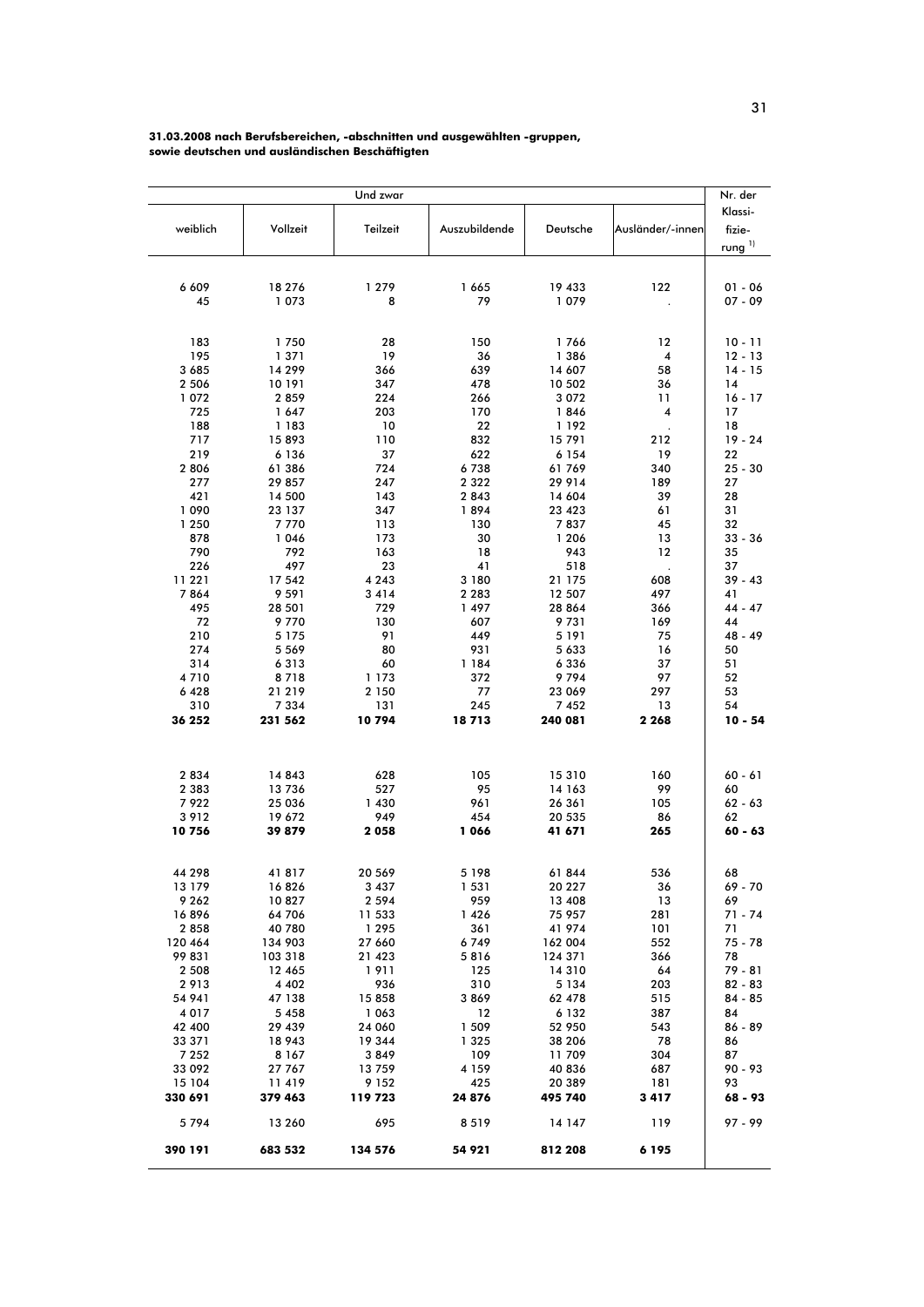**31.03.2008 nach Berufsbereichen, -abschnitten und ausgewählten -gruppen, sowie deutschen und ausländischen Beschäftigten**

| | Und zwar | | | | | Nr. der Klassi-fizie-rung [1] |
|---|---|---|---|---|---|---|
| weiblich | Vollzeit | Teilzeit | Auszubildende | Deutsche | Ausländer/-innen | |
| 6 609 | 18 276 | 1 279 | 1 665 | 19 433 | 122 | 01 - 06 |
| 45 | 1 073 | 8 | 79 | 1 079 | . | 07 - 09 |
| 183 | 1 750 | 28 | 150 | 1 766 | 12 | 10 - 11 |
| 195 | 1 371 | 19 | 36 | 1 386 | 4 | 12 - 13 |
| 3 685 | 14 299 | 366 | 639 | 14 607 | 58 | 14 - 15 |
| 2 506 | 10 191 | 347 | 478 | 10 502 | 36 | 14 |
| 1 072 | 2 859 | 224 | 266 | 3 072 | 11 | 16 - 17 |
| 725 | 1 647 | 203 | 170 | 1 846 | 4 | 17 |
| 188 | 1 183 | 10 | 22 | 1 192 | . | 18 |
| 717 | 15 893 | 110 | 832 | 15 791 | 212 | 19 - 24 |
| 219 | 6 136 | 37 | 622 | 6 154 | 19 | 22 |
| 2 806 | 61 386 | 724 | 6 738 | 61 769 | 340 | 25 - 30 |
| 277 | 29 857 | 247 | 2 322 | 29 914 | 189 | 27 |
| 421 | 14 500 | 143 | 2 843 | 14 604 | 39 | 28 |
| 1 090 | 23 137 | 347 | 1 894 | 23 423 | 61 | 31 |
| 1 250 | 7 770 | 113 | 130 | 7 837 | 45 | 32 |
| 878 | 1 046 | 173 | 30 | 1 206 | 13 | 33 - 36 |
| 790 | 792 | 163 | 18 | 943 | 12 | 35 |
| 226 | 497 | 23 | 41 | 518 | . | 37 |
| 11 221 | 17 542 | 4 243 | 3 180 | 21 175 | 608 | 39 - 43 |
| 7 864 | 9 591 | 3 414 | 2 283 | 12 507 | 497 | 41 |
| 495 | 28 501 | 729 | 1 497 | 28 864 | 366 | 44 - 47 |
| 72 | 9 770 | 130 | 607 | 9 731 | 169 | 44 |
| 210 | 5 175 | 91 | 449 | 5 191 | 75 | 48 - 49 |
| 274 | 5 569 | 80 | 931 | 5 633 | 16 | 50 |
| 314 | 6 313 | 60 | 1 184 | 6 336 | 37 | 51 |
| 4 710 | 8 718 | 1 173 | 372 | 9 794 | 97 | 52 |
| 6 428 | 21 219 | 2 150 | 77 | 23 069 | 297 | 53 |
| 310 | 7 334 | 131 | 245 | 7 452 | 13 | 54 |
| **36 252** | **231 562** | **10 794** | **18 713** | **240 081** | **2 268** | **10 - 54** |
| 2 834 | 14 843 | 628 | 105 | 15 310 | 160 | 60 - 61 |
| 2 383 | 13 736 | 527 | 95 | 14 163 | 99 | 60 |
| 7 922 | 25 036 | 1 430 | 961 | 26 361 | 105 | 62 - 63 |
| 3 912 | 19 672 | 949 | 454 | 20 535 | 86 | 62 |
| **10 756** | **39 879** | **2 058** | **1 066** | **41 671** | **265** | **60 - 63** |
| 44 298 | 41 817 | 20 569 | 5 198 | 61 844 | 536 | 68 |
| 13 179 | 16 826 | 3 437 | 1 531 | 20 227 | 36 | 69 - 70 |
| 9 262 | 10 827 | 2 594 | 959 | 13 408 | 13 | 69 |
| 16 896 | 64 706 | 11 533 | 1 426 | 75 957 | 281 | 71 - 74 |
| 2 858 | 40 780 | 1 295 | 361 | 41 974 | 101 | 71 |
| 120 464 | 134 903 | 27 660 | 6 749 | 162 004 | 552 | 75 - 78 |
| 99 831 | 103 318 | 21 423 | 5 816 | 124 371 | 366 | 78 |
| 2 508 | 12 465 | 1 911 | 125 | 14 310 | 64 | 79 - 81 |
| 2 913 | 4 402 | 936 | 310 | 5 134 | 203 | 82 - 83 |
| 54 941 | 47 138 | 15 858 | 3 869 | 62 478 | 515 | 84 - 85 |
| 4 017 | 5 458 | 1 063 | 12 | 6 132 | 387 | 84 |
| 42 400 | 29 439 | 24 060 | 1 509 | 52 950 | 543 | 86 - 89 |
| 33 371 | 18 943 | 19 344 | 1 325 | 38 206 | 78 | 86 |
| 7 252 | 8 167 | 3 849 | 109 | 11 709 | 304 | 87 |
| 33 092 | 27 767 | 13 759 | 4 159 | 40 836 | 687 | 90 - 93 |
| 15 104 | 11 419 | 9 152 | 425 | 20 389 | 181 | 93 |
| **330 691** | **379 463** | **119 723** | **24 876** | **495 740** | **3 417** | **68 - 93** |
| 5 794 | 13 260 | 695 | 8 519 | 14 147 | 119 | 97 - 99 |
| **390 191** | **683 532** | **134 576** | **54 921** | **812 208** | **6 195** | |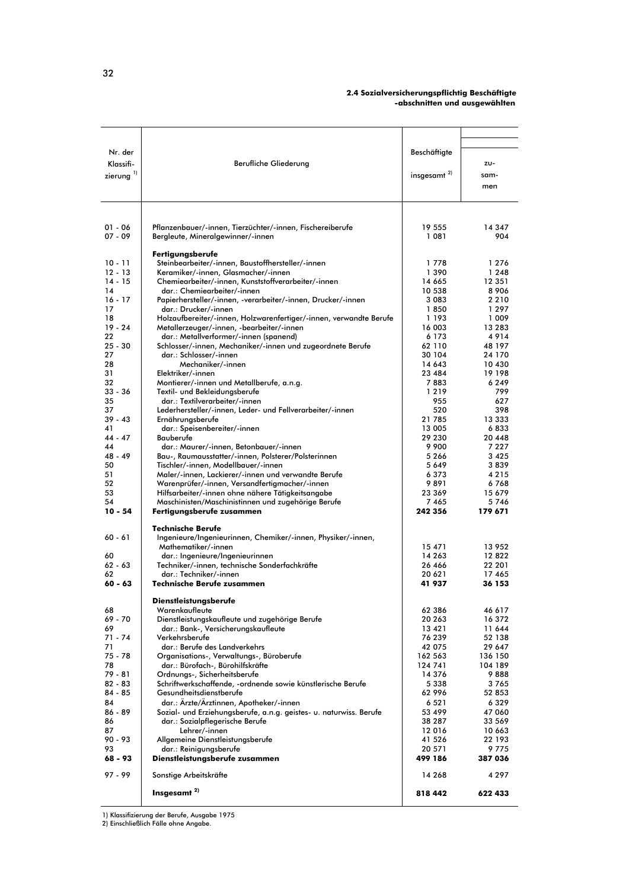**2.4 Sozialversicherungspflichtig Beschäftigte -abschnitten und ausgewählten**

| Nr. der Klassifizierung [1] | Berufliche Gliederung | Beschäftigte insgesamt [2] | zusammen |
|---|---|---|---|
| 01 - 06 | Pflanzenbauer/-innen, Tierzüchter/-innen, Fischereiberufe | 19 555 | 14 347 |
| 07 - 09 | Bergleute, Mineralgewinner/-innen | 1 081 | 904 |
| | **Fertigungsberufe** | | |
| 10 - 11 | Steinbearbeiter/-innen, Baustoffhersteller/-innen | 1 778 | 1 276 |
| 12 - 13 | Keramiker/-innen, Glasmacher/-innen | 1 390 | 1 248 |
| 14 - 15 | Chemiearbeiter/-innen, Kunststoffverarbeiter/-innen | 14 665 | 12 351 |
| 14 | dar.: Chemiearbeiter/-innen | 10 538 | 8 906 |
| 16 - 17 | Papierhersteller/-innen, -verarbeiter/-innen, Drucker/-innen | 3 083 | 2 210 |
| 17 | dar.: Drucker/-innen | 1 850 | 1 297 |
| 18 | Holzaufbereiter/-innen, Holzwarenfertiger/-innen, verwandte Berufe | 1 193 | 1 009 |
| 19 - 24 | Metallerzeuger/-innen, -bearbeiter/-innen | 16 003 | 13 283 |
| 22 | dar.: Metallverformer/-innen (spanend) | 6 173 | 4 914 |
| 25 - 30 | Schlosser/-innen, Mechaniker/-innen und zugeordnete Berufe | 62 110 | 48 197 |
| 27 | dar.: Schlosser/-innen | 30 104 | 24 170 |
| 28 | Mechaniker/-innen | 14 643 | 10 430 |
| 31 | Elektriker/-innen | 23 484 | 19 198 |
| 32 | Montierer/-innen und Metallberufe, a.n.g. | 7 883 | 6 249 |
| 33 - 36 | Textil- und Bekleidungsberufe | 1 219 | 799 |
| 35 | dar.: Textilverarbeiter/-innen | 955 | 627 |
| 37 | Lederhersteller/-innen, Leder- und Fellverarbeiter/-innen | 520 | 398 |
| 39 - 43 | Ernährungsberufe | 21 785 | 13 333 |
| 41 | dar.: Speisenbereiter/-innen | 13 005 | 6 833 |
| 44 - 47 | Bauberufe | 29 230 | 20 448 |
| 44 | dar.: Maurer/-innen, Betonbauer/-innen | 9 900 | 7 227 |
| 48 - 49 | Bau-, Raumausstatter/-innen, Polsterer/Polsterinnen | 5 266 | 3 425 |
| 50 | Tischler/-innen, Modellbauer/-innen | 5 649 | 3 839 |
| 51 | Maler/-innen, Lackierer/-innen und verwandte Berufe | 6 373 | 4 215 |
| 52 | Warenprüfer/-innen, Versandfertigmacher/-innen | 9 891 | 6 768 |
| 53 | Hilfsarbeiter/-innen ohne nähere Tätigkeitsangabe | 23 369 | 15 679 |
| 54 | Maschinisten/Maschinistinnen und zugehörige Berufe | 7 465 | 5 746 |
| **10 - 54** | **Fertigungsberufe zusammen** | **242 356** | **179 671** |
| | **Technische Berufe** | | |
| 60 - 61 | Ingenieure/Ingenieurinnen, Chemiker/-innen, Physiker/-innen, Mathematiker/-innen | 15 471 | 13 952 |
| 60 | dar.: Ingenieure/Ingenieurinnen | 14 263 | 12 822 |
| 62 - 63 | Techniker/-innen, technische Sonderfachkräfte | 26 466 | 22 201 |
| 62 | dar.: Techniker/-innen | 20 621 | 17 465 |
| **60 - 63** | **Technische Berufe zusammen** | **41 937** | **36 153** |
| | **Dienstleistungsberufe** | | |
| 68 | Warenkaufleute | 62 386 | 46 617 |
| 69 - 70 | Dienstleistungskaufleute und zugehörige Berufe | 20 263 | 16 372 |
| 69 | dar.: Bank-, Versicherungskaufleute | 13 421 | 11 644 |
| 71 - 74 | Verkehrsberufe | 76 239 | 52 138 |
| 71 | dar.: Berufe des Landverkehrs | 42 075 | 29 647 |
| 75 - 78 | Organisations-, Verwaltungs-, Büroberufe | 162 563 | 136 150 |
| 78 | dar.: Bürofach-, Bürohilfskräfte | 124 741 | 104 189 |
| 79 - 81 | Ordnungs-, Sicherheitsberufe | 14 376 | 9 888 |
| 82 - 83 | Schriftwerkschaffende, -ordnende sowie künstlerische Berufe | 5 338 | 3 765 |
| 84 - 85 | Gesundheitsdienstberufe | 62 996 | 52 853 |
| 84 | dar.: Ärzte/Ärztinnen, Apotheker/-innen | 6 521 | 6 329 |
| 86 - 89 | Sozial- und Erziehungsberufe, a.n.g. geistes- u. naturwiss. Berufe | 53 499 | 47 060 |
| 86 | dar.: Sozialpflegerische Berufe | 38 287 | 33 569 |
| 87 | Lehrer/-innen | 12 016 | 10 663 |
| 90 - 93 | Allgemeine Dienstleistungsberufe | 41 526 | 22 193 |
| 93 | dar.: Reinigungsberufe | 20 571 | 9 775 |
| **68 - 93** | **Dienstleistungsberufe zusammen** | **499 186** | **387 036** |
| 97 - 99 | Sonstige Arbeitskräfte | 14 268 | 4 297 |
| | **Insgesamt [2]** | **818 442** | **622 433** |

1) Klassifizierung der Berufe, Ausgabe 1975
2) Einschließlich Fälle ohne Angabe.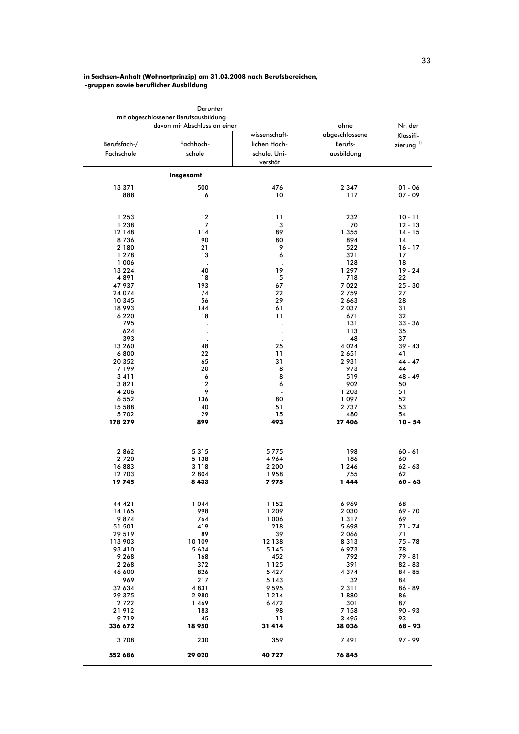**in Sachsen-Anhalt (Wohnortprinzip) am 31.03.2008 nach Berufsbereichen, -gruppen sowie beruflicher Ausbildung**

| Darunter | | | | |
|---|---|---|---|---|
| mit abgeschlossener Berufsausbildung | | | | |
| davon mit Abschluss an einer | | | ohne abgeschlossene Berufs- ausbildung | Nr. der Klassifi- zierung [1] |
| Berufsfach-/ Fachschule | Fachhoch- schule | wissenschaft- lichen Hoch- schule, Uni- versität | | |
| | **Insgesamt** | | | |
| 13 371 | 500 | 476 | 2 347 | 01 - 06 |
| 888 | 6 | 10 | 117 | 07 - 09 |
| 1 253 | 12 | 11 | 232 | 10 - 11 |
| 1 238 | 7 | 3 | 70 | 12 - 13 |
| 12 148 | 114 | 89 | 1 355 | 14 - 15 |
| 8 736 | 90 | 80 | 894 | 14 |
| 2 180 | 21 | 9 | 522 | 16 - 17 |
| 1 278 | 13 | 6 | 321 | 17 |
| 1 006 | . | . | 128 | 18 |
| 13 224 | 40 | 19 | 1 297 | 19 - 24 |
| 4 891 | 18 | 5 | 718 | 22 |
| 47 937 | 193 | 67 | 7 022 | 25 - 30 |
| 24 074 | 74 | 22 | 2 759 | 27 |
| 10 345 | 56 | 29 | 2 663 | 28 |
| 18 993 | 144 | 61 | 2 037 | 31 |
| 6 220 | 18 | 11 | 671 | 32 |
| 795 | . | . | 131 | 33 - 36 |
| 624 | . | . | 113 | 35 |
| 393 | . | . | 48 | 37 |
| 13 260 | 48 | 25 | 4 024 | 39 - 43 |
| 6 800 | 22 | 11 | 2 651 | 41 |
| 20 352 | 65 | 31 | 2 931 | 44 - 47 |
| 7 199 | 20 | 8 | 973 | 44 |
| 3 411 | 6 | 8 | 519 | 48 - 49 |
| 3 821 | 12 | 6 | 902 | 50 |
| 4 206 | 9 | - | 1 203 | 51 |
| 6 552 | 136 | 80 | 1 097 | 52 |
| 15 588 | 40 | 51 | 2 737 | 53 |
| 5 702 | 29 | 15 | 480 | 54 |
| **178 279** | **899** | **493** | **27 406** | **10 - 54** |
| 2 862 | 5 315 | 5 775 | 198 | 60 - 61 |
| 2 720 | 5 138 | 4 964 | 186 | 60 |
| 16 883 | 3 118 | 2 200 | 1 246 | 62 - 63 |
| 12 703 | 2 804 | 1 958 | 755 | 62 |
| **19 745** | **8 433** | **7 975** | **1 444** | **60 - 63** |
| 44 421 | 1 044 | 1 152 | 6 969 | 68 |
| 14 165 | 998 | 1 209 | 2 030 | 69 - 70 |
| 9 874 | 764 | 1 006 | 1 317 | 69 |
| 51 501 | 419 | 218 | 5 698 | 71 - 74 |
| 29 519 | 89 | 39 | 2 066 | 71 |
| 113 903 | 10 109 | 12 138 | 8 313 | 75 - 78 |
| 93 410 | 5 634 | 5 145 | 6 973 | 78 |
| 9 268 | 168 | 452 | 792 | 79 - 81 |
| 2 268 | 372 | 1 125 | 391 | 82 - 83 |
| 46 600 | 826 | 5 427 | 4 374 | 84 - 85 |
| 969 | 217 | 5 143 | 32 | 84 |
| 32 634 | 4 831 | 9 595 | 2 311 | 86 - 89 |
| 29 375 | 2 980 | 1 214 | 1 880 | 86 |
| 2 722 | 1 469 | 6 472 | 301 | 87 |
| 21 912 | 183 | 98 | 7 158 | 90 - 93 |
| 9 719 | 45 | 11 | 3 495 | 93 |
| **336 672** | **18 950** | **31 414** | **38 036** | **68 - 93** |
| 3 708 | 230 | 359 | 7 491 | 97 - 99 |
| **552 686** | **29 020** | **40 727** | **76 845** | |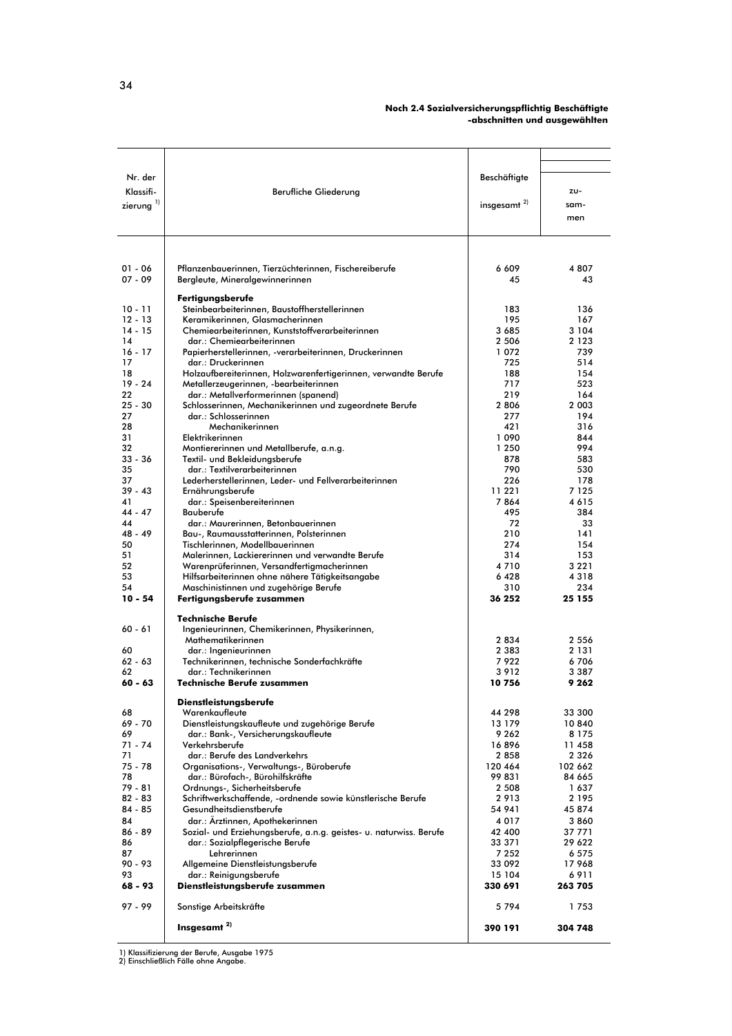**Noch 2.4 Sozialversicherungspflichtig Beschäftigte -abschnitten und ausgewählten**

| Nr. der Klassifizierung [1] | Berufliche Gliederung | Beschäftigte insgesamt [2] | zusammen |
|---|---|---|---|
| 01 - 06 | Pflanzenbauerinnen, Tierzüchterinnen, Fischereiberufe | 6 609 | 4 807 |
| 07 - 09 | Bergleute, Mineralgewinnerinnen | 45 | 43 |
| | **Fertigungsberufe** | | |
| 10 - 11 | Steinbearbeiterinnen, Baustoffherstellerinnen | 183 | 136 |
| 12 - 13 | Keramikerinnen, Glasmacherinnen | 195 | 167 |
| 14 - 15 | Chemiearbeiterinnen, Kunststoffverarbeiterinnen | 3 685 | 3 104 |
| 14 | dar.: Chemiearbeiterinnen | 2 506 | 2 123 |
| 16 - 17 | Papierherstellerinnen, -verarbeiterinnen, Druckerinnen | 1 072 | 739 |
| 17 | dar.: Druckerinnen | 725 | 514 |
| 18 | Holzaufbereiterinnen, Holzwarenfertigerinnen, verwandte Berufe | 188 | 154 |
| 19 - 24 | Metallerzeugerinnen, -bearbeiterinnen | 717 | 523 |
| 22 | dar.: Metallverformerinnen (spanend) | 219 | 164 |
| 25 - 30 | Schlosserinnen, Mechanikerinnen und zugeordnete Berufe | 2 806 | 2 003 |
| 27 | dar.: Schlosserinnen | 277 | 194 |
| 28 | Mechanikerinnen | 421 | 316 |
| 31 | Elektrikerinnen | 1 090 | 844 |
| 32 | Montiererinnen und Metallberufe, a.n.g. | 1 250 | 994 |
| 33 - 36 | Textil- und Bekleidungsberufe | 878 | 583 |
| 35 | dar.: Textilverarbeiterinnen | 790 | 530 |
| 37 | Lederherstellerinnen, Leder- und Fellverarbeiterinnen | 226 | 178 |
| 39 - 43 | Ernährungsberufe | 11 221 | 7 125 |
| 41 | dar.: Speisenbereiterinnen | 7 864 | 4 615 |
| 44 - 47 | Bauberufe | 495 | 384 |
| 44 | dar.: Maurerinnen, Betonbauerinnen | 72 | 33 |
| 48 - 49 | Bau-, Raumausstatterinnen, Polsterinnen | 210 | 141 |
| 50 | Tischlerinnen, Modellbauerinnen | 274 | 154 |
| 51 | Malerinnen, Lackiererinnen und verwandte Berufe | 314 | 153 |
| 52 | Warenprüferinnen, Versandfertigmacherinnen | 4 710 | 3 221 |
| 53 | Hilfsarbeiterinnen ohne nähere Tätigkeitsangabe | 6 428 | 4 318 |
| 54 | Maschinistinnen und zugehörige Berufe | 310 | 234 |
| **10 - 54** | **Fertigungsberufe zusammen** | **36 252** | **25 155** |
| | **Technische Berufe** | | |
| 60 - 61 | Ingenieurinnen, Chemikerinnen, Physikerinnen, Mathematikerinnen | 2 834 | 2 556 |
| 60 | dar.: Ingenieurinnen | 2 383 | 2 131 |
| 62 - 63 | Technikerinnen, technische Sonderfachkräfte | 7 922 | 6 706 |
| 62 | dar.: Technikerinnen | 3 912 | 3 387 |
| **60 - 63** | **Technische Berufe zusammen** | **10 756** | **9 262** |
| | **Dienstleistungsberufe** | | |
| 68 | Warenkaufleute | 44 298 | 33 300 |
| 69 - 70 | Dienstleistungskaufleute und zugehörige Berufe | 13 179 | 10 840 |
| 69 | dar.: Bank-, Versicherungskaufleute | 9 262 | 8 175 |
| 71 - 74 | Verkehrsberufe | 16 896 | 11 458 |
| 71 | dar.: Berufe des Landverkehrs | 2 858 | 2 326 |
| 75 - 78 | Organisations-, Verwaltungs-, Büroberufe | 120 464 | 102 662 |
| 78 | dar.: Bürofach-, Bürohilfskräfte | 99 831 | 84 665 |
| 79 - 81 | Ordnungs-, Sicherheitsberufe | 2 508 | 1 637 |
| 82 - 83 | Schriftwerkschaffende, -ordnende sowie künstlerische Berufe | 2 913 | 2 195 |
| 84 - 85 | Gesundheitsdienstberufe | 54 941 | 45 874 |
| 84 | dar.: Ärztinnen, Apothekerinnen | 4 017 | 3 860 |
| 86 - 89 | Sozial- und Erziehungsberufe, a.n.g. geistes- u. naturwiss. Berufe | 42 400 | 37 771 |
| 86 | dar.: Sozialpflegerische Berufe | 33 371 | 29 622 |
| 87 | Lehrerinnen | 7 252 | 6 575 |
| 90 - 93 | Allgemeine Dienstleistungsberufe | 33 092 | 17 968 |
| 93 | dar.: Reinigungsberufe | 15 104 | 6 911 |
| **68 - 93** | **Dienstleistungsberufe zusammen** | **330 691** | **263 705** |
| 97 - 99 | Sonstige Arbeitskräfte | 5 794 | 1 753 |
| | **Insgesamt [2]** | **390 191** | **304 748** |

1) Klassifizierung der Berufe, Ausgabe 1975
2) Einschließlich Fälle ohne Angabe.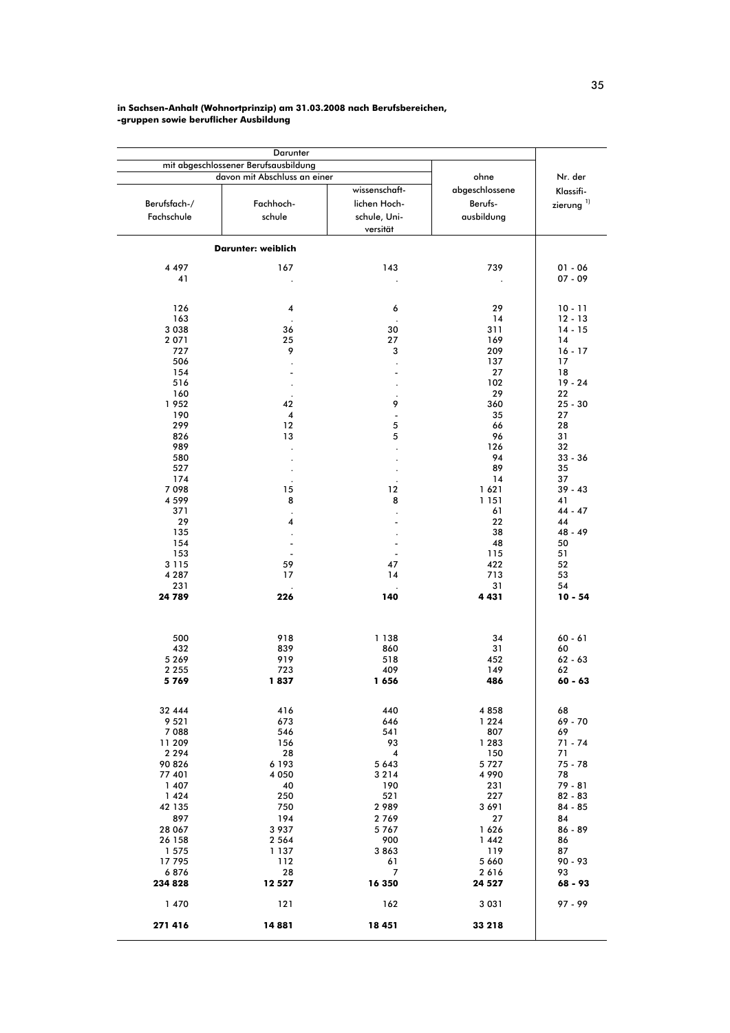**in Sachsen-Anhalt (Wohnortprinzip) am 31.03.2008 nach Berufsbereichen, -gruppen sowie beruflicher Ausbildung**

| Darunter | | | | |
|---|---|---|---|---|
| mit abgeschlossener Berufsausbildung | | | | |
| davon mit Abschluss an einer | | | ohne abgeschlossene Berufs- ausbildung | Nr. der Klassifi- zierung [1] |
| Berufsfach-/ Fachschule | Fachhoch- schule | wissenschaft- lichen Hoch- schule, Uni- versität | | |
| **Darunter: weiblich** | | | | |
| 4 497 | 167 | 143 | 739 | 01 - 06 |
| 41 | . | . | . | 07 - 09 |
| | | | | |
| 126 | 4 | 6 | 29 | 10 - 11 |
| 163 | . | . | 14 | 12 - 13 |
| 3 038 | 36 | 30 | 311 | 14 - 15 |
| 2 071 | 25 | 27 | 169 | 14 |
| 727 | 9 | 3 | 209 | 16 - 17 |
| 506 | . | . | 137 | 17 |
| 154 | - | - | 27 | 18 |
| 516 | . | . | 102 | 19 - 24 |
| 160 | . | . | 29 | 22 |
| 1 952 | 42 | 9 | 360 | 25 - 30 |
| 190 | 4 | - | 35 | 27 |
| 299 | 12 | 5 | 66 | 28 |
| 826 | 13 | 5 | 96 | 31 |
| 989 | . | . | 126 | 32 |
| 580 | . | . | 94 | 33 - 36 |
| 527 | . | . | 89 | 35 |
| 174 | . | . | 14 | 37 |
| 7 098 | 15 | 12 | 1 621 | 39 - 43 |
| 4 599 | 8 | 8 | 1 151 | 41 |
| 371 | . | . | 61 | 44 - 47 |
| 29 | 4 | - | 22 | 44 |
| 135 | . | . | 38 | 48 - 49 |
| 154 | - | - | 48 | 50 |
| 153 | - | - | 115 | 51 |
| 3 115 | 59 | 47 | 422 | 52 |
| 4 287 | 17 | 14 | 713 | 53 |
| 231 | . | . | 31 | 54 |
| **24 789** | **226** | **140** | **4 431** | **10 - 54** |
| | | | | |
| 500 | 918 | 1 138 | 34 | 60 - 61 |
| 432 | 839 | 860 | 31 | 60 |
| 5 269 | 919 | 518 | 452 | 62 - 63 |
| 2 255 | 723 | 409 | 149 | 62 |
| **5 769** | **1 837** | **1 656** | **486** | **60 - 63** |
| | | | | |
| 32 444 | 416 | 440 | 4 858 | 68 |
| 9 521 | 673 | 646 | 1 224 | 69 - 70 |
| 7 088 | 546 | 541 | 807 | 69 |
| 11 209 | 156 | 93 | 1 283 | 71 - 74 |
| 2 294 | 28 | 4 | 150 | 71 |
| 90 826 | 6 193 | 5 643 | 5 727 | 75 - 78 |
| 77 401 | 4 050 | 3 214 | 4 990 | 78 |
| 1 407 | 40 | 190 | 231 | 79 - 81 |
| 1 424 | 250 | 521 | 227 | 82 - 83 |
| 42 135 | 750 | 2 989 | 3 691 | 84 - 85 |
| 897 | 194 | 2 769 | 27 | 84 |
| 28 067 | 3 937 | 5 767 | 1 626 | 86 - 89 |
| 26 158 | 2 564 | 900 | 1 442 | 86 |
| 1 575 | 1 137 | 3 863 | 119 | 87 |
| 17 795 | 112 | 61 | 5 660 | 90 - 93 |
| 6 876 | 28 | 7 | 2 616 | 93 |
| **234 828** | **12 527** | **16 350** | **24 527** | **68 - 93** |
| | | | | |
| 1 470 | 121 | 162 | 3 031 | 97 - 99 |
| | | | | |
| **271 416** | **14 881** | **18 451** | **33 218** | |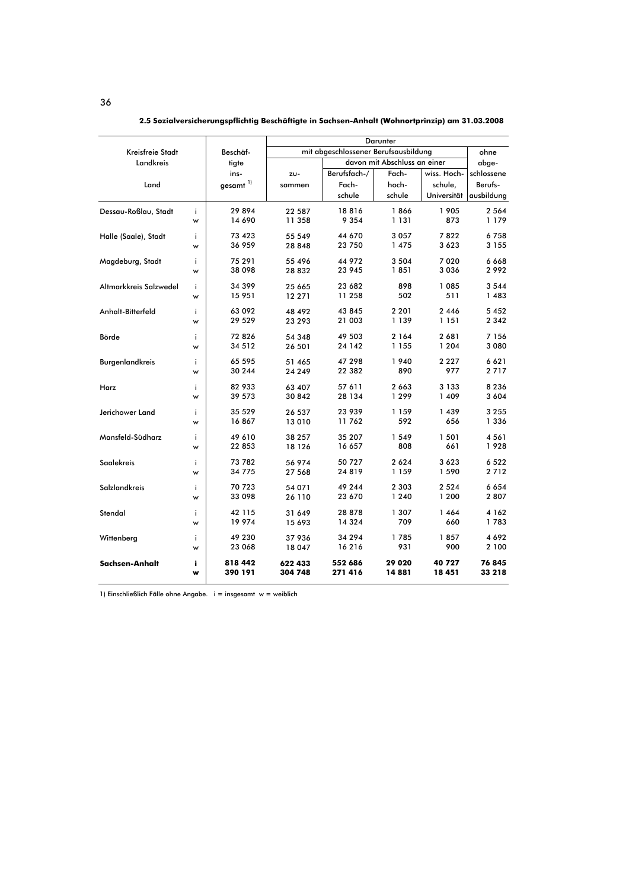**2.5 Sozialversicherungspflichtig Beschäftigte in Sachsen-Anhalt (Wohnortprinzip) am 31.03.2008**

| Kreisfreie Stadt Landkreis Land | | Beschäftigte insgesamt [1] | Darunter mit abgeschlossener Berufsausbildung | | | | Darunter ohne abgeschlossene Berufsausbildung |
|---|---|---|---|---|---|---|---|
| | | | zusammen | davon mit Abschluss an einer Berufsfach-/Fachschule | Fachhochschule | wiss. Hochschule, Universität | |
| Dessau-Roßlau, Stadt | i | 29 894 | 22 587 | 18 816 | 1 866 | 1 905 | 2 564 |
| | w | 14 690 | 11 358 | 9 354 | 1 131 | 873 | 1 179 |
| Halle (Saale), Stadt | i | 73 423 | 55 549 | 44 670 | 3 057 | 7 822 | 6 758 |
| | w | 36 959 | 28 848 | 23 750 | 1 475 | 3 623 | 3 155 |
| Magdeburg, Stadt | i | 75 291 | 55 496 | 44 972 | 3 504 | 7 020 | 6 668 |
| | w | 38 098 | 28 832 | 23 945 | 1 851 | 3 036 | 2 992 |
| Altmarkkreis Salzwedel | i | 34 399 | 25 665 | 23 682 | 898 | 1 085 | 3 544 |
| | w | 15 951 | 12 271 | 11 258 | 502 | 511 | 1 483 |
| Anhalt-Bitterfeld | i | 63 092 | 48 492 | 43 845 | 2 201 | 2 446 | 5 452 |
| | w | 29 529 | 23 293 | 21 003 | 1 139 | 1 151 | 2 342 |
| Börde | i | 72 826 | 54 348 | 49 503 | 2 164 | 2 681 | 7 156 |
| | w | 34 512 | 26 501 | 24 142 | 1 155 | 1 204 | 3 080 |
| Burgenlandkreis | i | 65 595 | 51 465 | 47 298 | 1 940 | 2 227 | 6 621 |
| | w | 30 244 | 24 249 | 22 382 | 890 | 977 | 2 717 |
| Harz | i | 82 933 | 63 407 | 57 611 | 2 663 | 3 133 | 8 236 |
| | w | 39 573 | 30 842 | 28 134 | 1 299 | 1 409 | 3 604 |
| Jerichower Land | i | 35 529 | 26 537 | 23 939 | 1 159 | 1 439 | 3 255 |
| | w | 16 867 | 13 010 | 11 762 | 592 | 656 | 1 336 |
| Mansfeld-Südharz | i | 49 610 | 38 257 | 35 207 | 1 549 | 1 501 | 4 561 |
| | w | 22 853 | 18 126 | 16 657 | 808 | 661 | 1 928 |
| Saalekreis | i | 73 782 | 56 974 | 50 727 | 2 624 | 3 623 | 6 522 |
| | w | 34 775 | 27 568 | 24 819 | 1 159 | 1 590 | 2 712 |
| Salzlandkreis | i | 70 723 | 54 071 | 49 244 | 2 303 | 2 524 | 6 654 |
| | w | 33 098 | 26 110 | 23 670 | 1 240 | 1 200 | 2 807 |
| Stendal | i | 42 115 | 31 649 | 28 878 | 1 307 | 1 464 | 4 162 |
| | w | 19 974 | 15 693 | 14 324 | 709 | 660 | 1 783 |
| Wittenberg | i | 49 230 | 37 936 | 34 294 | 1 785 | 1 857 | 4 692 |
| | w | 23 068 | 18 047 | 16 216 | 931 | 900 | 2 100 |
| **Sachsen-Anhalt** | **i** | **818 442** | **622 433** | **552 686** | **29 020** | **40 727** | **76 845** |
| | **w** | **390 191** | **304 748** | **271 416** | **14 881** | **18 451** | **33 218** |

1) Einschließlich Fälle ohne Angabe. i = insgesamt w = weiblich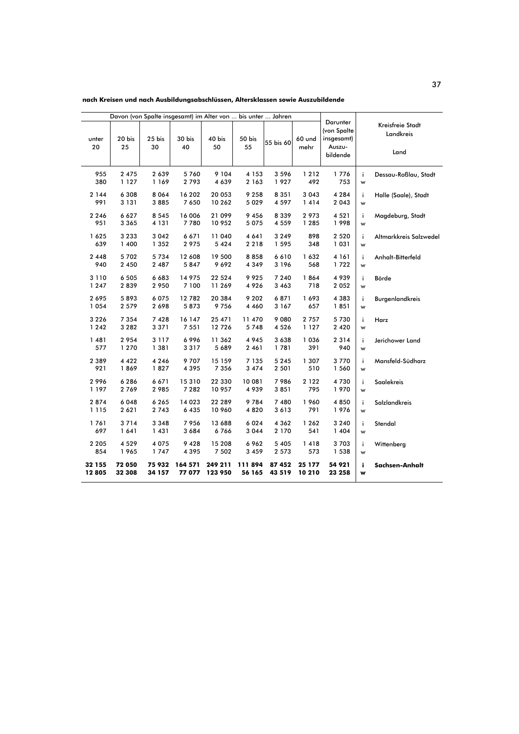**nach Kreisen und nach Ausbildungsabschlüssen, Altersklassen sowie Auszubildende**

| Davon (von Spalte insgesamt) im Alter von ... bis unter ... Jahren | | | | | | | | Darunter (von Spalte insgesamt) Auszu-bildende | | Kreisfreie Stadt Landkreis Land |
|---|---|---|---|---|---|---|---|---|---|---|
| unter 20 | 20 bis 25 | 25 bis 30 | 30 bis 40 | 40 bis 50 | 50 bis 55 | 55 bis 60 | 60 und mehr | | | |
| 955 | 2 475 | 2 639 | 5 760 | 9 104 | 4 153 | 3 596 | 1 212 | 1 776 | i | Dessau-Roßlau, Stadt |
| 380 | 1 127 | 1 169 | 2 793 | 4 639 | 2 163 | 1 927 | 492 | 753 | w | |
| 2 144 | 6 308 | 8 064 | 16 202 | 20 053 | 9 258 | 8 351 | 3 043 | 4 284 | i | Halle (Saale), Stadt |
| 991 | 3 131 | 3 885 | 7 650 | 10 262 | 5 029 | 4 597 | 1 414 | 2 043 | w | |
| 2 246 | 6 627 | 8 545 | 16 006 | 21 099 | 9 456 | 8 339 | 2 973 | 4 521 | i | Magdeburg, Stadt |
| 951 | 3 365 | 4 131 | 7 780 | 10 952 | 5 075 | 4 559 | 1 285 | 1 998 | w | |
| 1 625 | 3 233 | 3 042 | 6 671 | 11 040 | 4 641 | 3 249 | 898 | 2 520 | i | Altmarkkreis Salzwedel |
| 639 | 1 400 | 1 352 | 2 975 | 5 424 | 2 218 | 1 595 | 348 | 1 031 | w | |
| 2 448 | 5 702 | 5 734 | 12 608 | 19 500 | 8 858 | 6 610 | 1 632 | 4 161 | i | Anhalt-Bitterfeld |
| 940 | 2 450 | 2 487 | 5 847 | 9 692 | 4 349 | 3 196 | 568 | 1 722 | w | |
| 3 110 | 6 505 | 6 683 | 14 975 | 22 524 | 9 925 | 7 240 | 1 864 | 4 939 | i | Börde |
| 1 247 | 2 839 | 2 950 | 7 100 | 11 269 | 4 926 | 3 463 | 718 | 2 052 | w | |
| 2 695 | 5 893 | 6 075 | 12 782 | 20 384 | 9 202 | 6 871 | 1 693 | 4 383 | i | Burgenlandkreis |
| 1 054 | 2 579 | 2 698 | 5 873 | 9 756 | 4 460 | 3 167 | 657 | 1 851 | w | |
| 3 226 | 7 354 | 7 428 | 16 147 | 25 471 | 11 470 | 9 080 | 2 757 | 5 730 | i | Harz |
| 1 242 | 3 282 | 3 371 | 7 551 | 12 726 | 5 748 | 4 526 | 1 127 | 2 420 | w | |
| 1 481 | 2 954 | 3 117 | 6 996 | 11 362 | 4 945 | 3 638 | 1 036 | 2 314 | i | Jerichower Land |
| 577 | 1 270 | 1 381 | 3 317 | 5 689 | 2 461 | 1 781 | 391 | 940 | w | |
| 2 389 | 4 422 | 4 246 | 9 707 | 15 159 | 7 135 | 5 245 | 1 307 | 3 770 | i | Mansfeld-Südharz |
| 921 | 1 869 | 1 827 | 4 395 | 7 356 | 3 474 | 2 501 | 510 | 1 560 | w | |
| 2 996 | 6 286 | 6 671 | 15 310 | 22 330 | 10 081 | 7 986 | 2 122 | 4 730 | i | Saalekreis |
| 1 197 | 2 769 | 2 985 | 7 282 | 10 957 | 4 939 | 3 851 | 795 | 1 970 | w | |
| 2 874 | 6 048 | 6 265 | 14 023 | 22 289 | 9 784 | 7 480 | 1 960 | 4 850 | i | Salzlandkreis |
| 1 115 | 2 621 | 2 743 | 6 435 | 10 960 | 4 820 | 3 613 | 791 | 1 976 | w | |
| 1 761 | 3 714 | 3 348 | 7 956 | 13 688 | 6 024 | 4 362 | 1 262 | 3 240 | i | Stendal |
| 697 | 1 641 | 1 431 | 3 684 | 6 766 | 3 044 | 2 170 | 541 | 1 404 | w | |
| 2 205 | 4 529 | 4 075 | 9 428 | 15 208 | 6 962 | 5 405 | 1 418 | 3 703 | i | Wittenberg |
| 854 | 1 965 | 1 747 | 4 395 | 7 502 | 3 459 | 2 573 | 573 | 1 538 | w | |
| **32 155** | **72 050** | **75 932** | **164 571** | **249 211** | **111 894** | **87 452** | **25 177** | **54 921** | **i** | **Sachsen-Anhalt** |
| **12 805** | **32 308** | **34 157** | **77 077** | **123 950** | **56 165** | **43 519** | **10 210** | **23 258** | **w** | |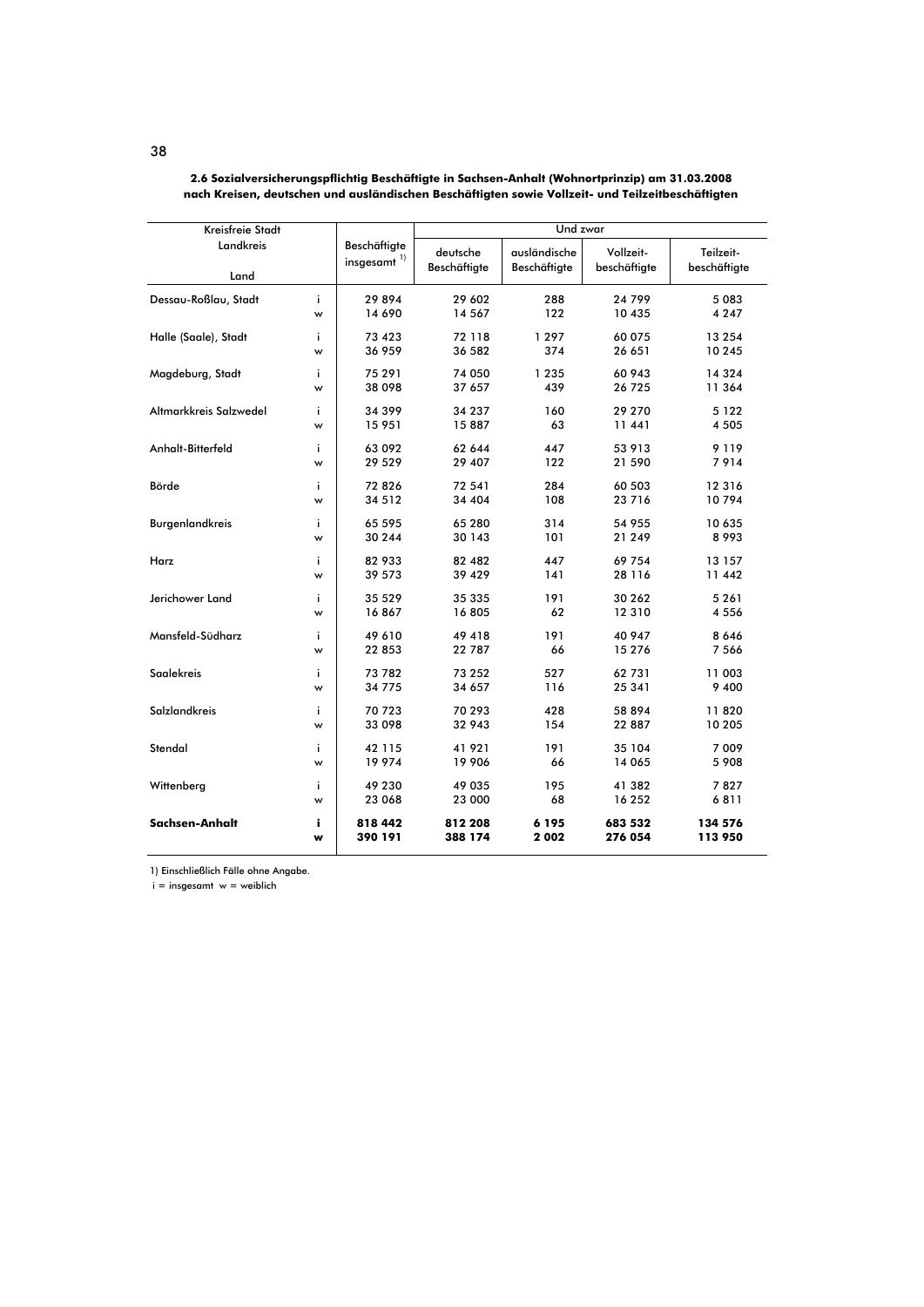**2.6 Sozialversicherungspflichtig Beschäftigte in Sachsen-Anhalt (Wohnortprinzip) am 31.03.2008 nach Kreisen, deutschen und ausländischen Beschäftigten sowie Vollzeit- und Teilzeitbeschäftigten**

| Kreisfreie Stadt / Landkreis / Land | | Beschäftigte insgesamt [1] | Und zwar | | | |
|---|---|---|---|---|---|---|
| | | | deutsche Beschäftigte | ausländische Beschäftigte | Vollzeit-beschäftigte | Teilzeit-beschäftigte |
| Dessau-Roßlau, Stadt | i | 29 894 | 29 602 | 288 | 24 799 | 5 083 |
| | w | 14 690 | 14 567 | 122 | 10 435 | 4 247 |
| Halle (Saale), Stadt | i | 73 423 | 72 118 | 1 297 | 60 075 | 13 254 |
| | w | 36 959 | 36 582 | 374 | 26 651 | 10 245 |
| Magdeburg, Stadt | i | 75 291 | 74 050 | 1 235 | 60 943 | 14 324 |
| | w | 38 098 | 37 657 | 439 | 26 725 | 11 364 |
| Altmarkkreis Salzwedel | i | 34 399 | 34 237 | 160 | 29 270 | 5 122 |
| | w | 15 951 | 15 887 | 63 | 11 441 | 4 505 |
| Anhalt-Bitterfeld | i | 63 092 | 62 644 | 447 | 53 913 | 9 119 |
| | w | 29 529 | 29 407 | 122 | 21 590 | 7 914 |
| Börde | i | 72 826 | 72 541 | 284 | 60 503 | 12 316 |
| | w | 34 512 | 34 404 | 108 | 23 716 | 10 794 |
| Burgenlandkreis | i | 65 595 | 65 280 | 314 | 54 955 | 10 635 |
| | w | 30 244 | 30 143 | 101 | 21 249 | 8 993 |
| Harz | i | 82 933 | 82 482 | 447 | 69 754 | 13 157 |
| | w | 39 573 | 39 429 | 141 | 28 116 | 11 442 |
| Jerichower Land | i | 35 529 | 35 335 | 191 | 30 262 | 5 261 |
| | w | 16 867 | 16 805 | 62 | 12 310 | 4 556 |
| Mansfeld-Südharz | i | 49 610 | 49 418 | 191 | 40 947 | 8 646 |
| | w | 22 853 | 22 787 | 66 | 15 276 | 7 566 |
| Saalekreis | i | 73 782 | 73 252 | 527 | 62 731 | 11 003 |
| | w | 34 775 | 34 657 | 116 | 25 341 | 9 400 |
| Salzlandkreis | i | 70 723 | 70 293 | 428 | 58 894 | 11 820 |
| | w | 33 098 | 32 943 | 154 | 22 887 | 10 205 |
| Stendal | i | 42 115 | 41 921 | 191 | 35 104 | 7 009 |
| | w | 19 974 | 19 906 | 66 | 14 065 | 5 908 |
| Wittenberg | i | 49 230 | 49 035 | 195 | 41 382 | 7 827 |
| | w | 23 068 | 23 000 | 68 | 16 252 | 6 811 |
| **Sachsen-Anhalt** | **i** | **818 442** | **812 208** | **6 195** | **683 532** | **134 576** |
| | **w** | **390 191** | **388 174** | **2 002** | **276 054** | **113 950** |

1) Einschließlich Fälle ohne Angabe.

i = insgesamt w = weiblich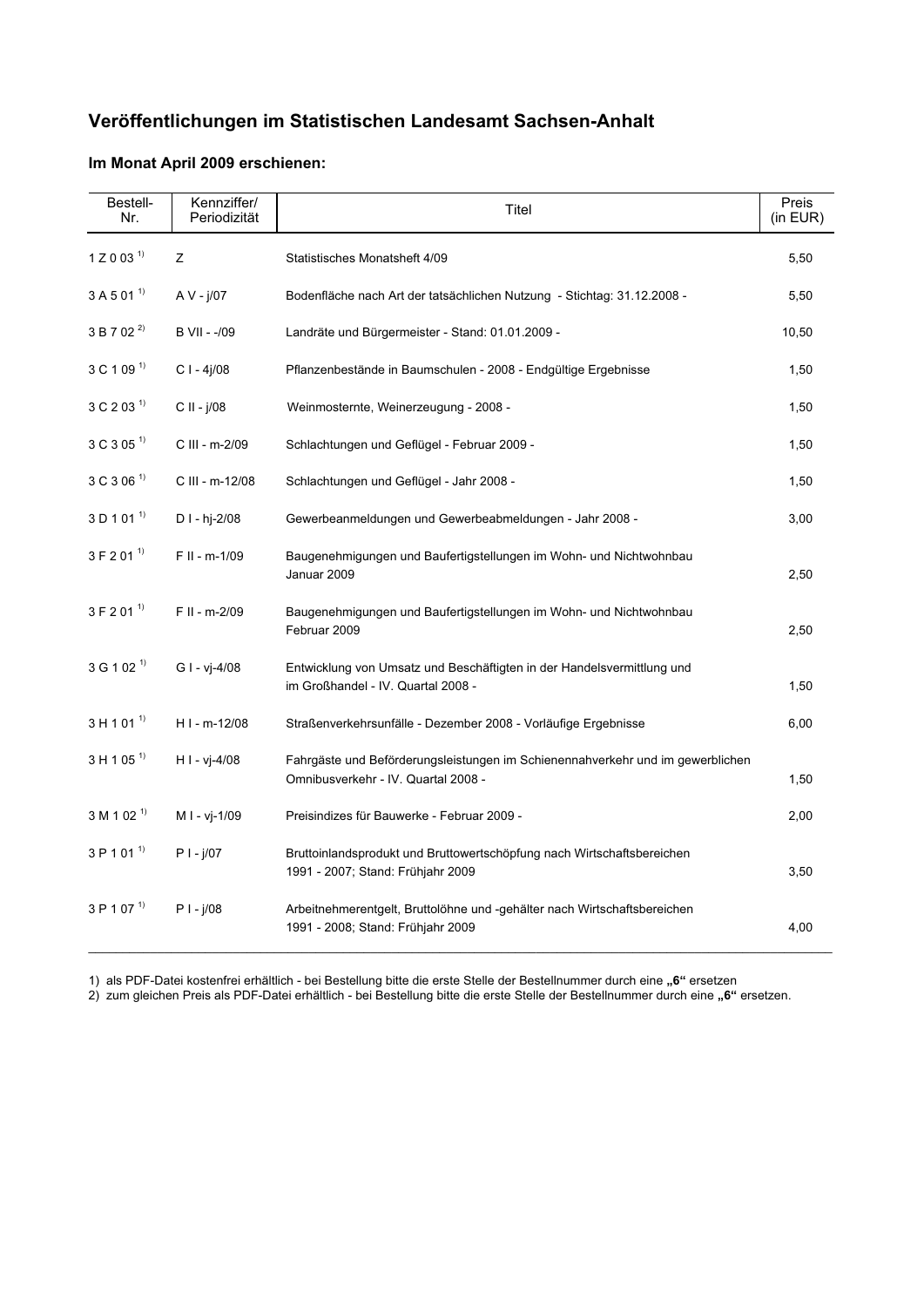## Veröffentlichungen im Statistischen Landesamt Sachsen-Anhalt

### Im Monat April 2009 erschienen:

| Bestell-Nr. | Kennziffer/ Periodizität | Titel | Preis (in EUR) |
|---|---|---|---|
| 1 Z 0 03 [1)] | Z | Statistisches Monatsheft 4/09 | 5,50 |
| 3 A 5 01 [1)] | A V - j/07 | Bodenfläche nach Art der tatsächlichen Nutzung - Stichtag: 31.12.2008 - | 5,50 |
| 3 B 7 02 [2)] | B VII - -/09 | Landräte und Bürgermeister - Stand: 01.01.2009 - | 10,50 |
| 3 C 1 09 [1)] | C I - 4j/08 | Pflanzenbestände in Baumschulen - 2008 - Endgültige Ergebnisse | 1,50 |
| 3 C 2 03 [1)] | C II - j/08 | Weinmosternte, Weinerzeugung - 2008 - | 1,50 |
| 3 C 3 05 [1)] | C III - m-2/09 | Schlachtungen und Geflügel - Februar 2009 - | 1,50 |
| 3 C 3 06 [1)] | C III - m-12/08 | Schlachtungen und Geflügel - Jahr 2008 - | 1,50 |
| 3 D 1 01 [1)] | D I - hj-2/08 | Gewerbeanmeldungen und Gewerbeabmeldungen - Jahr 2008 - | 3,00 |
| 3 F 2 01 [1)] | F II - m-1/09 | Baugenehmigungen und Baufertigstellungen im Wohn- und Nichtwohnbau Januar 2009 | 2,50 |
| 3 F 2 01 [1)] | F II - m-2/09 | Baugenehmigungen und Baufertigstellungen im Wohn- und Nichtwohnbau Februar 2009 | 2,50 |
| 3 G 1 02 [1)] | G I - vj-4/08 | Entwicklung von Umsatz und Beschäftigten in der Handelsvermittlung und im Großhandel - IV. Quartal 2008 - | 1,50 |
| 3 H 1 01 [1)] | H I - m-12/08 | Straßenverkehrsunfälle - Dezember 2008 - Vorläufige Ergebnisse | 6,00 |
| 3 H 1 05 [1)] | H I - vj-4/08 | Fahrgäste und Beförderungsleistungen im Schienennahverkehr und im gewerblichen Omnibusverkehr - IV. Quartal 2008 - | 1,50 |
| 3 M 1 02 [1)] | M I - vj-1/09 | Preisindizes für Bauwerke - Februar 2009 - | 2,00 |
| 3 P 1 01 [1)] | P I - j/07 | Bruttoinlandsprodukt und Bruttowertschöpfung nach Wirtschaftsbereichen 1991 - 2007; Stand: Frühjahr 2009 | 3,50 |
| 3 P 1 07 [1)] | P I - j/08 | Arbeitnehmerentgelt, Bruttolöhne und -gehälter nach Wirtschaftsbereichen 1991 - 2008; Stand: Frühjahr 2009 | 4,00 |

1) als PDF-Datei kostenfrei erhältlich - bei Bestellung bitte die erste Stelle der Bestellnummer durch eine **„6“** ersetzen

2) zum gleichen Preis als PDF-Datei erhältlich - bei Bestellung bitte die erste Stelle der Bestellnummer durch eine **„6“** ersetzen.